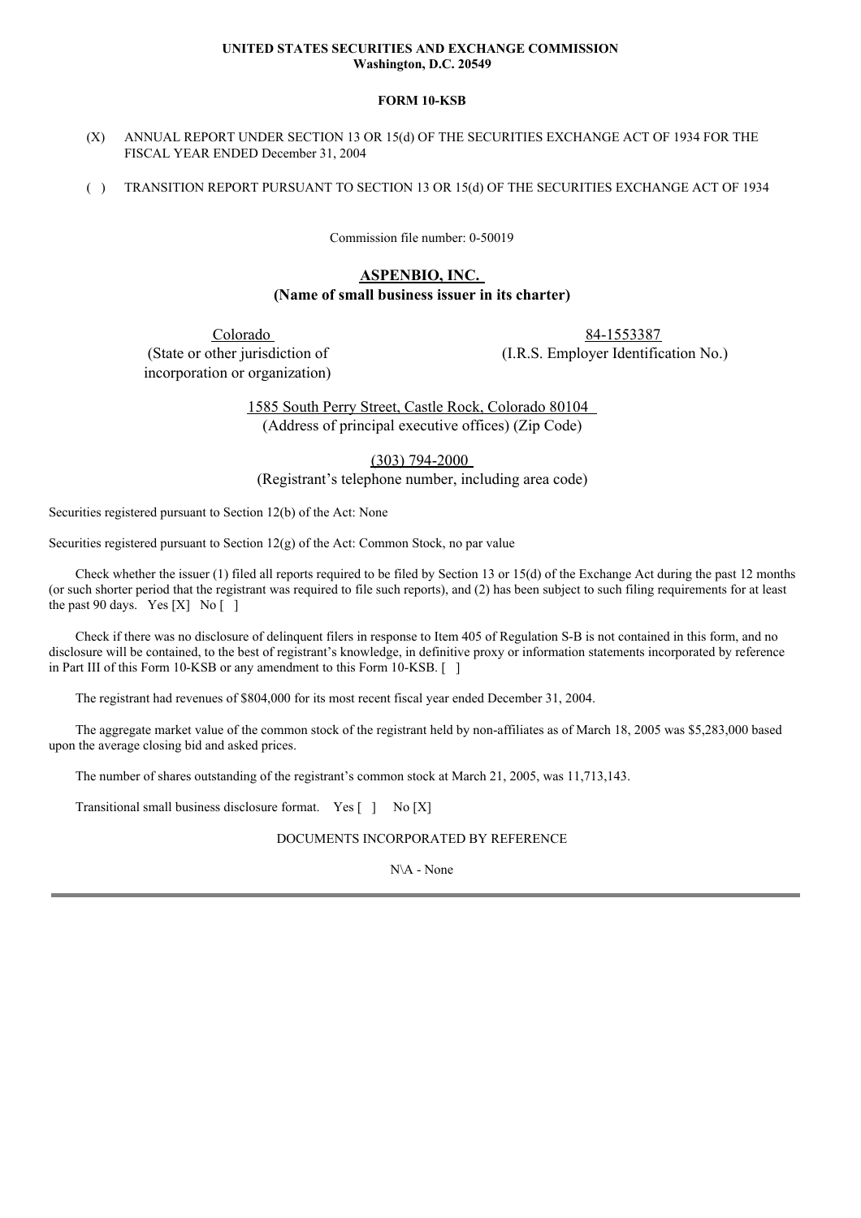**UNITED STATES SECURITIES AND EXCHANGE COMMISSION**
**Washington, D.C. 20549**

**FORM 10-KSB**

(X) ANNUAL REPORT UNDER SECTION 13 OR 15(d) OF THE SECURITIES EXCHANGE ACT OF 1934 FOR THE FISCAL YEAR ENDED December 31, 2004

( ) TRANSITION REPORT PURSUANT TO SECTION 13 OR 15(d) OF THE SECURITIES EXCHANGE ACT OF 1934

Commission file number: 0-50019

**ASPENBIO, INC.**
**(Name of small business issuer in its charter)**

| Colorado | 84-1553387 |
|---|---|
| (State or other jurisdiction of incorporation or organization) | (I.R.S. Employer Identification No.) |

1585 South Perry Street, Castle Rock, Colorado 80104
(Address of principal executive offices) (Zip Code)

(303) 794-2000
(Registrant's telephone number, including area code)

Securities registered pursuant to Section 12(b) of the Act: None

Securities registered pursuant to Section 12(g) of the Act: Common Stock, no par value

Check whether the issuer (1) filed all reports required to be filed by Section 13 or 15(d) of the Exchange Act during the past 12 months (or such shorter period that the registrant was required to file such reports), and (2) has been subject to such filing requirements for at least the past 90 days. Yes [X] No [ ]

Check if there was no disclosure of delinquent filers in response to Item 405 of Regulation S-B is not contained in this form, and no disclosure will be contained, to the best of registrant's knowledge, in definitive proxy or information statements incorporated by reference in Part III of this Form 10-KSB or any amendment to this Form 10-KSB. [ ]

The registrant had revenues of $804,000 for its most recent fiscal year ended December 31, 2004.

The aggregate market value of the common stock of the registrant held by non-affiliates as of March 18, 2005 was $5,283,000 based upon the average closing bid and asked prices.

The number of shares outstanding of the registrant's common stock at March 21, 2005, was 11,713,143.

Transitional small business disclosure format. Yes [ ] No [X]

DOCUMENTS INCORPORATED BY REFERENCE

N\A - None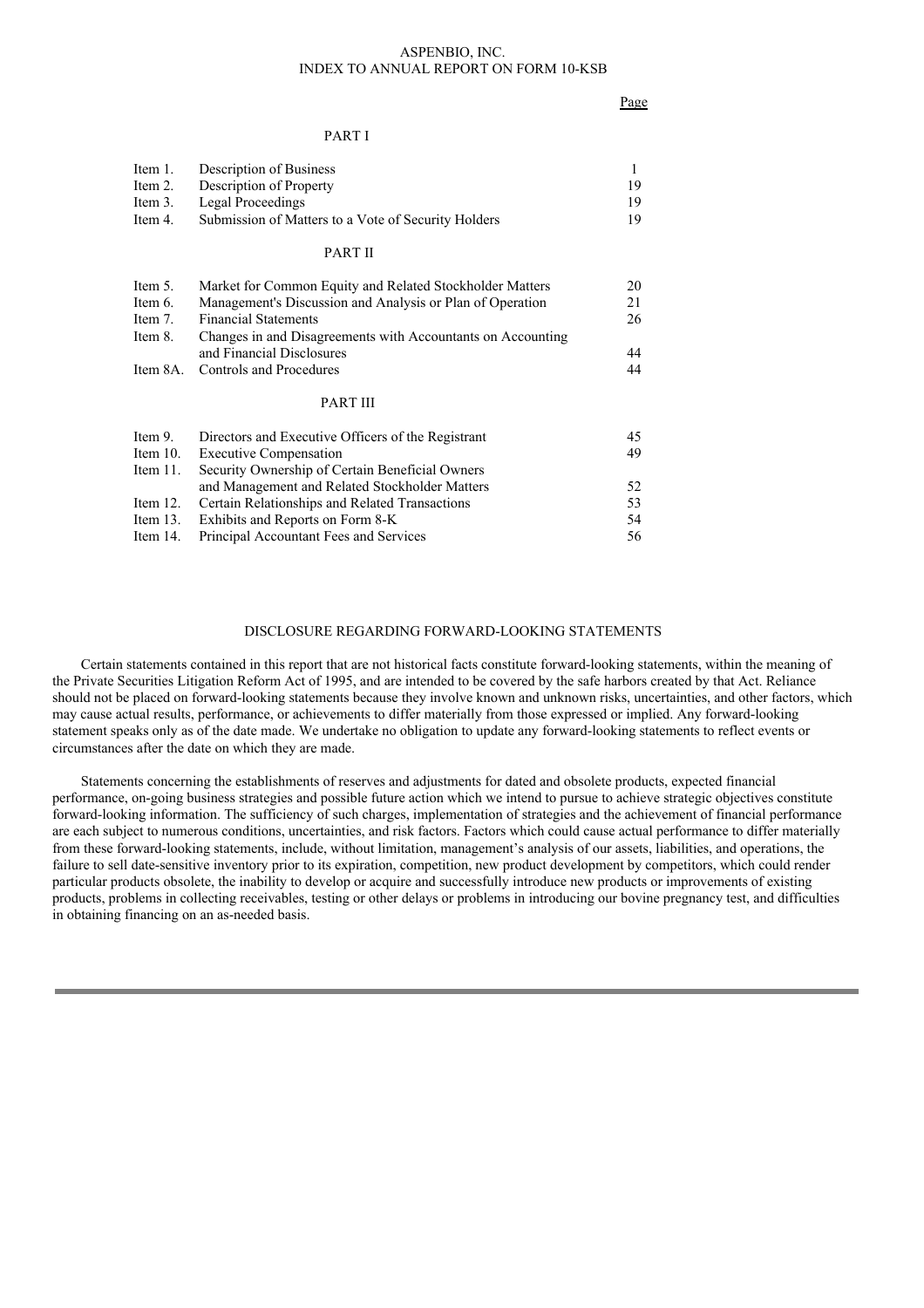# ASPENBIO, INC.
## INDEX TO ANNUAL REPORT ON FORM 10-KSB

| | | Page |
|---|---|---|
| | **PART I** | |
| Item 1. | Description of Business | 1 |
| Item 2. | Description of Property | 19 |
| Item 3. | Legal Proceedings | 19 |
| Item 4. | Submission of Matters to a Vote of Security Holders | 19 |
| | **PART II** | |
| Item 5. | Market for Common Equity and Related Stockholder Matters | 20 |
| Item 6. | Management's Discussion and Analysis or Plan of Operation | 21 |
| Item 7. | Financial Statements | 26 |
| Item 8. | Changes in and Disagreements with Accountants on Accounting and Financial Disclosures | 44 |
| Item 8A. | Controls and Procedures | 44 |
| | **PART III** | |
| Item 9. | Directors and Executive Officers of the Registrant | 45 |
| Item 10. | Executive Compensation | 49 |
| Item 11. | Security Ownership of Certain Beneficial Owners and Management and Related Stockholder Matters | 52 |
| Item 12. | Certain Relationships and Related Transactions | 53 |
| Item 13. | Exhibits and Reports on Form 8-K | 54 |
| Item 14. | Principal Accountant Fees and Services | 56 |

## DISCLOSURE REGARDING FORWARD-LOOKING STATEMENTS

Certain statements contained in this report that are not historical facts constitute forward-looking statements, within the meaning of the Private Securities Litigation Reform Act of 1995, and are intended to be covered by the safe harbors created by that Act. Reliance should not be placed on forward-looking statements because they involve known and unknown risks, uncertainties, and other factors, which may cause actual results, performance, or achievements to differ materially from those expressed or implied. Any forward-looking statement speaks only as of the date made. We undertake no obligation to update any forward-looking statements to reflect events or circumstances after the date on which they are made.

Statements concerning the establishments of reserves and adjustments for dated and obsolete products, expected financial performance, on-going business strategies and possible future action which we intend to pursue to achieve strategic objectives constitute forward-looking information. The sufficiency of such charges, implementation of strategies and the achievement of financial performance are each subject to numerous conditions, uncertainties, and risk factors. Factors which could cause actual performance to differ materially from these forward-looking statements, include, without limitation, management's analysis of our assets, liabilities, and operations, the failure to sell date-sensitive inventory prior to its expiration, competition, new product development by competitors, which could render particular products obsolete, the inability to develop or acquire and successfully introduce new products or improvements of existing products, problems in collecting receivables, testing or other delays or problems in introducing our bovine pregnancy test, and difficulties in obtaining financing on an as-needed basis.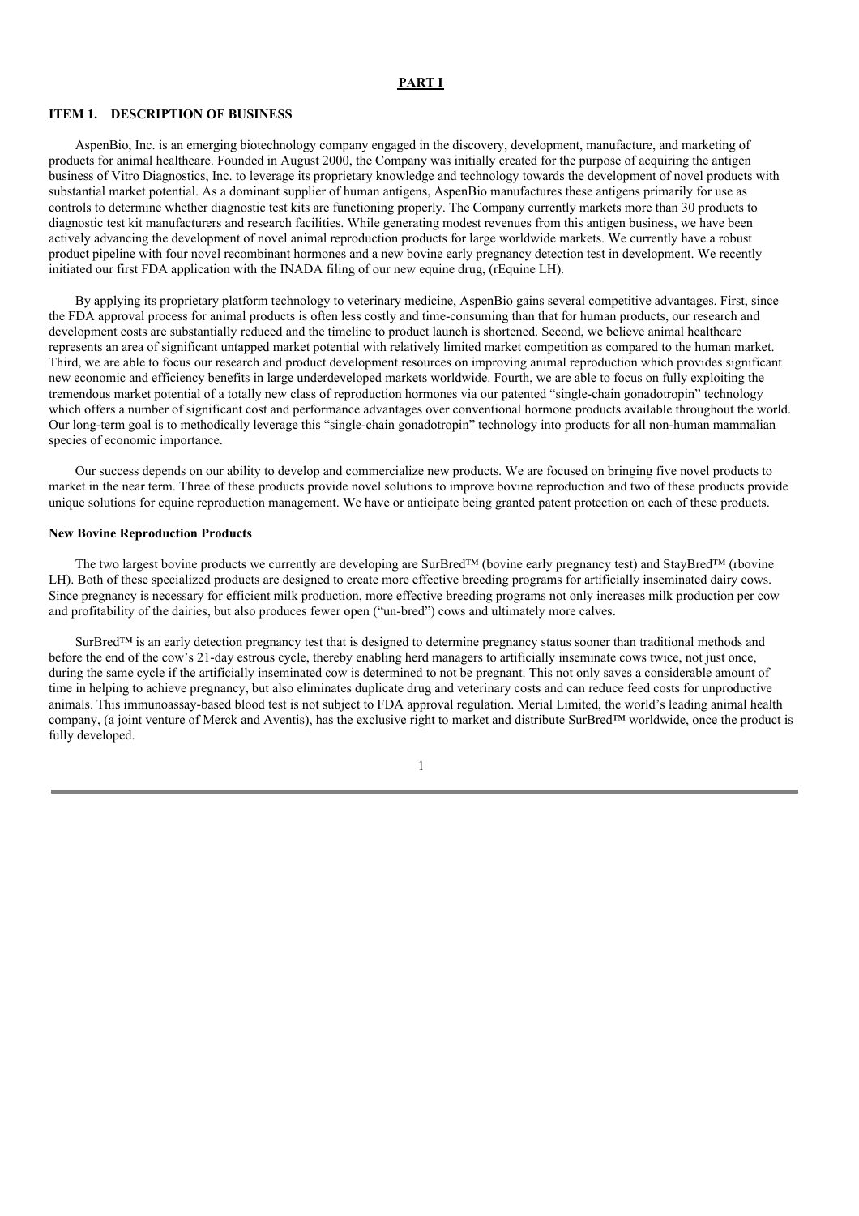# PART I

## ITEM 1. DESCRIPTION OF BUSINESS

AspenBio, Inc. is an emerging biotechnology company engaged in the discovery, development, manufacture, and marketing of products for animal healthcare. Founded in August 2000, the Company was initially created for the purpose of acquiring the antigen business of Vitro Diagnostics, Inc. to leverage its proprietary knowledge and technology towards the development of novel products with substantial market potential. As a dominant supplier of human antigens, AspenBio manufactures these antigens primarily for use as controls to determine whether diagnostic test kits are functioning properly. The Company currently markets more than 30 products to diagnostic test kit manufacturers and research facilities. While generating modest revenues from this antigen business, we have been actively advancing the development of novel animal reproduction products for large worldwide markets. We currently have a robust product pipeline with four novel recombinant hormones and a new bovine early pregnancy detection test in development. We recently initiated our first FDA application with the INADA filing of our new equine drug, (rEquine LH).

By applying its proprietary platform technology to veterinary medicine, AspenBio gains several competitive advantages. First, since the FDA approval process for animal products is often less costly and time-consuming than that for human products, our research and development costs are substantially reduced and the timeline to product launch is shortened. Second, we believe animal healthcare represents an area of significant untapped market potential with relatively limited market competition as compared to the human market. Third, we are able to focus our research and product development resources on improving animal reproduction which provides significant new economic and efficiency benefits in large underdeveloped markets worldwide. Fourth, we are able to focus on fully exploiting the tremendous market potential of a totally new class of reproduction hormones via our patented "single-chain gonadotropin" technology which offers a number of significant cost and performance advantages over conventional hormone products available throughout the world. Our long-term goal is to methodically leverage this "single-chain gonadotropin" technology into products for all non-human mammalian species of economic importance.

Our success depends on our ability to develop and commercialize new products. We are focused on bringing five novel products to market in the near term. Three of these products provide novel solutions to improve bovine reproduction and two of these products provide unique solutions for equine reproduction management. We have or anticipate being granted patent protection on each of these products.

### New Bovine Reproduction Products

The two largest bovine products we currently are developing are SurBred™ (bovine early pregnancy test) and StayBred™ (rbovine LH). Both of these specialized products are designed to create more effective breeding programs for artificially inseminated dairy cows. Since pregnancy is necessary for efficient milk production, more effective breeding programs not only increases milk production per cow and profitability of the dairies, but also produces fewer open ("un-bred") cows and ultimately more calves.

SurBred™ is an early detection pregnancy test that is designed to determine pregnancy status sooner than traditional methods and before the end of the cow's 21-day estrous cycle, thereby enabling herd managers to artificially inseminate cows twice, not just once, during the same cycle if the artificially inseminated cow is determined to not be pregnant. This not only saves a considerable amount of time in helping to achieve pregnancy, but also eliminates duplicate drug and veterinary costs and can reduce feed costs for unproductive animals. This immunoassay-based blood test is not subject to FDA approval regulation. Merial Limited, the world's leading animal health company, (a joint venture of Merck and Aventis), has the exclusive right to market and distribute SurBred™ worldwide, once the product is fully developed.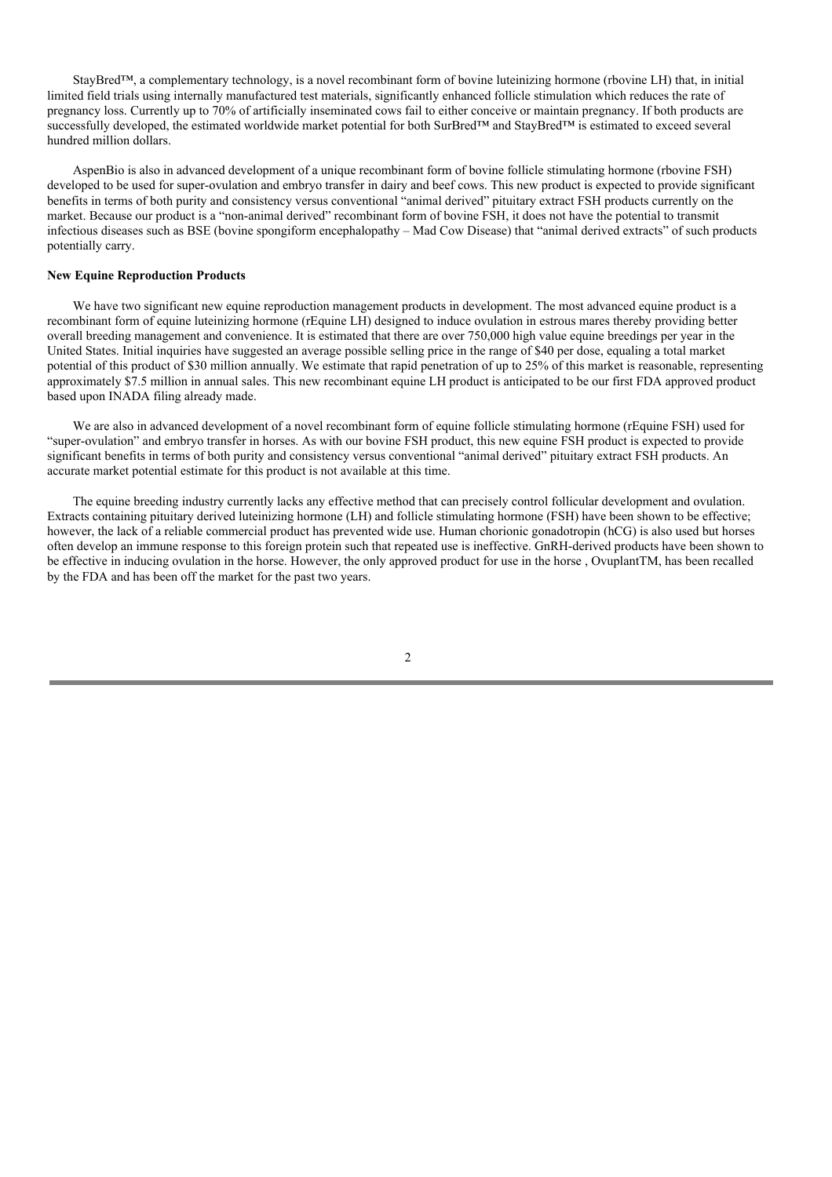StayBred™, a complementary technology, is a novel recombinant form of bovine luteinizing hormone (rbovine LH) that, in initial limited field trials using internally manufactured test materials, significantly enhanced follicle stimulation which reduces the rate of pregnancy loss. Currently up to 70% of artificially inseminated cows fail to either conceive or maintain pregnancy. If both products are successfully developed, the estimated worldwide market potential for both SurBred™ and StayBred™ is estimated to exceed several hundred million dollars.

AspenBio is also in advanced development of a unique recombinant form of bovine follicle stimulating hormone (rbovine FSH) developed to be used for super-ovulation and embryo transfer in dairy and beef cows. This new product is expected to provide significant benefits in terms of both purity and consistency versus conventional "animal derived" pituitary extract FSH products currently on the market. Because our product is a "non-animal derived" recombinant form of bovine FSH, it does not have the potential to transmit infectious diseases such as BSE (bovine spongiform encephalopathy – Mad Cow Disease) that "animal derived extracts" of such products potentially carry.

**New Equine Reproduction Products**

We have two significant new equine reproduction management products in development. The most advanced equine product is a recombinant form of equine luteinizing hormone (rEquine LH) designed to induce ovulation in estrous mares thereby providing better overall breeding management and convenience. It is estimated that there are over 750,000 high value equine breedings per year in the United States. Initial inquiries have suggested an average possible selling price in the range of $40 per dose, equaling a total market potential of this product of $30 million annually. We estimate that rapid penetration of up to 25% of this market is reasonable, representing approximately $7.5 million in annual sales. This new recombinant equine LH product is anticipated to be our first FDA approved product based upon INADA filing already made.

We are also in advanced development of a novel recombinant form of equine follicle stimulating hormone (rEquine FSH) used for "super-ovulation" and embryo transfer in horses. As with our bovine FSH product, this new equine FSH product is expected to provide significant benefits in terms of both purity and consistency versus conventional "animal derived" pituitary extract FSH products. An accurate market potential estimate for this product is not available at this time.

The equine breeding industry currently lacks any effective method that can precisely control follicular development and ovulation. Extracts containing pituitary derived luteinizing hormone (LH) and follicle stimulating hormone (FSH) have been shown to be effective; however, the lack of a reliable commercial product has prevented wide use. Human chorionic gonadotropin (hCG) is also used but horses often develop an immune response to this foreign protein such that repeated use is ineffective. GnRH-derived products have been shown to be effective in inducing ovulation in the horse. However, the only approved product for use in the horse , OvuplantTM, has been recalled by the FDA and has been off the market for the past two years.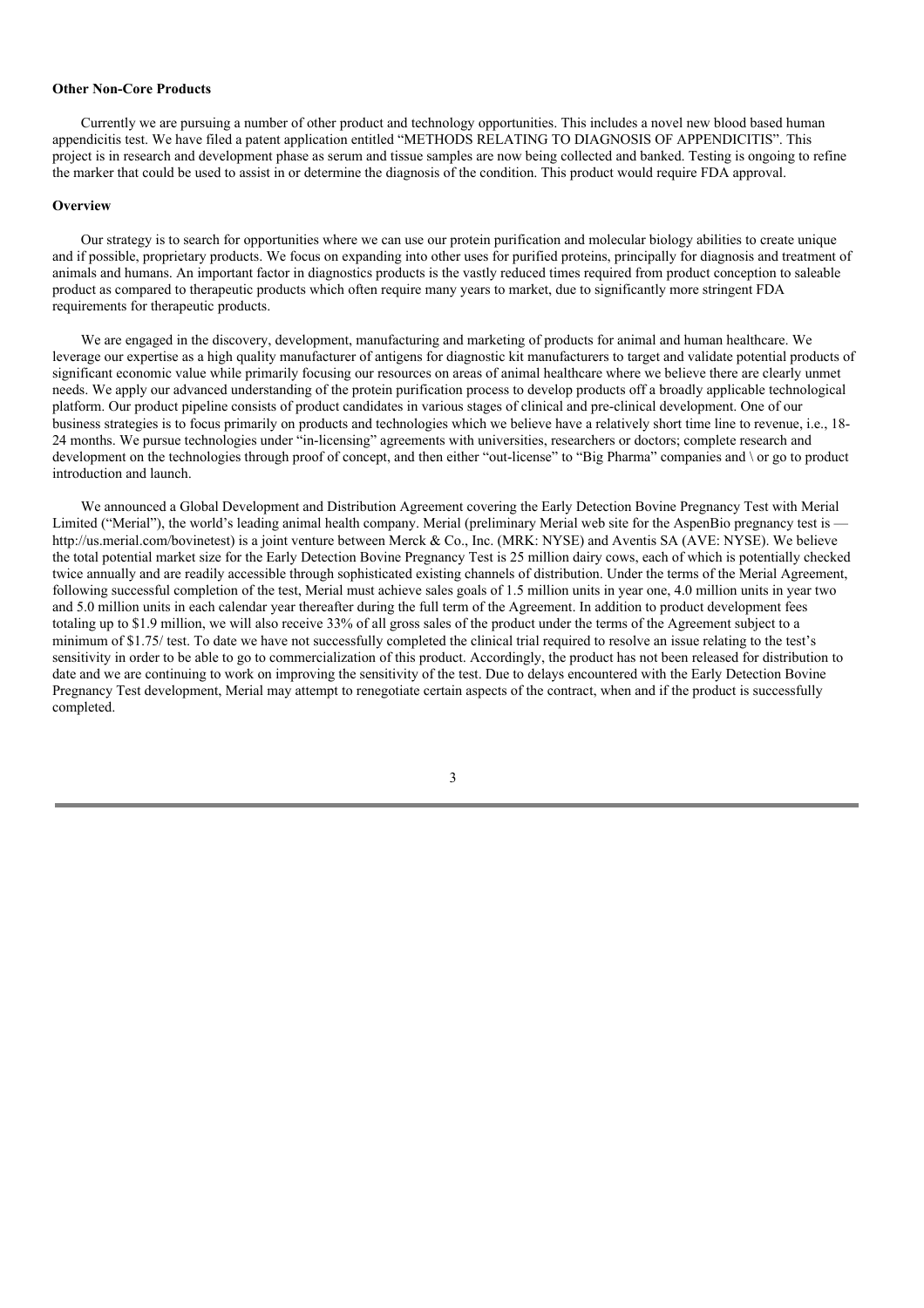**Other Non-Core Products**

Currently we are pursuing a number of other product and technology opportunities. This includes a novel new blood based human appendicitis test. We have filed a patent application entitled "METHODS RELATING TO DIAGNOSIS OF APPENDICITIS". This project is in research and development phase as serum and tissue samples are now being collected and banked. Testing is ongoing to refine the marker that could be used to assist in or determine the diagnosis of the condition. This product would require FDA approval.

**Overview**

Our strategy is to search for opportunities where we can use our protein purification and molecular biology abilities to create unique and if possible, proprietary products. We focus on expanding into other uses for purified proteins, principally for diagnosis and treatment of animals and humans. An important factor in diagnostics products is the vastly reduced times required from product conception to saleable product as compared to therapeutic products which often require many years to market, due to significantly more stringent FDA requirements for therapeutic products.

We are engaged in the discovery, development, manufacturing and marketing of products for animal and human healthcare. We leverage our expertise as a high quality manufacturer of antigens for diagnostic kit manufacturers to target and validate potential products of significant economic value while primarily focusing our resources on areas of animal healthcare where we believe there are clearly unmet needs. We apply our advanced understanding of the protein purification process to develop products off a broadly applicable technological platform. Our product pipeline consists of product candidates in various stages of clinical and pre-clinical development. One of our business strategies is to focus primarily on products and technologies which we believe have a relatively short time line to revenue, i.e., 18-24 months. We pursue technologies under "in-licensing" agreements with universities, researchers or doctors; complete research and development on the technologies through proof of concept, and then either "out-license" to "Big Pharma" companies and \ or go to product introduction and launch.

We announced a Global Development and Distribution Agreement covering the Early Detection Bovine Pregnancy Test with Merial Limited ("Merial"), the world's leading animal health company. Merial (preliminary Merial web site for the AspenBio pregnancy test is — http://us.merial.com/bovinetest) is a joint venture between Merck & Co., Inc. (MRK: NYSE) and Aventis SA (AVE: NYSE). We believe the total potential market size for the Early Detection Bovine Pregnancy Test is 25 million dairy cows, each of which is potentially checked twice annually and are readily accessible through sophisticated existing channels of distribution. Under the terms of the Merial Agreement, following successful completion of the test, Merial must achieve sales goals of 1.5 million units in year one, 4.0 million units in year two and 5.0 million units in each calendar year thereafter during the full term of the Agreement. In addition to product development fees totaling up to $1.9 million, we will also receive 33% of all gross sales of the product under the terms of the Agreement subject to a minimum of $1.75/ test. To date we have not successfully completed the clinical trial required to resolve an issue relating to the test's sensitivity in order to be able to go to commercialization of this product. Accordingly, the product has not been released for distribution to date and we are continuing to work on improving the sensitivity of the test. Due to delays encountered with the Early Detection Bovine Pregnancy Test development, Merial may attempt to renegotiate certain aspects of the contract, when and if the product is successfully completed.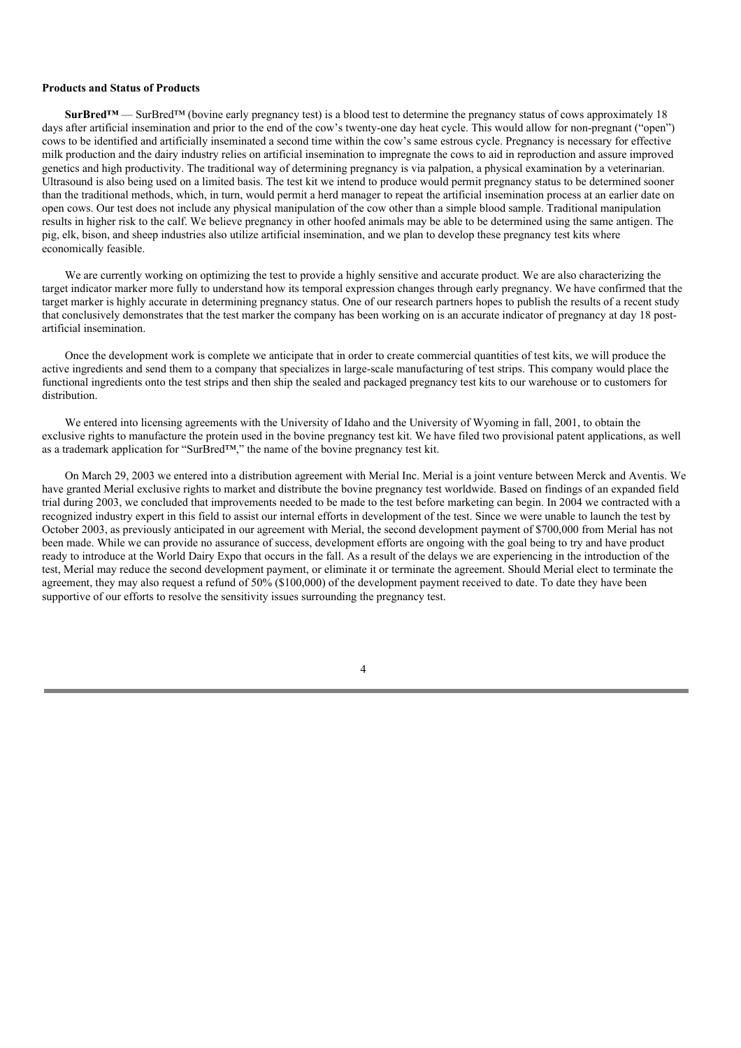**Products and Status of Products**

**SurBred™** — SurBred™ (bovine early pregnancy test) is a blood test to determine the pregnancy status of cows approximately 18 days after artificial insemination and prior to the end of the cow's twenty-one day heat cycle. This would allow for non-pregnant ("open") cows to be identified and artificially inseminated a second time within the cow's same estrous cycle. Pregnancy is necessary for effective milk production and the dairy industry relies on artificial insemination to impregnate the cows to aid in reproduction and assure improved genetics and high productivity. The traditional way of determining pregnancy is via palpation, a physical examination by a veterinarian. Ultrasound is also being used on a limited basis. The test kit we intend to produce would permit pregnancy status to be determined sooner than the traditional methods, which, in turn, would permit a herd manager to repeat the artificial insemination process at an earlier date on open cows. Our test does not include any physical manipulation of the cow other than a simple blood sample. Traditional manipulation results in higher risk to the calf. We believe pregnancy in other hoofed animals may be able to be determined using the same antigen. The pig, elk, bison, and sheep industries also utilize artificial insemination, and we plan to develop these pregnancy test kits where economically feasible.

We are currently working on optimizing the test to provide a highly sensitive and accurate product. We are also characterizing the target indicator marker more fully to understand how its temporal expression changes through early pregnancy. We have confirmed that the target marker is highly accurate in determining pregnancy status. One of our research partners hopes to publish the results of a recent study that conclusively demonstrates that the test marker the company has been working on is an accurate indicator of pregnancy at day 18 post-artificial insemination.

Once the development work is complete we anticipate that in order to create commercial quantities of test kits, we will produce the active ingredients and send them to a company that specializes in large-scale manufacturing of test strips. This company would place the functional ingredients onto the test strips and then ship the sealed and packaged pregnancy test kits to our warehouse or to customers for distribution.

We entered into licensing agreements with the University of Idaho and the University of Wyoming in fall, 2001, to obtain the exclusive rights to manufacture the protein used in the bovine pregnancy test kit. We have filed two provisional patent applications, as well as a trademark application for "SurBred™," the name of the bovine pregnancy test kit.

On March 29, 2003 we entered into a distribution agreement with Merial Inc. Merial is a joint venture between Merck and Aventis. We have granted Merial exclusive rights to market and distribute the bovine pregnancy test worldwide. Based on findings of an expanded field trial during 2003, we concluded that improvements needed to be made to the test before marketing can begin. In 2004 we contracted with a recognized industry expert in this field to assist our internal efforts in development of the test. Since we were unable to launch the test by October 2003, as previously anticipated in our agreement with Merial, the second development payment of $700,000 from Merial has not been made. While we can provide no assurance of success, development efforts are ongoing with the goal being to try and have product ready to introduce at the World Dairy Expo that occurs in the fall. As a result of the delays we are experiencing in the introduction of the test, Merial may reduce the second development payment, or eliminate it or terminate the agreement. Should Merial elect to terminate the agreement, they may also request a refund of 50% ($100,000) of the development payment received to date. To date they have been supportive of our efforts to resolve the sensitivity issues surrounding the pregnancy test.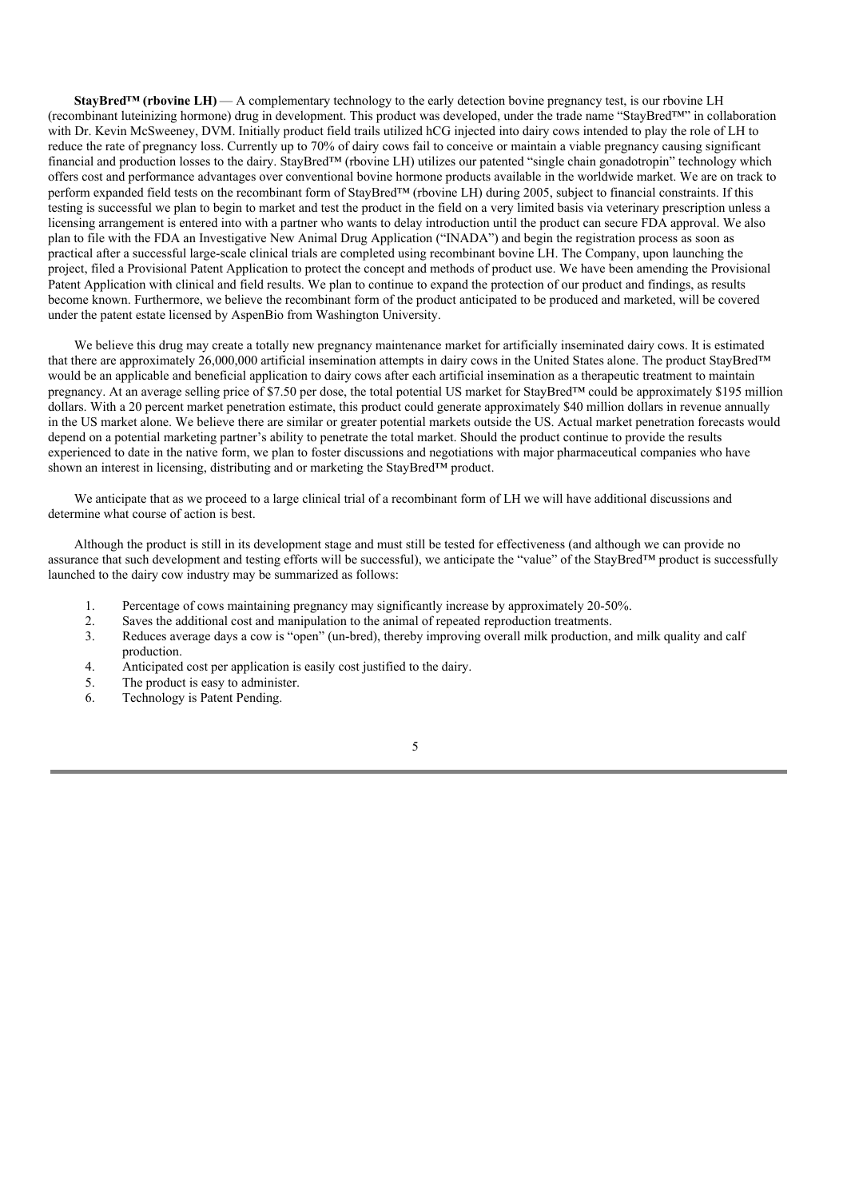**StayBred™ (rbovine LH)** — A complementary technology to the early detection bovine pregnancy test, is our rbovine LH (recombinant luteinizing hormone) drug in development. This product was developed, under the trade name "StayBred™" in collaboration with Dr. Kevin McSweeney, DVM. Initially product field trails utilized hCG injected into dairy cows intended to play the role of LH to reduce the rate of pregnancy loss. Currently up to 70% of dairy cows fail to conceive or maintain a viable pregnancy causing significant financial and production losses to the dairy. StayBred™ (rbovine LH) utilizes our patented "single chain gonadotropin" technology which offers cost and performance advantages over conventional bovine hormone products available in the worldwide market. We are on track to perform expanded field tests on the recombinant form of StayBred™ (rbovine LH) during 2005, subject to financial constraints. If this testing is successful we plan to begin to market and test the product in the field on a very limited basis via veterinary prescription unless a licensing arrangement is entered into with a partner who wants to delay introduction until the product can secure FDA approval. We also plan to file with the FDA an Investigative New Animal Drug Application ("INADA") and begin the registration process as soon as practical after a successful large-scale clinical trials are completed using recombinant bovine LH. The Company, upon launching the project, filed a Provisional Patent Application to protect the concept and methods of product use. We have been amending the Provisional Patent Application with clinical and field results. We plan to continue to expand the protection of our product and findings, as results become known. Furthermore, we believe the recombinant form of the product anticipated to be produced and marketed, will be covered under the patent estate licensed by AspenBio from Washington University.

We believe this drug may create a totally new pregnancy maintenance market for artificially inseminated dairy cows. It is estimated that there are approximately 26,000,000 artificial insemination attempts in dairy cows in the United States alone. The product StayBred™ would be an applicable and beneficial application to dairy cows after each artificial insemination as a therapeutic treatment to maintain pregnancy. At an average selling price of $7.50 per dose, the total potential US market for StayBred™ could be approximately $195 million dollars. With a 20 percent market penetration estimate, this product could generate approximately $40 million dollars in revenue annually in the US market alone. We believe there are similar or greater potential markets outside the US. Actual market penetration forecasts would depend on a potential marketing partner's ability to penetrate the total market. Should the product continue to provide the results experienced to date in the native form, we plan to foster discussions and negotiations with major pharmaceutical companies who have shown an interest in licensing, distributing and or marketing the StayBred™ product.

We anticipate that as we proceed to a large clinical trial of a recombinant form of LH we will have additional discussions and determine what course of action is best.

Although the product is still in its development stage and must still be tested for effectiveness (and although we can provide no assurance that such development and testing efforts will be successful), we anticipate the "value" of the StayBred™ product is successfully launched to the dairy cow industry may be summarized as follows:

1. Percentage of cows maintaining pregnancy may significantly increase by approximately 20-50%.
2. Saves the additional cost and manipulation to the animal of repeated reproduction treatments.
3. Reduces average days a cow is "open" (un-bred), thereby improving overall milk production, and milk quality and calf production.
4. Anticipated cost per application is easily cost justified to the dairy.
5. The product is easy to administer.
6. Technology is Patent Pending.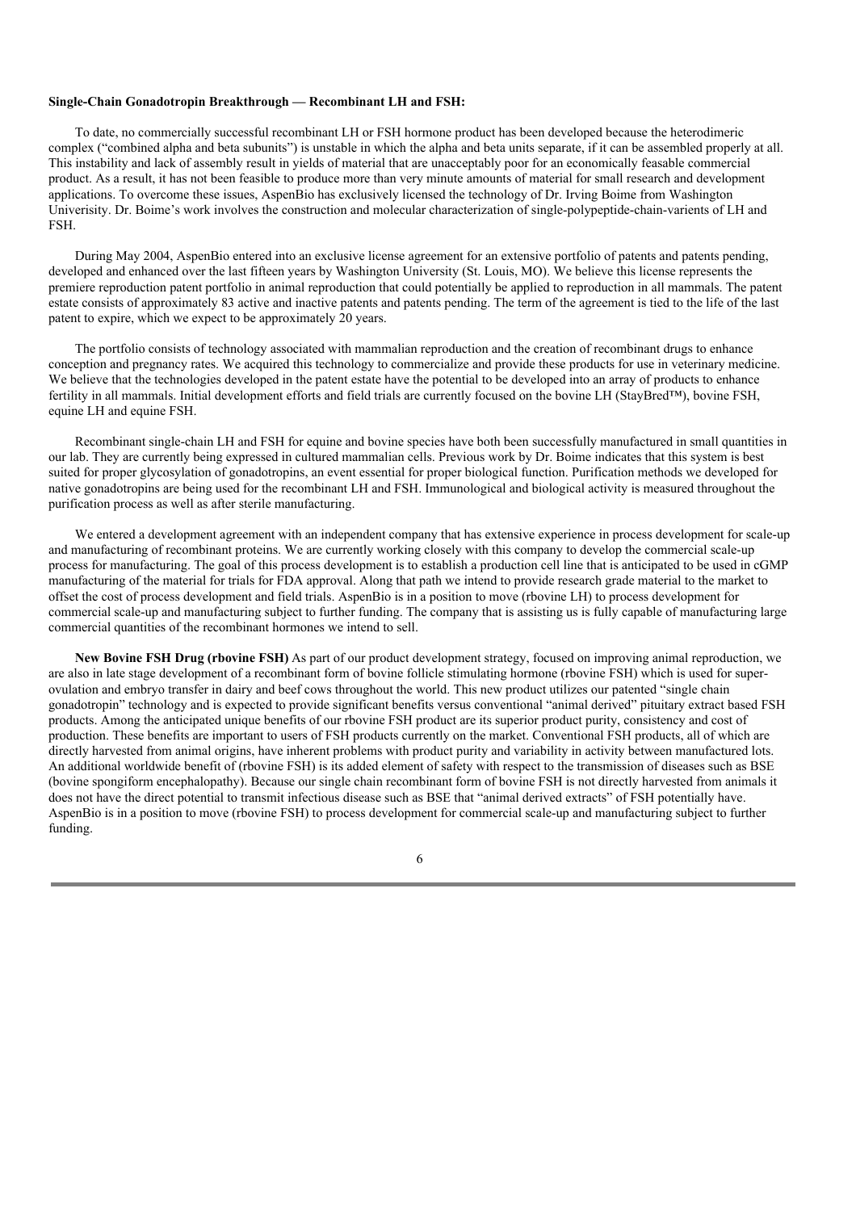**Single-Chain Gonadotropin Breakthrough — Recombinant LH and FSH:**

To date, no commercially successful recombinant LH or FSH hormone product has been developed because the heterodimeric complex ("combined alpha and beta subunits") is unstable in which the alpha and beta units separate, if it can be assembled properly at all. This instability and lack of assembly result in yields of material that are unacceptably poor for an economically feasable commercial product. As a result, it has not been feasible to produce more than very minute amounts of material for small research and development applications. To overcome these issues, AspenBio has exclusively licensed the technology of Dr. Irving Boime from Washington Univerisity. Dr. Boime's work involves the construction and molecular characterization of single-polypeptide-chain-varients of LH and FSH.

During May 2004, AspenBio entered into an exclusive license agreement for an extensive portfolio of patents and patents pending, developed and enhanced over the last fifteen years by Washington University (St. Louis, MO). We believe this license represents the premiere reproduction patent portfolio in animal reproduction that could potentially be applied to reproduction in all mammals. The patent estate consists of approximately 83 active and inactive patents and patents pending. The term of the agreement is tied to the life of the last patent to expire, which we expect to be approximately 20 years.

The portfolio consists of technology associated with mammalian reproduction and the creation of recombinant drugs to enhance conception and pregnancy rates. We acquired this technology to commercialize and provide these products for use in veterinary medicine. We believe that the technologies developed in the patent estate have the potential to be developed into an array of products to enhance fertility in all mammals. Initial development efforts and field trials are currently focused on the bovine LH (StayBred™), bovine FSH, equine LH and equine FSH.

Recombinant single-chain LH and FSH for equine and bovine species have both been successfully manufactured in small quantities in our lab. They are currently being expressed in cultured mammalian cells. Previous work by Dr. Boime indicates that this system is best suited for proper glycosylation of gonadotropins, an event essential for proper biological function. Purification methods we developed for native gonadotropins are being used for the recombinant LH and FSH. Immunological and biological activity is measured throughout the purification process as well as after sterile manufacturing.

We entered a development agreement with an independent company that has extensive experience in process development for scale-up and manufacturing of recombinant proteins. We are currently working closely with this company to develop the commercial scale-up process for manufacturing. The goal of this process development is to establish a production cell line that is anticipated to be used in cGMP manufacturing of the material for trials for FDA approval. Along that path we intend to provide research grade material to the market to offset the cost of process development and field trials. AspenBio is in a position to move (rbovine LH) to process development for commercial scale-up and manufacturing subject to further funding. The company that is assisting us is fully capable of manufacturing large commercial quantities of the recombinant hormones we intend to sell.

**New Bovine FSH Drug (rbovine FSH)** As part of our product development strategy, focused on improving animal reproduction, we are also in late stage development of a recombinant form of bovine follicle stimulating hormone (rbovine FSH) which is used for super-ovulation and embryo transfer in dairy and beef cows throughout the world. This new product utilizes our patented "single chain gonadotropin" technology and is expected to provide significant benefits versus conventional "animal derived" pituitary extract based FSH products. Among the anticipated unique benefits of our rbovine FSH product are its superior product purity, consistency and cost of production. These benefits are important to users of FSH products currently on the market. Conventional FSH products, all of which are directly harvested from animal origins, have inherent problems with product purity and variability in activity between manufactured lots. An additional worldwide benefit of (rbovine FSH) is its added element of safety with respect to the transmission of diseases such as BSE (bovine spongiform encephalopathy). Because our single chain recombinant form of bovine FSH is not directly harvested from animals it does not have the direct potential to transmit infectious disease such as BSE that "animal derived extracts" of FSH potentially have. AspenBio is in a position to move (rbovine FSH) to process development for commercial scale-up and manufacturing subject to further funding.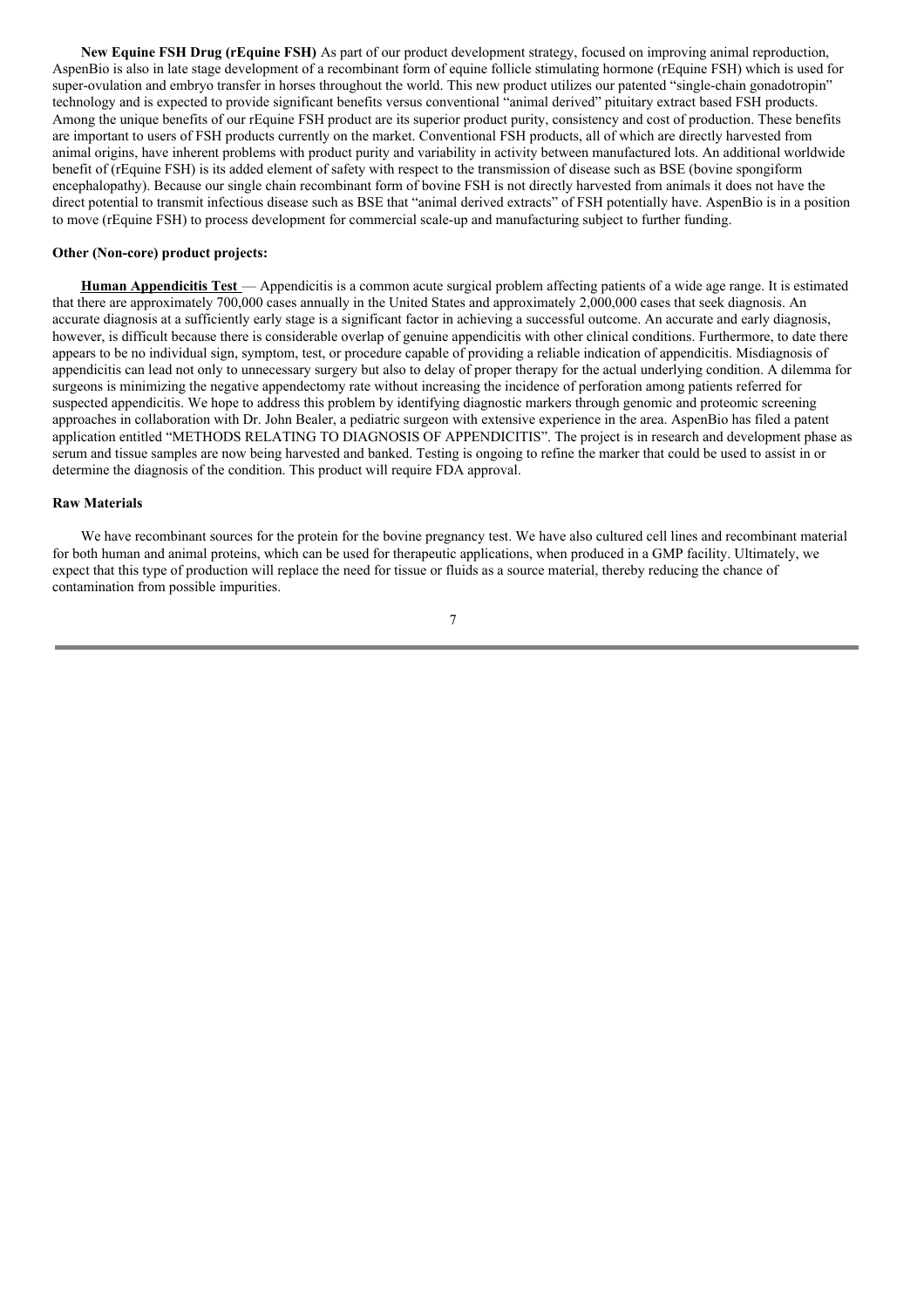**New Equine FSH Drug (rEquine FSH)** As part of our product development strategy, focused on improving animal reproduction, AspenBio is also in late stage development of a recombinant form of equine follicle stimulating hormone (rEquine FSH) which is used for super-ovulation and embryo transfer in horses throughout the world. This new product utilizes our patented "single-chain gonadotropin" technology and is expected to provide significant benefits versus conventional "animal derived" pituitary extract based FSH products. Among the unique benefits of our rEquine FSH product are its superior product purity, consistency and cost of production. These benefits are important to users of FSH products currently on the market. Conventional FSH products, all of which are directly harvested from animal origins, have inherent problems with product purity and variability in activity between manufactured lots. An additional worldwide benefit of (rEquine FSH) is its added element of safety with respect to the transmission of disease such as BSE (bovine spongiform encephalopathy). Because our single chain recombinant form of bovine FSH is not directly harvested from animals it does not have the direct potential to transmit infectious disease such as BSE that "animal derived extracts" of FSH potentially have. AspenBio is in a position to move (rEquine FSH) to process development for commercial scale-up and manufacturing subject to further funding.

**Other (Non-core) product projects:**

**Human Appendicitis Test** — Appendicitis is a common acute surgical problem affecting patients of a wide age range. It is estimated that there are approximately 700,000 cases annually in the United States and approximately 2,000,000 cases that seek diagnosis. An accurate diagnosis at a sufficiently early stage is a significant factor in achieving a successful outcome. An accurate and early diagnosis, however, is difficult because there is considerable overlap of genuine appendicitis with other clinical conditions. Furthermore, to date there appears to be no individual sign, symptom, test, or procedure capable of providing a reliable indication of appendicitis. Misdiagnosis of appendicitis can lead not only to unnecessary surgery but also to delay of proper therapy for the actual underlying condition. A dilemma for surgeons is minimizing the negative appendectomy rate without increasing the incidence of perforation among patients referred for suspected appendicitis. We hope to address this problem by identifying diagnostic markers through genomic and proteomic screening approaches in collaboration with Dr. John Bealer, a pediatric surgeon with extensive experience in the area. AspenBio has filed a patent application entitled "METHODS RELATING TO DIAGNOSIS OF APPENDICITIS". The project is in research and development phase as serum and tissue samples are now being harvested and banked. Testing is ongoing to refine the marker that could be used to assist in or determine the diagnosis of the condition. This product will require FDA approval.

**Raw Materials**

We have recombinant sources for the protein for the bovine pregnancy test. We have also cultured cell lines and recombinant material for both human and animal proteins, which can be used for therapeutic applications, when produced in a GMP facility. Ultimately, we expect that this type of production will replace the need for tissue or fluids as a source material, thereby reducing the chance of contamination from possible impurities.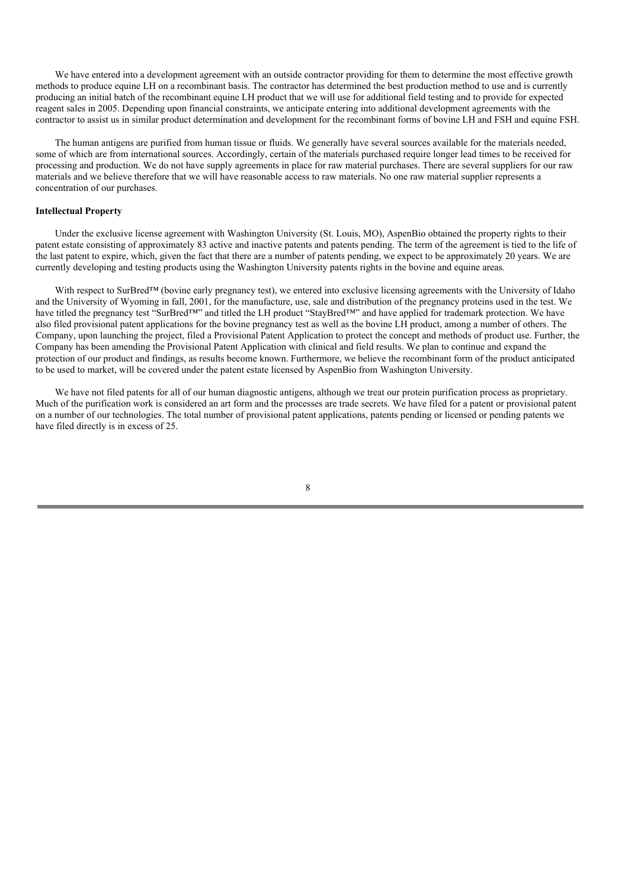We have entered into a development agreement with an outside contractor providing for them to determine the most effective growth methods to produce equine LH on a recombinant basis. The contractor has determined the best production method to use and is currently producing an initial batch of the recombinant equine LH product that we will use for additional field testing and to provide for expected reagent sales in 2005. Depending upon financial constraints, we anticipate entering into additional development agreements with the contractor to assist us in similar product determination and development for the recombinant forms of bovine LH and FSH and equine FSH.

The human antigens are purified from human tissue or fluids. We generally have several sources available for the materials needed, some of which are from international sources. Accordingly, certain of the materials purchased require longer lead times to be received for processing and production. We do not have supply agreements in place for raw material purchases. There are several suppliers for our raw materials and we believe therefore that we will have reasonable access to raw materials. No one raw material supplier represents a concentration of our purchases.

**Intellectual Property**

Under the exclusive license agreement with Washington University (St. Louis, MO), AspenBio obtained the property rights to their patent estate consisting of approximately 83 active and inactive patents and patents pending. The term of the agreement is tied to the life of the last patent to expire, which, given the fact that there are a number of patents pending, we expect to be approximately 20 years. We are currently developing and testing products using the Washington University patents rights in the bovine and equine areas.

With respect to SurBred™ (bovine early pregnancy test), we entered into exclusive licensing agreements with the University of Idaho and the University of Wyoming in fall, 2001, for the manufacture, use, sale and distribution of the pregnancy proteins used in the test. We have titled the pregnancy test "SurBred™" and titled the LH product "StayBred™" and have applied for trademark protection. We have also filed provisional patent applications for the bovine pregnancy test as well as the bovine LH product, among a number of others. The Company, upon launching the project, filed a Provisional Patent Application to protect the concept and methods of product use. Further, the Company has been amending the Provisional Patent Application with clinical and field results. We plan to continue and expand the protection of our product and findings, as results become known. Furthermore, we believe the recombinant form of the product anticipated to be used to market, will be covered under the patent estate licensed by AspenBio from Washington University.

We have not filed patents for all of our human diagnostic antigens, although we treat our protein purification process as proprietary. Much of the purification work is considered an art form and the processes are trade secrets. We have filed for a patent or provisional patent on a number of our technologies. The total number of provisional patent applications, patents pending or licensed or pending patents we have filed directly is in excess of 25.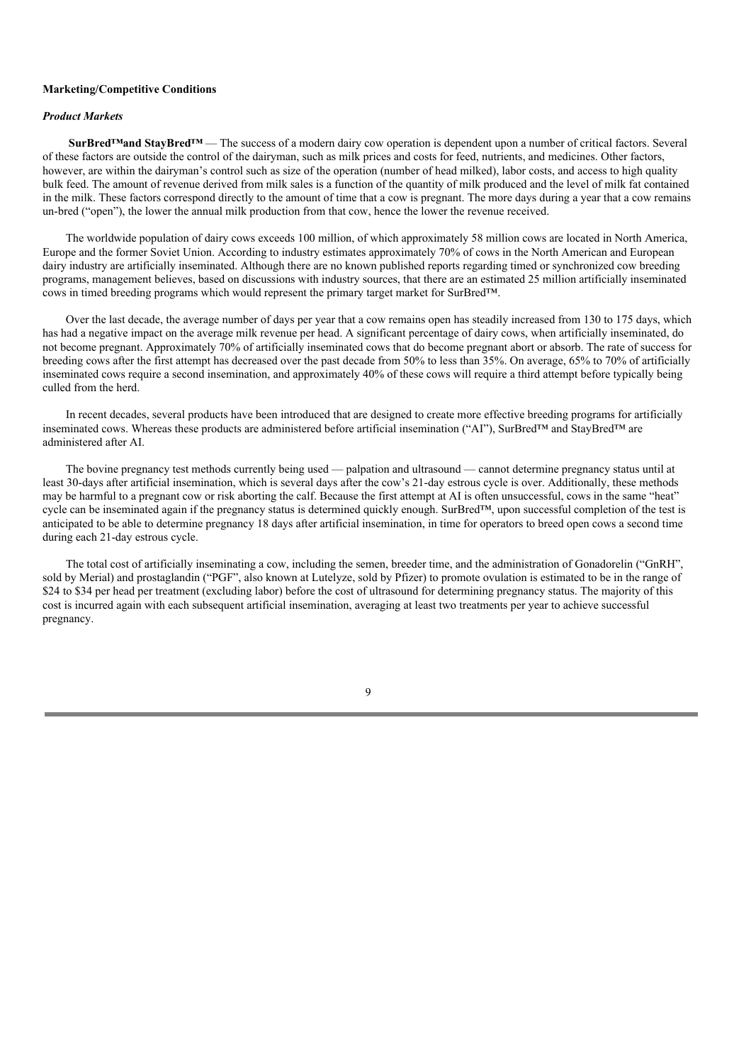**Marketing/Competitive Conditions**

***Product Markets***

**SurBred™and StayBred™** — The success of a modern dairy cow operation is dependent upon a number of critical factors. Several of these factors are outside the control of the dairyman, such as milk prices and costs for feed, nutrients, and medicines. Other factors, however, are within the dairyman's control such as size of the operation (number of head milked), labor costs, and access to high quality bulk feed. The amount of revenue derived from milk sales is a function of the quantity of milk produced and the level of milk fat contained in the milk. These factors correspond directly to the amount of time that a cow is pregnant. The more days during a year that a cow remains un-bred ("open"), the lower the annual milk production from that cow, hence the lower the revenue received.

The worldwide population of dairy cows exceeds 100 million, of which approximately 58 million cows are located in North America, Europe and the former Soviet Union. According to industry estimates approximately 70% of cows in the North American and European dairy industry are artificially inseminated. Although there are no known published reports regarding timed or synchronized cow breeding programs, management believes, based on discussions with industry sources, that there are an estimated 25 million artificially inseminated cows in timed breeding programs which would represent the primary target market for SurBred™.

Over the last decade, the average number of days per year that a cow remains open has steadily increased from 130 to 175 days, which has had a negative impact on the average milk revenue per head. A significant percentage of dairy cows, when artificially inseminated, do not become pregnant. Approximately 70% of artificially inseminated cows that do become pregnant abort or absorb. The rate of success for breeding cows after the first attempt has decreased over the past decade from 50% to less than 35%. On average, 65% to 70% of artificially inseminated cows require a second insemination, and approximately 40% of these cows will require a third attempt before typically being culled from the herd.

In recent decades, several products have been introduced that are designed to create more effective breeding programs for artificially inseminated cows. Whereas these products are administered before artificial insemination ("AI"), SurBred™ and StayBred™ are administered after AI.

The bovine pregnancy test methods currently being used — palpation and ultrasound — cannot determine pregnancy status until at least 30-days after artificial insemination, which is several days after the cow's 21-day estrous cycle is over. Additionally, these methods may be harmful to a pregnant cow or risk aborting the calf. Because the first attempt at AI is often unsuccessful, cows in the same "heat" cycle can be inseminated again if the pregnancy status is determined quickly enough. SurBred™, upon successful completion of the test is anticipated to be able to determine pregnancy 18 days after artificial insemination, in time for operators to breed open cows a second time during each 21-day estrous cycle.

The total cost of artificially inseminating a cow, including the semen, breeder time, and the administration of Gonadorelin ("GnRH", sold by Merial) and prostaglandin ("PGF", also known at Lutelyze, sold by Pfizer) to promote ovulation is estimated to be in the range of $24 to $34 per head per treatment (excluding labor) before the cost of ultrasound for determining pregnancy status. The majority of this cost is incurred again with each subsequent artificial insemination, averaging at least two treatments per year to achieve successful pregnancy.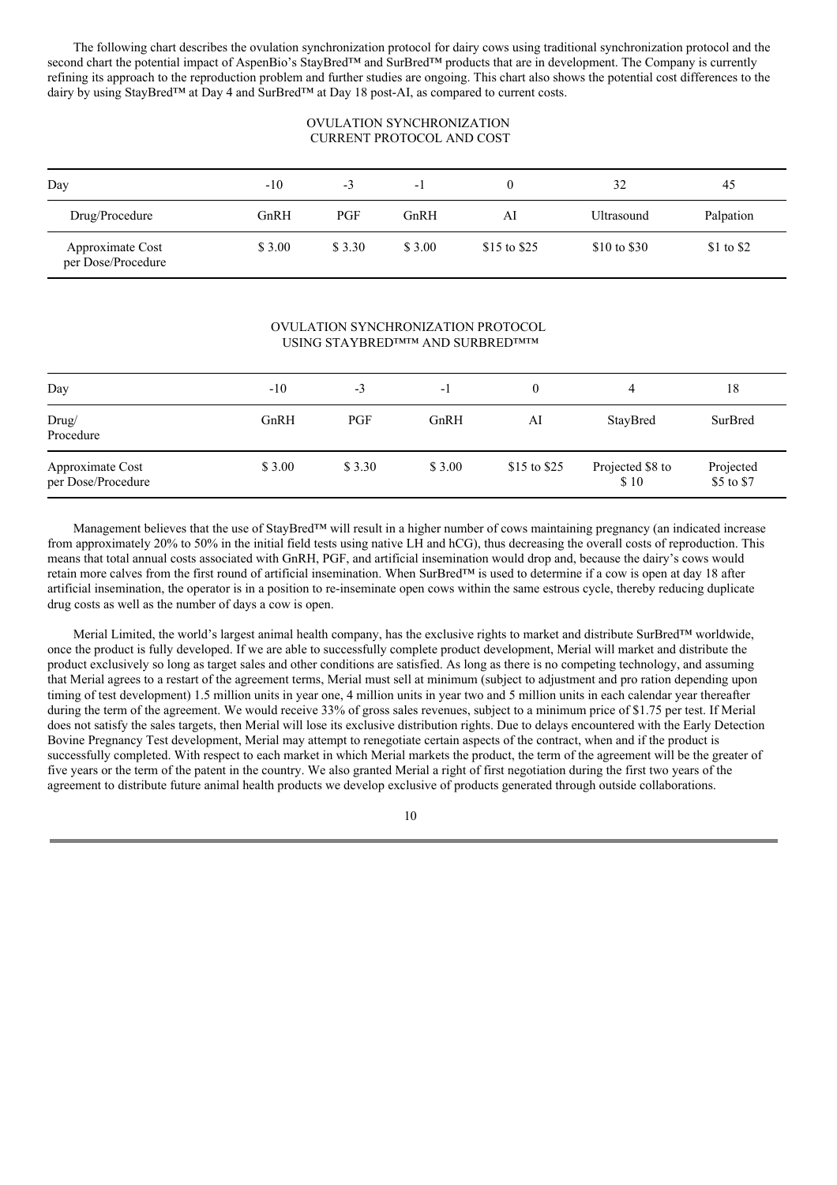The following chart describes the ovulation synchronization protocol for dairy cows using traditional synchronization protocol and the second chart the potential impact of AspenBio's StayBred™ and SurBred™ products that are in development. The Company is currently refining its approach to the reproduction problem and further studies are ongoing. This chart also shows the potential cost differences to the dairy by using StayBred™ at Day 4 and SurBred™ at Day 18 post-AI, as compared to current costs.

OVULATION SYNCHRONIZATION
CURRENT PROTOCOL AND COST

| Day | -10 | -3 | -1 | 0 | 32 | 45 |
|---|---|---|---|---|---|---|
| Drug/Procedure | GnRH | PGF | GnRH | AI | Ultrasound | Palpation |
| Approximate Cost per Dose/Procedure | $ 3.00 | $ 3.30 | $ 3.00 | $15 to $25 | $10 to $30 | $1 to $2 |

OVULATION SYNCHRONIZATION PROTOCOL
USING STAYBRED™™ AND SURBRED™™

| Day | -10 | -3 | -1 | 0 | 4 | 18 |
|---|---|---|---|---|---|---|
| Drug/ Procedure | GnRH | PGF | GnRH | AI | StayBred | SurBred |
| Approximate Cost per Dose/Procedure | $ 3.00 | $ 3.30 | $ 3.00 | $15 to $25 | Projected $8 to $ 10 | Projected $5 to $7 |

Management believes that the use of StayBred™ will result in a higher number of cows maintaining pregnancy (an indicated increase from approximately 20% to 50% in the initial field tests using native LH and hCG), thus decreasing the overall costs of reproduction. This means that total annual costs associated with GnRH, PGF, and artificial insemination would drop and, because the dairy's cows would retain more calves from the first round of artificial insemination. When SurBred™ is used to determine if a cow is open at day 18 after artificial insemination, the operator is in a position to re-inseminate open cows within the same estrous cycle, thereby reducing duplicate drug costs as well as the number of days a cow is open.

Merial Limited, the world's largest animal health company, has the exclusive rights to market and distribute SurBred™ worldwide, once the product is fully developed. If we are able to successfully complete product development, Merial will market and distribute the product exclusively so long as target sales and other conditions are satisfied. As long as there is no competing technology, and assuming that Merial agrees to a restart of the agreement terms, Merial must sell at minimum (subject to adjustment and pro ration depending upon timing of test development) 1.5 million units in year one, 4 million units in year two and 5 million units in each calendar year thereafter during the term of the agreement. We would receive 33% of gross sales revenues, subject to a minimum price of $1.75 per test. If Merial does not satisfy the sales targets, then Merial will lose its exclusive distribution rights. Due to delays encountered with the Early Detection Bovine Pregnancy Test development, Merial may attempt to renegotiate certain aspects of the contract, when and if the product is successfully completed. With respect to each market in which Merial markets the product, the term of the agreement will be the greater of five years or the term of the patent in the country. We also granted Merial a right of first negotiation during the first two years of the agreement to distribute future animal health products we develop exclusive of products generated through outside collaborations.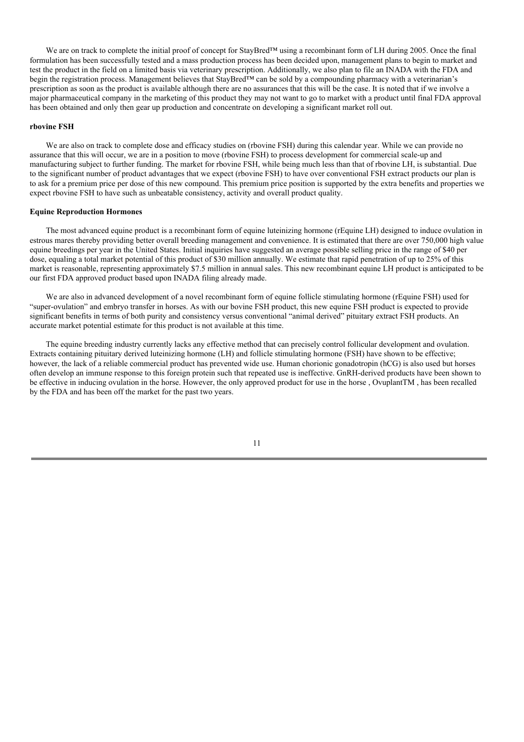We are on track to complete the initial proof of concept for StayBred™ using a recombinant form of LH during 2005. Once the final formulation has been successfully tested and a mass production process has been decided upon, management plans to begin to market and test the product in the field on a limited basis via veterinary prescription. Additionally, we also plan to file an INADA with the FDA and begin the registration process. Management believes that StayBred™ can be sold by a compounding pharmacy with a veterinarian's prescription as soon as the product is available although there are no assurances that this will be the case. It is noted that if we involve a major pharmaceutical company in the marketing of this product they may not want to go to market with a product until final FDA approval has been obtained and only then gear up production and concentrate on developing a significant market roll out.

**rbovine FSH**

We are also on track to complete dose and efficacy studies on (rbovine FSH) during this calendar year. While we can provide no assurance that this will occur, we are in a position to move (rbovine FSH) to process development for commercial scale-up and manufacturing subject to further funding. The market for rbovine FSH, while being much less than that of rbovine LH, is substantial. Due to the significant number of product advantages that we expect (rbovine FSH) to have over conventional FSH extract products our plan is to ask for a premium price per dose of this new compound. This premium price position is supported by the extra benefits and properties we expect rbovine FSH to have such as unbeatable consistency, activity and overall product quality.

**Equine Reproduction Hormones**

The most advanced equine product is a recombinant form of equine luteinizing hormone (rEquine LH) designed to induce ovulation in estrous mares thereby providing better overall breeding management and convenience. It is estimated that there are over 750,000 high value equine breedings per year in the United States. Initial inquiries have suggested an average possible selling price in the range of $40 per dose, equaling a total market potential of this product of $30 million annually. We estimate that rapid penetration of up to 25% of this market is reasonable, representing approximately $7.5 million in annual sales. This new recombinant equine LH product is anticipated to be our first FDA approved product based upon INADA filing already made.

We are also in advanced development of a novel recombinant form of equine follicle stimulating hormone (rEquine FSH) used for "super-ovulation" and embryo transfer in horses. As with our bovine FSH product, this new equine FSH product is expected to provide significant benefits in terms of both purity and consistency versus conventional "animal derived" pituitary extract FSH products. An accurate market potential estimate for this product is not available at this time.

The equine breeding industry currently lacks any effective method that can precisely control follicular development and ovulation. Extracts containing pituitary derived luteinizing hormone (LH) and follicle stimulating hormone (FSH) have shown to be effective; however, the lack of a reliable commercial product has prevented wide use. Human chorionic gonadotropin (hCG) is also used but horses often develop an immune response to this foreign protein such that repeated use is ineffective. GnRH-derived products have been shown to be effective in inducing ovulation in the horse. However, the only approved product for use in the horse , OvuplantTM , has been recalled by the FDA and has been off the market for the past two years.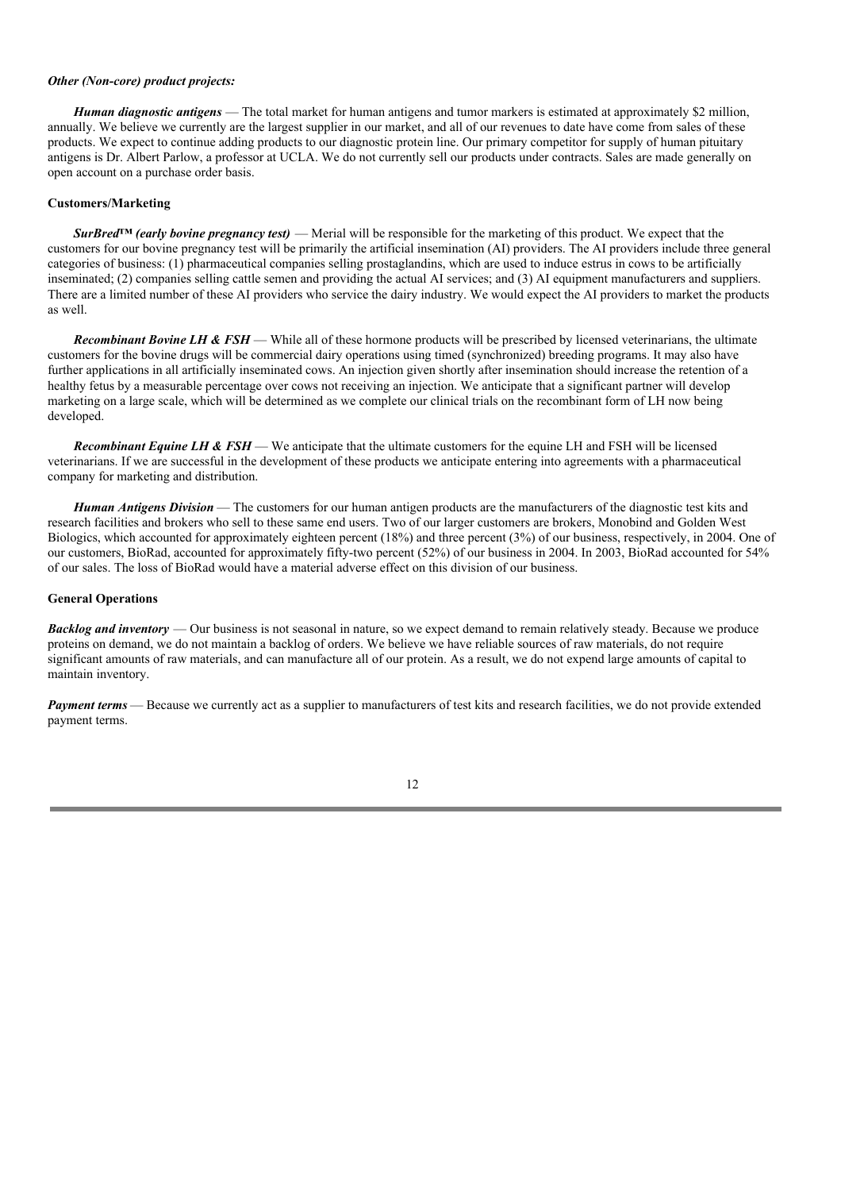*Other (Non-core) product projects:*

***Human diagnostic antigens*** — The total market for human antigens and tumor markers is estimated at approximately $2 million, annually. We believe we currently are the largest supplier in our market, and all of our revenues to date have come from sales of these products. We expect to continue adding products to our diagnostic protein line. Our primary competitor for supply of human pituitary antigens is Dr. Albert Parlow, a professor at UCLA. We do not currently sell our products under contracts. Sales are made generally on open account on a purchase order basis.

**Customers/Marketing**

***SurBred™ (early bovine pregnancy test)*** — Merial will be responsible for the marketing of this product. We expect that the customers for our bovine pregnancy test will be primarily the artificial insemination (AI) providers. The AI providers include three general categories of business: (1) pharmaceutical companies selling prostaglandins, which are used to induce estrus in cows to be artificially inseminated; (2) companies selling cattle semen and providing the actual AI services; and (3) AI equipment manufacturers and suppliers. There are a limited number of these AI providers who service the dairy industry. We would expect the AI providers to market the products as well.

***Recombinant Bovine LH & FSH*** — While all of these hormone products will be prescribed by licensed veterinarians, the ultimate customers for the bovine drugs will be commercial dairy operations using timed (synchronized) breeding programs. It may also have further applications in all artificially inseminated cows. An injection given shortly after insemination should increase the retention of a healthy fetus by a measurable percentage over cows not receiving an injection. We anticipate that a significant partner will develop marketing on a large scale, which will be determined as we complete our clinical trials on the recombinant form of LH now being developed.

***Recombinant Equine LH & FSH*** — We anticipate that the ultimate customers for the equine LH and FSH will be licensed veterinarians. If we are successful in the development of these products we anticipate entering into agreements with a pharmaceutical company for marketing and distribution.

***Human Antigens Division*** — The customers for our human antigen products are the manufacturers of the diagnostic test kits and research facilities and brokers who sell to these same end users. Two of our larger customers are brokers, Monobind and Golden West Biologics, which accounted for approximately eighteen percent (18%) and three percent (3%) of our business, respectively, in 2004. One of our customers, BioRad, accounted for approximately fifty-two percent (52%) of our business in 2004. In 2003, BioRad accounted for 54% of our sales. The loss of BioRad would have a material adverse effect on this division of our business.

**General Operations**

***Backlog and inventory*** — Our business is not seasonal in nature, so we expect demand to remain relatively steady. Because we produce proteins on demand, we do not maintain a backlog of orders. We believe we have reliable sources of raw materials, do not require significant amounts of raw materials, and can manufacture all of our protein. As a result, we do not expend large amounts of capital to maintain inventory.

***Payment terms*** — Because we currently act as a supplier to manufacturers of test kits and research facilities, we do not provide extended payment terms.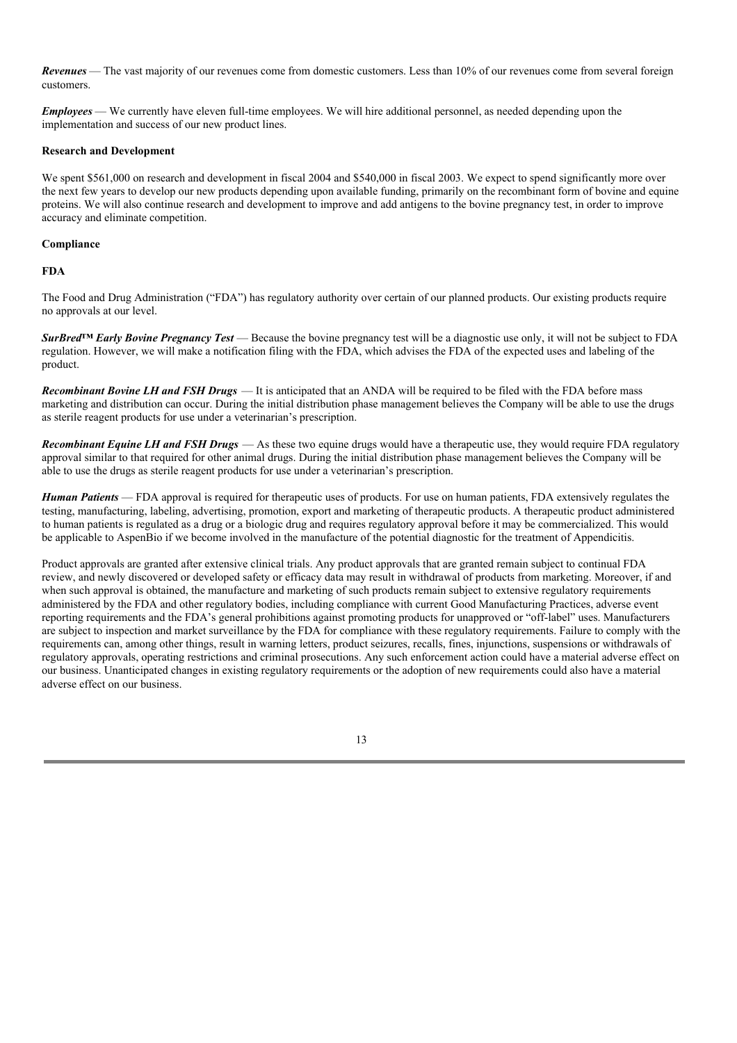***Revenues*** — The vast majority of our revenues come from domestic customers. Less than 10% of our revenues come from several foreign customers.

***Employees*** — We currently have eleven full-time employees. We will hire additional personnel, as needed depending upon the implementation and success of our new product lines.

**Research and Development**

We spent $561,000 on research and development in fiscal 2004 and $540,000 in fiscal 2003. We expect to spend significantly more over the next few years to develop our new products depending upon available funding, primarily on the recombinant form of bovine and equine proteins. We will also continue research and development to improve and add antigens to the bovine pregnancy test, in order to improve accuracy and eliminate competition.

**Compliance**

**FDA**

The Food and Drug Administration ("FDA") has regulatory authority over certain of our planned products. Our existing products require no approvals at our level.

***SurBred™ Early Bovine Pregnancy Test*** — Because the bovine pregnancy test will be a diagnostic use only, it will not be subject to FDA regulation. However, we will make a notification filing with the FDA, which advises the FDA of the expected uses and labeling of the product.

***Recombinant Bovine LH and FSH Drugs*** — It is anticipated that an ANDA will be required to be filed with the FDA before mass marketing and distribution can occur. During the initial distribution phase management believes the Company will be able to use the drugs as sterile reagent products for use under a veterinarian's prescription.

***Recombinant Equine LH and FSH Drugs*** — As these two equine drugs would have a therapeutic use, they would require FDA regulatory approval similar to that required for other animal drugs. During the initial distribution phase management believes the Company will be able to use the drugs as sterile reagent products for use under a veterinarian's prescription.

***Human Patients*** — FDA approval is required for therapeutic uses of products. For use on human patients, FDA extensively regulates the testing, manufacturing, labeling, advertising, promotion, export and marketing of therapeutic products. A therapeutic product administered to human patients is regulated as a drug or a biologic drug and requires regulatory approval before it may be commercialized. This would be applicable to AspenBio if we become involved in the manufacture of the potential diagnostic for the treatment of Appendicitis.

Product approvals are granted after extensive clinical trials. Any product approvals that are granted remain subject to continual FDA review, and newly discovered or developed safety or efficacy data may result in withdrawal of products from marketing. Moreover, if and when such approval is obtained, the manufacture and marketing of such products remain subject to extensive regulatory requirements administered by the FDA and other regulatory bodies, including compliance with current Good Manufacturing Practices, adverse event reporting requirements and the FDA's general prohibitions against promoting products for unapproved or "off-label" uses. Manufacturers are subject to inspection and market surveillance by the FDA for compliance with these regulatory requirements. Failure to comply with the requirements can, among other things, result in warning letters, product seizures, recalls, fines, injunctions, suspensions or withdrawals of regulatory approvals, operating restrictions and criminal prosecutions. Any such enforcement action could have a material adverse effect on our business. Unanticipated changes in existing regulatory requirements or the adoption of new requirements could also have a material adverse effect on our business.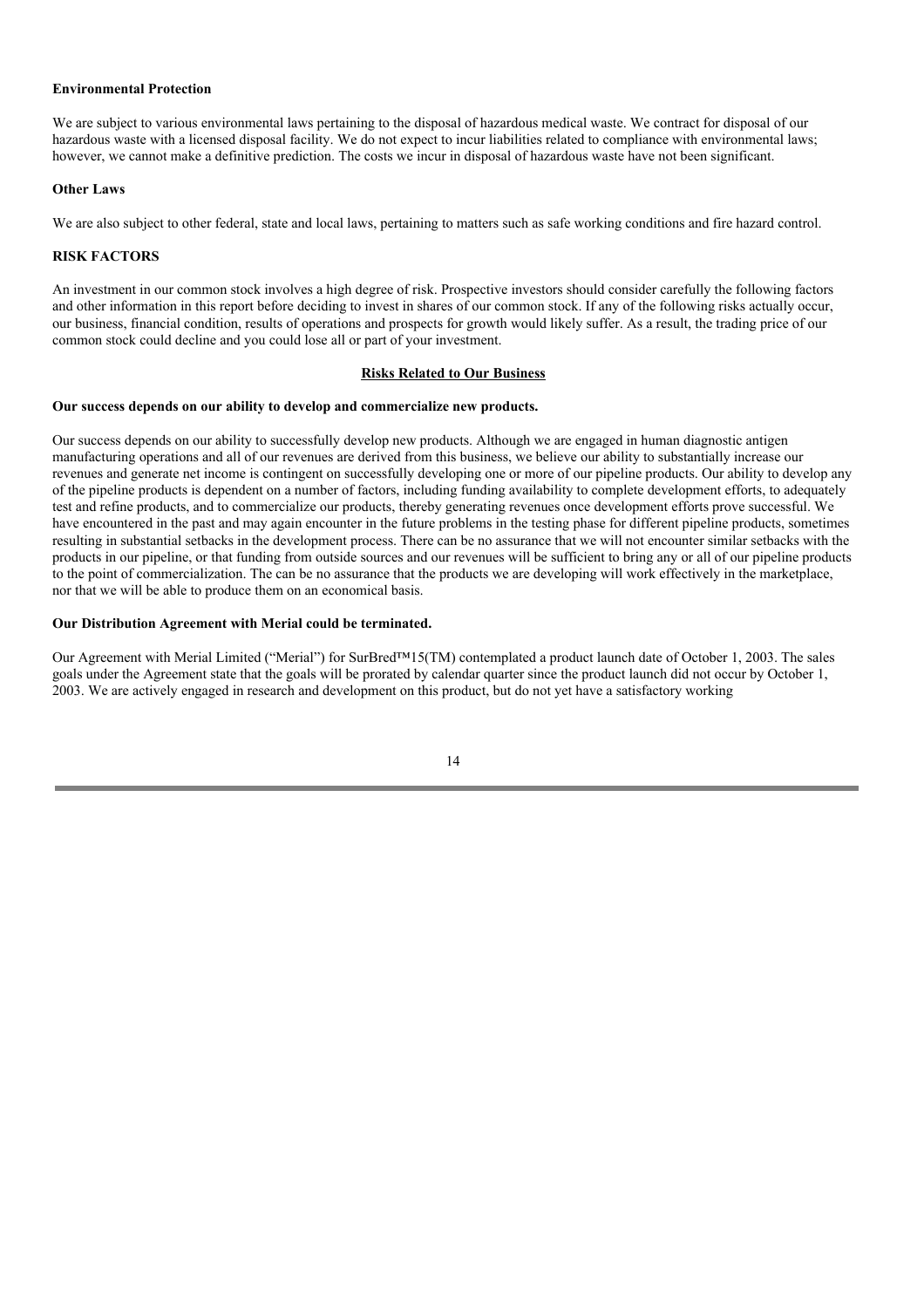**Environmental Protection**

We are subject to various environmental laws pertaining to the disposal of hazardous medical waste. We contract for disposal of our hazardous waste with a licensed disposal facility. We do not expect to incur liabilities related to compliance with environmental laws; however, we cannot make a definitive prediction. The costs we incur in disposal of hazardous waste have not been significant.

**Other Laws**

We are also subject to other federal, state and local laws, pertaining to matters such as safe working conditions and fire hazard control.

## RISK FACTORS

An investment in our common stock involves a high degree of risk. Prospective investors should consider carefully the following factors and other information in this report before deciding to invest in shares of our common stock. If any of the following risks actually occur, our business, financial condition, results of operations and prospects for growth would likely suffer. As a result, the trading price of our common stock could decline and you could lose all or part of your investment.

### Risks Related to Our Business

**Our success depends on our ability to develop and commercialize new products.**

Our success depends on our ability to successfully develop new products. Although we are engaged in human diagnostic antigen manufacturing operations and all of our revenues are derived from this business, we believe our ability to substantially increase our revenues and generate net income is contingent on successfully developing one or more of our pipeline products. Our ability to develop any of the pipeline products is dependent on a number of factors, including funding availability to complete development efforts, to adequately test and refine products, and to commercialize our products, thereby generating revenues once development efforts prove successful. We have encountered in the past and may again encounter in the future problems in the testing phase for different pipeline products, sometimes resulting in substantial setbacks in the development process. There can be no assurance that we will not encounter similar setbacks with the products in our pipeline, or that funding from outside sources and our revenues will be sufficient to bring any or all of our pipeline products to the point of commercialization. The can be no assurance that the products we are developing will work effectively in the marketplace, nor that we will be able to produce them on an economical basis.

**Our Distribution Agreement with Merial could be terminated.**

Our Agreement with Merial Limited ("Merial") for SurBred™15(TM) contemplated a product launch date of October 1, 2003. The sales goals under the Agreement state that the goals will be prorated by calendar quarter since the product launch did not occur by October 1, 2003. We are actively engaged in research and development on this product, but do not yet have a satisfactory working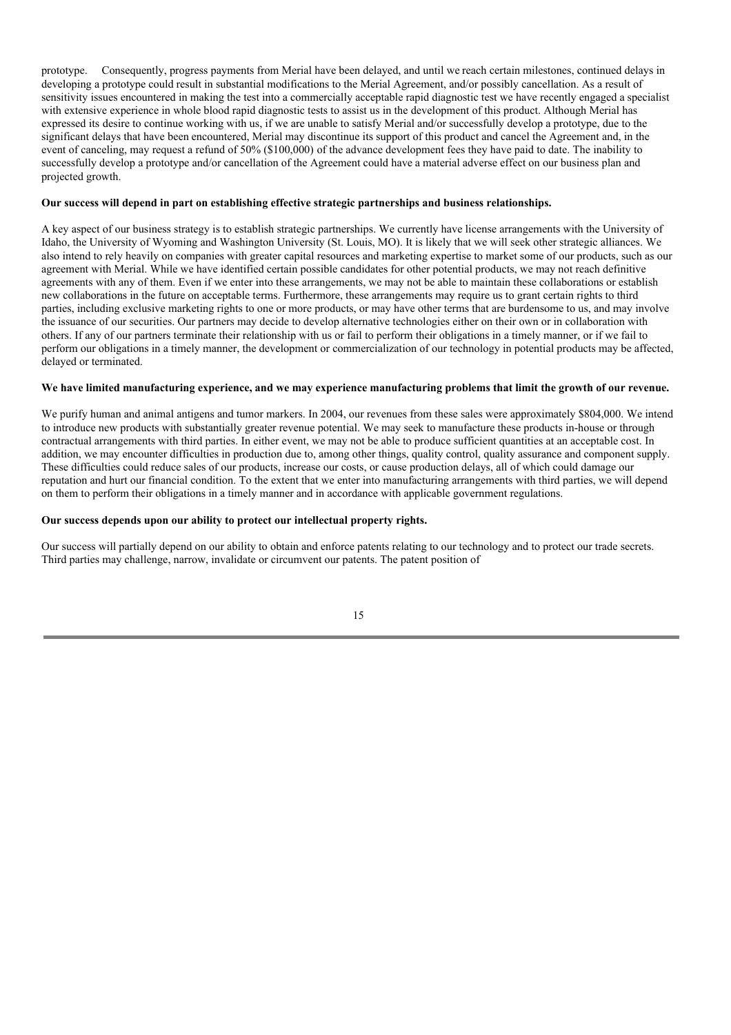prototype. Consequently, progress payments from Merial have been delayed, and until we reach certain milestones, continued delays in developing a prototype could result in substantial modifications to the Merial Agreement, and/or possibly cancellation. As a result of sensitivity issues encountered in making the test into a commercially acceptable rapid diagnostic test we have recently engaged a specialist with extensive experience in whole blood rapid diagnostic tests to assist us in the development of this product. Although Merial has expressed its desire to continue working with us, if we are unable to satisfy Merial and/or successfully develop a prototype, due to the significant delays that have been encountered, Merial may discontinue its support of this product and cancel the Agreement and, in the event of canceling, may request a refund of 50% ($100,000) of the advance development fees they have paid to date. The inability to successfully develop a prototype and/or cancellation of the Agreement could have a material adverse effect on our business plan and projected growth.

**Our success will depend in part on establishing effective strategic partnerships and business relationships.**

A key aspect of our business strategy is to establish strategic partnerships. We currently have license arrangements with the University of Idaho, the University of Wyoming and Washington University (St. Louis, MO). It is likely that we will seek other strategic alliances. We also intend to rely heavily on companies with greater capital resources and marketing expertise to market some of our products, such as our agreement with Merial. While we have identified certain possible candidates for other potential products, we may not reach definitive agreements with any of them. Even if we enter into these arrangements, we may not be able to maintain these collaborations or establish new collaborations in the future on acceptable terms. Furthermore, these arrangements may require us to grant certain rights to third parties, including exclusive marketing rights to one or more products, or may have other terms that are burdensome to us, and may involve the issuance of our securities. Our partners may decide to develop alternative technologies either on their own or in collaboration with others. If any of our partners terminate their relationship with us or fail to perform their obligations in a timely manner, or if we fail to perform our obligations in a timely manner, the development or commercialization of our technology in potential products may be affected, delayed or terminated.

**We have limited manufacturing experience, and we may experience manufacturing problems that limit the growth of our revenue.**

We purify human and animal antigens and tumor markers. In 2004, our revenues from these sales were approximately $804,000. We intend to introduce new products with substantially greater revenue potential. We may seek to manufacture these products in-house or through contractual arrangements with third parties. In either event, we may not be able to produce sufficient quantities at an acceptable cost. In addition, we may encounter difficulties in production due to, among other things, quality control, quality assurance and component supply. These difficulties could reduce sales of our products, increase our costs, or cause production delays, all of which could damage our reputation and hurt our financial condition. To the extent that we enter into manufacturing arrangements with third parties, we will depend on them to perform their obligations in a timely manner and in accordance with applicable government regulations.

**Our success depends upon our ability to protect our intellectual property rights.**

Our success will partially depend on our ability to obtain and enforce patents relating to our technology and to protect our trade secrets. Third parties may challenge, narrow, invalidate or circumvent our patents. The patent position of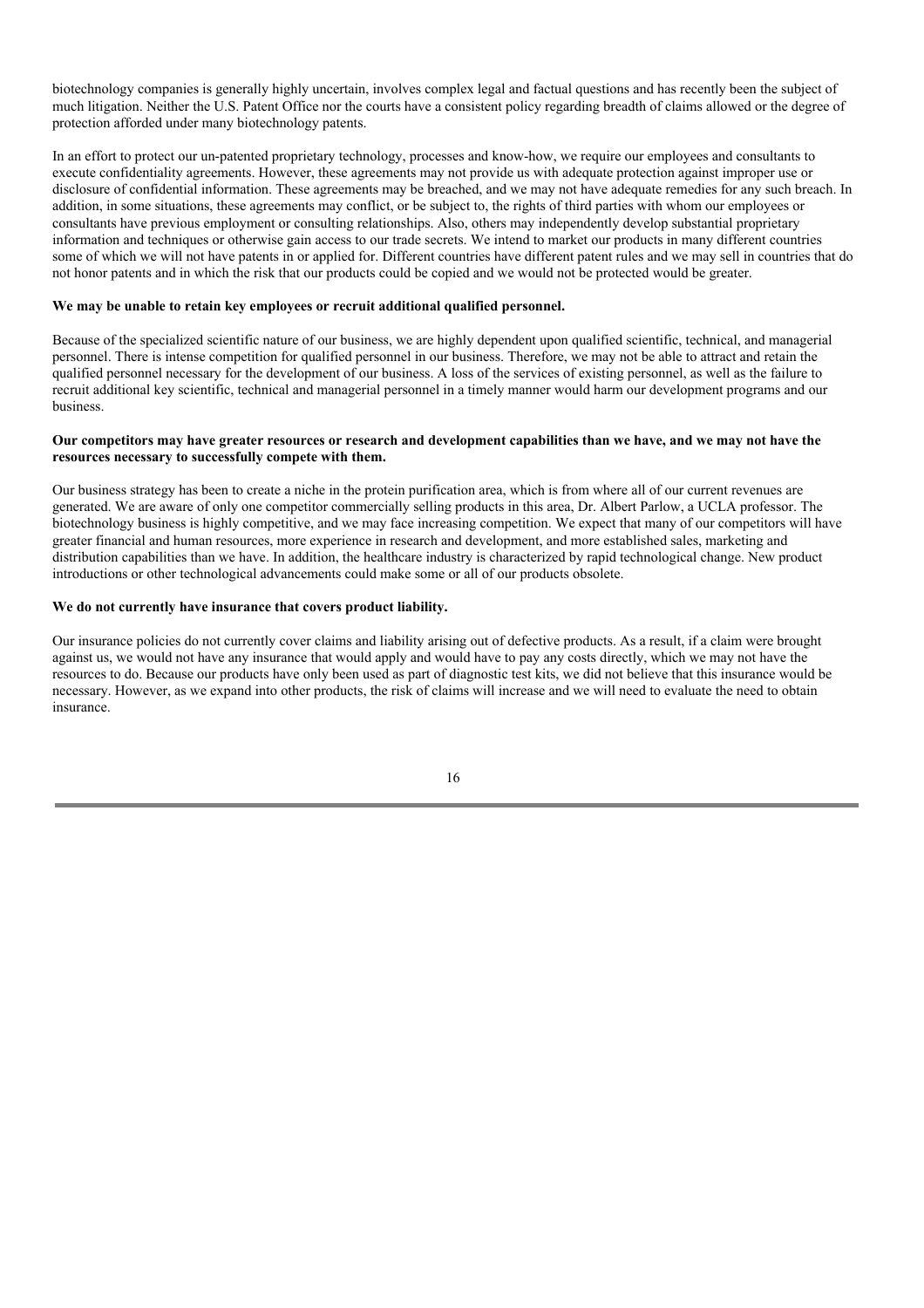biotechnology companies is generally highly uncertain, involves complex legal and factual questions and has recently been the subject of much litigation. Neither the U.S. Patent Office nor the courts have a consistent policy regarding breadth of claims allowed or the degree of protection afforded under many biotechnology patents.

In an effort to protect our un-patented proprietary technology, processes and know-how, we require our employees and consultants to execute confidentiality agreements. However, these agreements may not provide us with adequate protection against improper use or disclosure of confidential information. These agreements may be breached, and we may not have adequate remedies for any such breach. In addition, in some situations, these agreements may conflict, or be subject to, the rights of third parties with whom our employees or consultants have previous employment or consulting relationships. Also, others may independently develop substantial proprietary information and techniques or otherwise gain access to our trade secrets. We intend to market our products in many different countries some of which we will not have patents in or applied for. Different countries have different patent rules and we may sell in countries that do not honor patents and in which the risk that our products could be copied and we would not be protected would be greater.

**We may be unable to retain key employees or recruit additional qualified personnel.**

Because of the specialized scientific nature of our business, we are highly dependent upon qualified scientific, technical, and managerial personnel. There is intense competition for qualified personnel in our business. Therefore, we may not be able to attract and retain the qualified personnel necessary for the development of our business. A loss of the services of existing personnel, as well as the failure to recruit additional key scientific, technical and managerial personnel in a timely manner would harm our development programs and our business.

**Our competitors may have greater resources or research and development capabilities than we have, and we may not have the resources necessary to successfully compete with them.**

Our business strategy has been to create a niche in the protein purification area, which is from where all of our current revenues are generated. We are aware of only one competitor commercially selling products in this area, Dr. Albert Parlow, a UCLA professor. The biotechnology business is highly competitive, and we may face increasing competition. We expect that many of our competitors will have greater financial and human resources, more experience in research and development, and more established sales, marketing and distribution capabilities than we have. In addition, the healthcare industry is characterized by rapid technological change. New product introductions or other technological advancements could make some or all of our products obsolete.

**We do not currently have insurance that covers product liability.**

Our insurance policies do not currently cover claims and liability arising out of defective products. As a result, if a claim were brought against us, we would not have any insurance that would apply and would have to pay any costs directly, which we may not have the resources to do. Because our products have only been used as part of diagnostic test kits, we did not believe that this insurance would be necessary. However, as we expand into other products, the risk of claims will increase and we will need to evaluate the need to obtain insurance.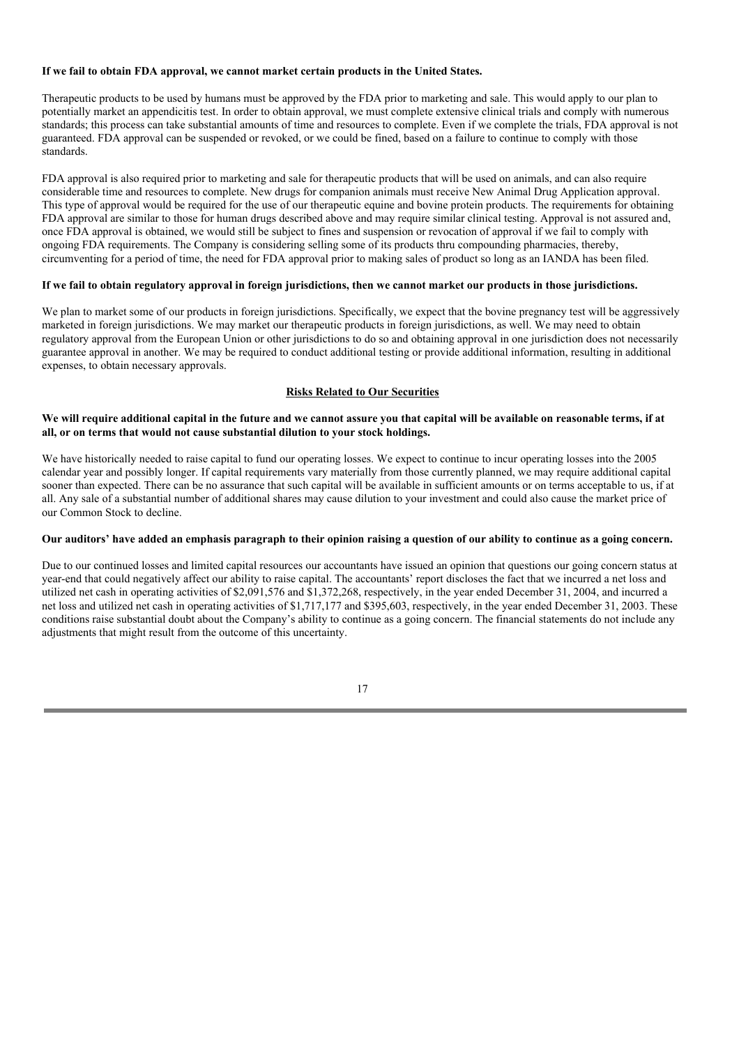**If we fail to obtain FDA approval, we cannot market certain products in the United States.**

Therapeutic products to be used by humans must be approved by the FDA prior to marketing and sale. This would apply to our plan to potentially market an appendicitis test. In order to obtain approval, we must complete extensive clinical trials and comply with numerous standards; this process can take substantial amounts of time and resources to complete. Even if we complete the trials, FDA approval is not guaranteed. FDA approval can be suspended or revoked, or we could be fined, based on a failure to continue to comply with those standards.

FDA approval is also required prior to marketing and sale for therapeutic products that will be used on animals, and can also require considerable time and resources to complete. New drugs for companion animals must receive New Animal Drug Application approval. This type of approval would be required for the use of our therapeutic equine and bovine protein products. The requirements for obtaining FDA approval are similar to those for human drugs described above and may require similar clinical testing. Approval is not assured and, once FDA approval is obtained, we would still be subject to fines and suspension or revocation of approval if we fail to comply with ongoing FDA requirements. The Company is considering selling some of its products thru compounding pharmacies, thereby, circumventing for a period of time, the need for FDA approval prior to making sales of product so long as an IANDA has been filed.

**If we fail to obtain regulatory approval in foreign jurisdictions, then we cannot market our products in those jurisdictions.**

We plan to market some of our products in foreign jurisdictions. Specifically, we expect that the bovine pregnancy test will be aggressively marketed in foreign jurisdictions. We may market our therapeutic products in foreign jurisdictions, as well. We may need to obtain regulatory approval from the European Union or other jurisdictions to do so and obtaining approval in one jurisdiction does not necessarily guarantee approval in another. We may be required to conduct additional testing or provide additional information, resulting in additional expenses, to obtain necessary approvals.

## Risks Related to Our Securities

**We will require additional capital in the future and we cannot assure you that capital will be available on reasonable terms, if at all, or on terms that would not cause substantial dilution to your stock holdings.**

We have historically needed to raise capital to fund our operating losses. We expect to continue to incur operating losses into the 2005 calendar year and possibly longer. If capital requirements vary materially from those currently planned, we may require additional capital sooner than expected. There can be no assurance that such capital will be available in sufficient amounts or on terms acceptable to us, if at all. Any sale of a substantial number of additional shares may cause dilution to your investment and could also cause the market price of our Common Stock to decline.

**Our auditors' have added an emphasis paragraph to their opinion raising a question of our ability to continue as a going concern.**

Due to our continued losses and limited capital resources our accountants have issued an opinion that questions our going concern status at year-end that could negatively affect our ability to raise capital. The accountants' report discloses the fact that we incurred a net loss and utilized net cash in operating activities of $2,091,576 and $1,372,268, respectively, in the year ended December 31, 2004, and incurred a net loss and utilized net cash in operating activities of $1,717,177 and $395,603, respectively, in the year ended December 31, 2003. These conditions raise substantial doubt about the Company's ability to continue as a going concern. The financial statements do not include any adjustments that might result from the outcome of this uncertainty.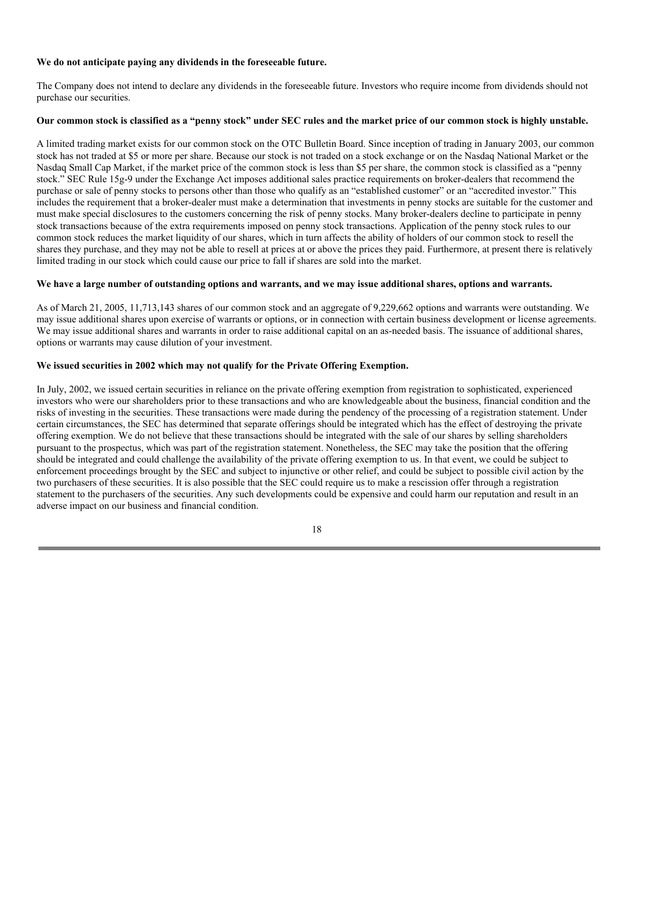**We do not anticipate paying any dividends in the foreseeable future.**

The Company does not intend to declare any dividends in the foreseeable future. Investors who require income from dividends should not purchase our securities.

**Our common stock is classified as a "penny stock" under SEC rules and the market price of our common stock is highly unstable.**

A limited trading market exists for our common stock on the OTC Bulletin Board. Since inception of trading in January 2003, our common stock has not traded at $5 or more per share. Because our stock is not traded on a stock exchange or on the Nasdaq National Market or the Nasdaq Small Cap Market, if the market price of the common stock is less than $5 per share, the common stock is classified as a "penny stock." SEC Rule 15g-9 under the Exchange Act imposes additional sales practice requirements on broker-dealers that recommend the purchase or sale of penny stocks to persons other than those who qualify as an "established customer" or an "accredited investor." This includes the requirement that a broker-dealer must make a determination that investments in penny stocks are suitable for the customer and must make special disclosures to the customers concerning the risk of penny stocks. Many broker-dealers decline to participate in penny stock transactions because of the extra requirements imposed on penny stock transactions. Application of the penny stock rules to our common stock reduces the market liquidity of our shares, which in turn affects the ability of holders of our common stock to resell the shares they purchase, and they may not be able to resell at prices at or above the prices they paid. Furthermore, at present there is relatively limited trading in our stock which could cause our price to fall if shares are sold into the market.

**We have a large number of outstanding options and warrants, and we may issue additional shares, options and warrants.**

As of March 21, 2005, 11,713,143 shares of our common stock and an aggregate of 9,229,662 options and warrants were outstanding. We may issue additional shares upon exercise of warrants or options, or in connection with certain business development or license agreements. We may issue additional shares and warrants in order to raise additional capital on an as-needed basis. The issuance of additional shares, options or warrants may cause dilution of your investment.

**We issued securities in 2002 which may not qualify for the Private Offering Exemption.**

In July, 2002, we issued certain securities in reliance on the private offering exemption from registration to sophisticated, experienced investors who were our shareholders prior to these transactions and who are knowledgeable about the business, financial condition and the risks of investing in the securities. These transactions were made during the pendency of the processing of a registration statement. Under certain circumstances, the SEC has determined that separate offerings should be integrated which has the effect of destroying the private offering exemption. We do not believe that these transactions should be integrated with the sale of our shares by selling shareholders pursuant to the prospectus, which was part of the registration statement. Nonetheless, the SEC may take the position that the offering should be integrated and could challenge the availability of the private offering exemption to us. In that event, we could be subject to enforcement proceedings brought by the SEC and subject to injunctive or other relief, and could be subject to possible civil action by the two purchasers of these securities. It is also possible that the SEC could require us to make a rescission offer through a registration statement to the purchasers of the securities. Any such developments could be expensive and could harm our reputation and result in an adverse impact on our business and financial condition.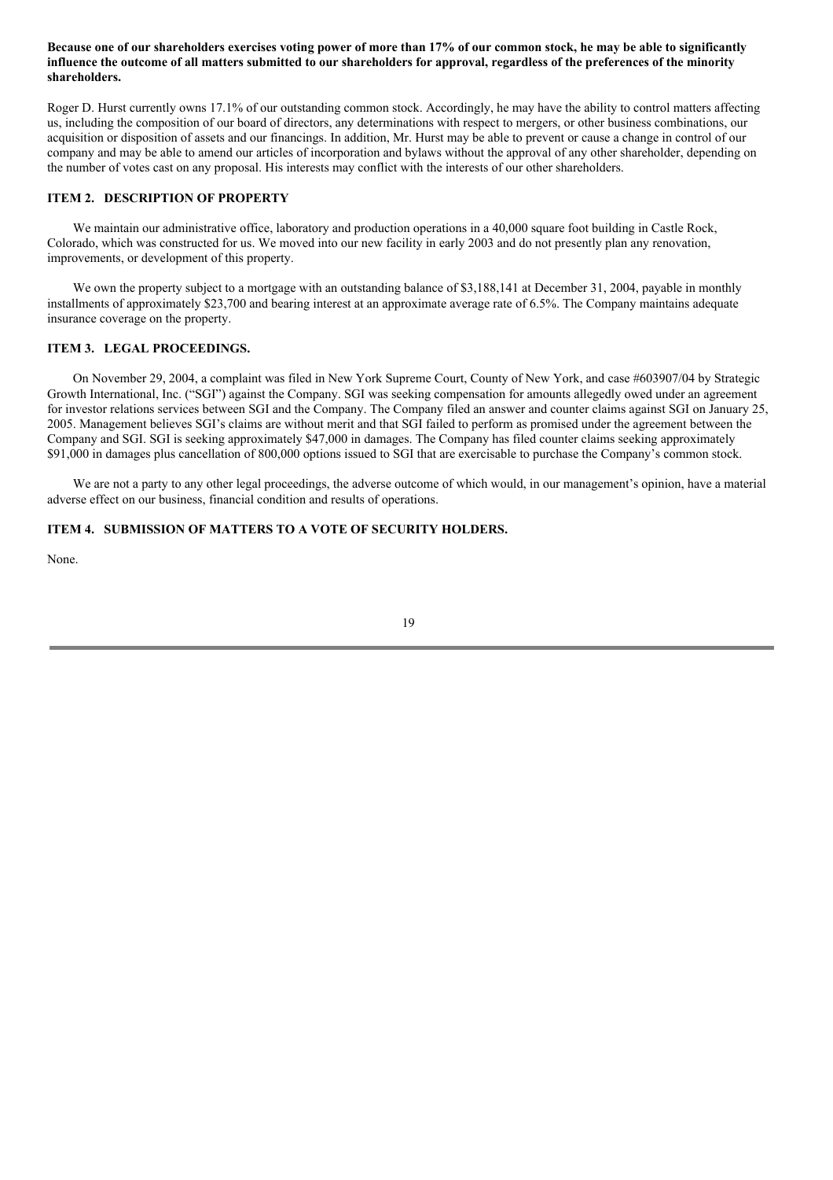**Because one of our shareholders exercises voting power of more than 17% of our common stock, he may be able to significantly influence the outcome of all matters submitted to our shareholders for approval, regardless of the preferences of the minority shareholders.**

Roger D. Hurst currently owns 17.1% of our outstanding common stock. Accordingly, he may have the ability to control matters affecting us, including the composition of our board of directors, any determinations with respect to mergers, or other business combinations, our acquisition or disposition of assets and our financings. In addition, Mr. Hurst may be able to prevent or cause a change in control of our company and may be able to amend our articles of incorporation and bylaws without the approval of any other shareholder, depending on the number of votes cast on any proposal. His interests may conflict with the interests of our other shareholders.

## ITEM 2. DESCRIPTION OF PROPERTY

We maintain our administrative office, laboratory and production operations in a 40,000 square foot building in Castle Rock, Colorado, which was constructed for us. We moved into our new facility in early 2003 and do not presently plan any renovation, improvements, or development of this property.

We own the property subject to a mortgage with an outstanding balance of $3,188,141 at December 31, 2004, payable in monthly installments of approximately $23,700 and bearing interest at an approximate average rate of 6.5%. The Company maintains adequate insurance coverage on the property.

## ITEM 3. LEGAL PROCEEDINGS.

On November 29, 2004, a complaint was filed in New York Supreme Court, County of New York, and case #603907/04 by Strategic Growth International, Inc. ("SGI") against the Company. SGI was seeking compensation for amounts allegedly owed under an agreement for investor relations services between SGI and the Company. The Company filed an answer and counter claims against SGI on January 25, 2005. Management believes SGI's claims are without merit and that SGI failed to perform as promised under the agreement between the Company and SGI. SGI is seeking approximately $47,000 in damages. The Company has filed counter claims seeking approximately $91,000 in damages plus cancellation of 800,000 options issued to SGI that are exercisable to purchase the Company's common stock.

We are not a party to any other legal proceedings, the adverse outcome of which would, in our management's opinion, have a material adverse effect on our business, financial condition and results of operations.

## ITEM 4. SUBMISSION OF MATTERS TO A VOTE OF SECURITY HOLDERS.

None.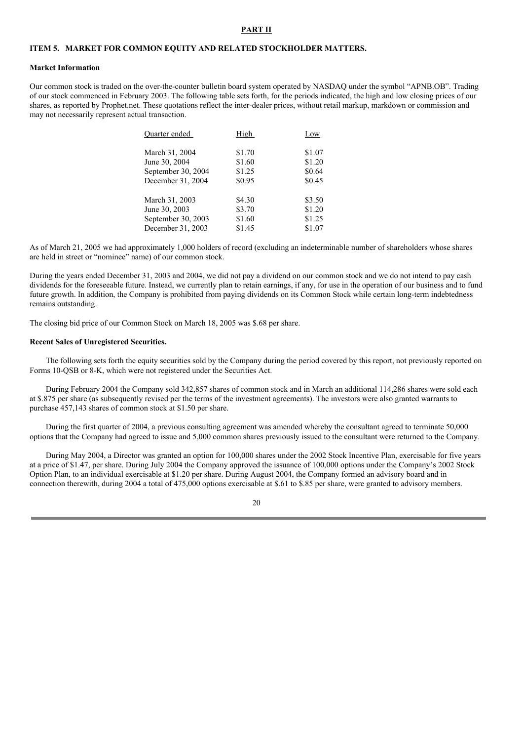## PART II

### ITEM 5. MARKET FOR COMMON EQUITY AND RELATED STOCKHOLDER MATTERS.

**Market Information**

Our common stock is traded on the over-the-counter bulletin board system operated by NASDAQ under the symbol "APNB.OB". Trading of our stock commenced in February 2003. The following table sets forth, for the periods indicated, the high and low closing prices of our shares, as reported by Prophet.net. These quotations reflect the inter-dealer prices, without retail markup, markdown or commission and may not necessarily represent actual transaction.

| Quarter ended | High | Low |
|---|---|---|
| March 31, 2004 | $1.70 | $1.07 |
| June 30, 2004 | $1.60 | $1.20 |
| September 30, 2004 | $1.25 | $0.64 |
| December 31, 2004 | $0.95 | $0.45 |
| March 31, 2003 | $4.30 | $3.50 |
| June 30, 2003 | $3.70 | $1.20 |
| September 30, 2003 | $1.60 | $1.25 |
| December 31, 2003 | $1.45 | $1.07 |

As of March 21, 2005 we had approximately 1,000 holders of record (excluding an indeterminable number of shareholders whose shares are held in street or "nominee" name) of our common stock.

During the years ended December 31, 2003 and 2004, we did not pay a dividend on our common stock and we do not intend to pay cash dividends for the foreseeable future. Instead, we currently plan to retain earnings, if any, for use in the operation of our business and to fund future growth. In addition, the Company is prohibited from paying dividends on its Common Stock while certain long-term indebtedness remains outstanding.

The closing bid price of our Common Stock on March 18, 2005 was $.68 per share.

**Recent Sales of Unregistered Securities.**

The following sets forth the equity securities sold by the Company during the period covered by this report, not previously reported on Forms 10-QSB or 8-K, which were not registered under the Securities Act.

During February 2004 the Company sold 342,857 shares of common stock and in March an additional 114,286 shares were sold each at $.875 per share (as subsequently revised per the terms of the investment agreements). The investors were also granted warrants to purchase 457,143 shares of common stock at $1.50 per share.

During the first quarter of 2004, a previous consulting agreement was amended whereby the consultant agreed to terminate 50,000 options that the Company had agreed to issue and 5,000 common shares previously issued to the consultant were returned to the Company.

During May 2004, a Director was granted an option for 100,000 shares under the 2002 Stock Incentive Plan, exercisable for five years at a price of $1.47, per share. During July 2004 the Company approved the issuance of 100,000 options under the Company's 2002 Stock Option Plan, to an individual exercisable at $1.20 per share. During August 2004, the Company formed an advisory board and in connection therewith, during 2004 a total of 475,000 options exercisable at $.61 to $.85 per share, were granted to advisory members.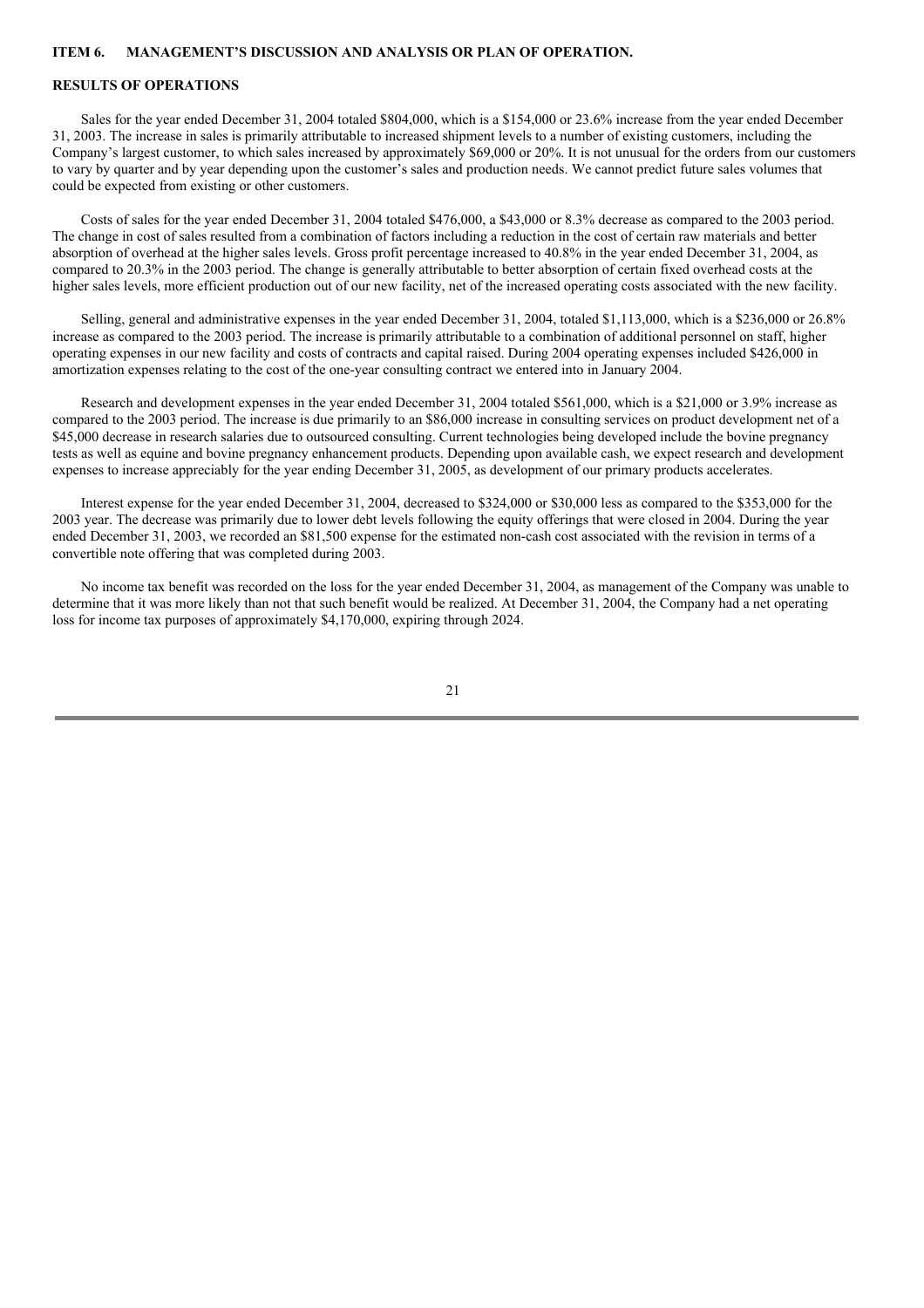## ITEM 6. MANAGEMENT'S DISCUSSION AND ANALYSIS OR PLAN OF OPERATION.

### RESULTS OF OPERATIONS

Sales for the year ended December 31, 2004 totaled $804,000, which is a $154,000 or 23.6% increase from the year ended December 31, 2003. The increase in sales is primarily attributable to increased shipment levels to a number of existing customers, including the Company's largest customer, to which sales increased by approximately $69,000 or 20%. It is not unusual for the orders from our customers to vary by quarter and by year depending upon the customer's sales and production needs. We cannot predict future sales volumes that could be expected from existing or other customers.

Costs of sales for the year ended December 31, 2004 totaled $476,000, a $43,000 or 8.3% decrease as compared to the 2003 period. The change in cost of sales resulted from a combination of factors including a reduction in the cost of certain raw materials and better absorption of overhead at the higher sales levels. Gross profit percentage increased to 40.8% in the year ended December 31, 2004, as compared to 20.3% in the 2003 period. The change is generally attributable to better absorption of certain fixed overhead costs at the higher sales levels, more efficient production out of our new facility, net of the increased operating costs associated with the new facility.

Selling, general and administrative expenses in the year ended December 31, 2004, totaled $1,113,000, which is a $236,000 or 26.8% increase as compared to the 2003 period. The increase is primarily attributable to a combination of additional personnel on staff, higher operating expenses in our new facility and costs of contracts and capital raised. During 2004 operating expenses included $426,000 in amortization expenses relating to the cost of the one-year consulting contract we entered into in January 2004.

Research and development expenses in the year ended December 31, 2004 totaled $561,000, which is a $21,000 or 3.9% increase as compared to the 2003 period. The increase is due primarily to an $86,000 increase in consulting services on product development net of a $45,000 decrease in research salaries due to outsourced consulting. Current technologies being developed include the bovine pregnancy tests as well as equine and bovine pregnancy enhancement products. Depending upon available cash, we expect research and development expenses to increase appreciably for the year ending December 31, 2005, as development of our primary products accelerates.

Interest expense for the year ended December 31, 2004, decreased to $324,000 or $30,000 less as compared to the $353,000 for the 2003 year. The decrease was primarily due to lower debt levels following the equity offerings that were closed in 2004. During the year ended December 31, 2003, we recorded an $81,500 expense for the estimated non-cash cost associated with the revision in terms of a convertible note offering that was completed during 2003.

No income tax benefit was recorded on the loss for the year ended December 31, 2004, as management of the Company was unable to determine that it was more likely than not that such benefit would be realized. At December 31, 2004, the Company had a net operating loss for income tax purposes of approximately $4,170,000, expiring through 2024.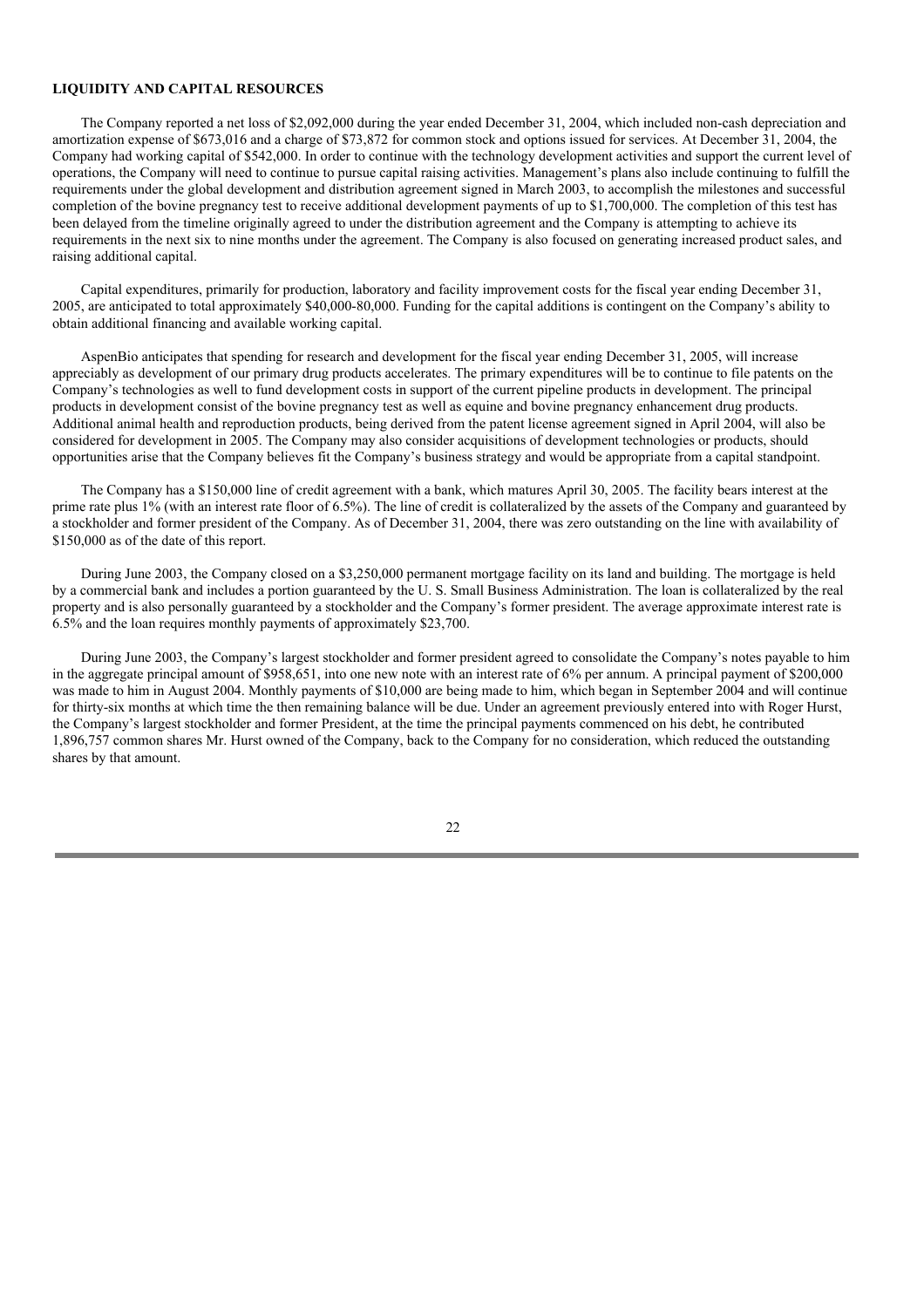**LIQUIDITY AND CAPITAL RESOURCES**

The Company reported a net loss of $2,092,000 during the year ended December 31, 2004, which included non-cash depreciation and amortization expense of $673,016 and a charge of $73,872 for common stock and options issued for services. At December 31, 2004, the Company had working capital of $542,000. In order to continue with the technology development activities and support the current level of operations, the Company will need to continue to pursue capital raising activities. Management's plans also include continuing to fulfill the requirements under the global development and distribution agreement signed in March 2003, to accomplish the milestones and successful completion of the bovine pregnancy test to receive additional development payments of up to $1,700,000. The completion of this test has been delayed from the timeline originally agreed to under the distribution agreement and the Company is attempting to achieve its requirements in the next six to nine months under the agreement. The Company is also focused on generating increased product sales, and raising additional capital.

Capital expenditures, primarily for production, laboratory and facility improvement costs for the fiscal year ending December 31, 2005, are anticipated to total approximately $40,000-80,000. Funding for the capital additions is contingent on the Company's ability to obtain additional financing and available working capital.

AspenBio anticipates that spending for research and development for the fiscal year ending December 31, 2005, will increase appreciably as development of our primary drug products accelerates. The primary expenditures will be to continue to file patents on the Company's technologies as well to fund development costs in support of the current pipeline products in development. The principal products in development consist of the bovine pregnancy test as well as equine and bovine pregnancy enhancement drug products. Additional animal health and reproduction products, being derived from the patent license agreement signed in April 2004, will also be considered for development in 2005. The Company may also consider acquisitions of development technologies or products, should opportunities arise that the Company believes fit the Company's business strategy and would be appropriate from a capital standpoint.

The Company has a $150,000 line of credit agreement with a bank, which matures April 30, 2005. The facility bears interest at the prime rate plus 1% (with an interest rate floor of 6.5%). The line of credit is collateralized by the assets of the Company and guaranteed by a stockholder and former president of the Company. As of December 31, 2004, there was zero outstanding on the line with availability of $150,000 as of the date of this report.

During June 2003, the Company closed on a $3,250,000 permanent mortgage facility on its land and building. The mortgage is held by a commercial bank and includes a portion guaranteed by the U. S. Small Business Administration. The loan is collateralized by the real property and is also personally guaranteed by a stockholder and the Company's former president. The average approximate interest rate is 6.5% and the loan requires monthly payments of approximately $23,700.

During June 2003, the Company's largest stockholder and former president agreed to consolidate the Company's notes payable to him in the aggregate principal amount of $958,651, into one new note with an interest rate of 6% per annum. A principal payment of $200,000 was made to him in August 2004. Monthly payments of $10,000 are being made to him, which began in September 2004 and will continue for thirty-six months at which time the then remaining balance will be due. Under an agreement previously entered into with Roger Hurst, the Company's largest stockholder and former President, at the time the principal payments commenced on his debt, he contributed 1,896,757 common shares Mr. Hurst owned of the Company, back to the Company for no consideration, which reduced the outstanding shares by that amount.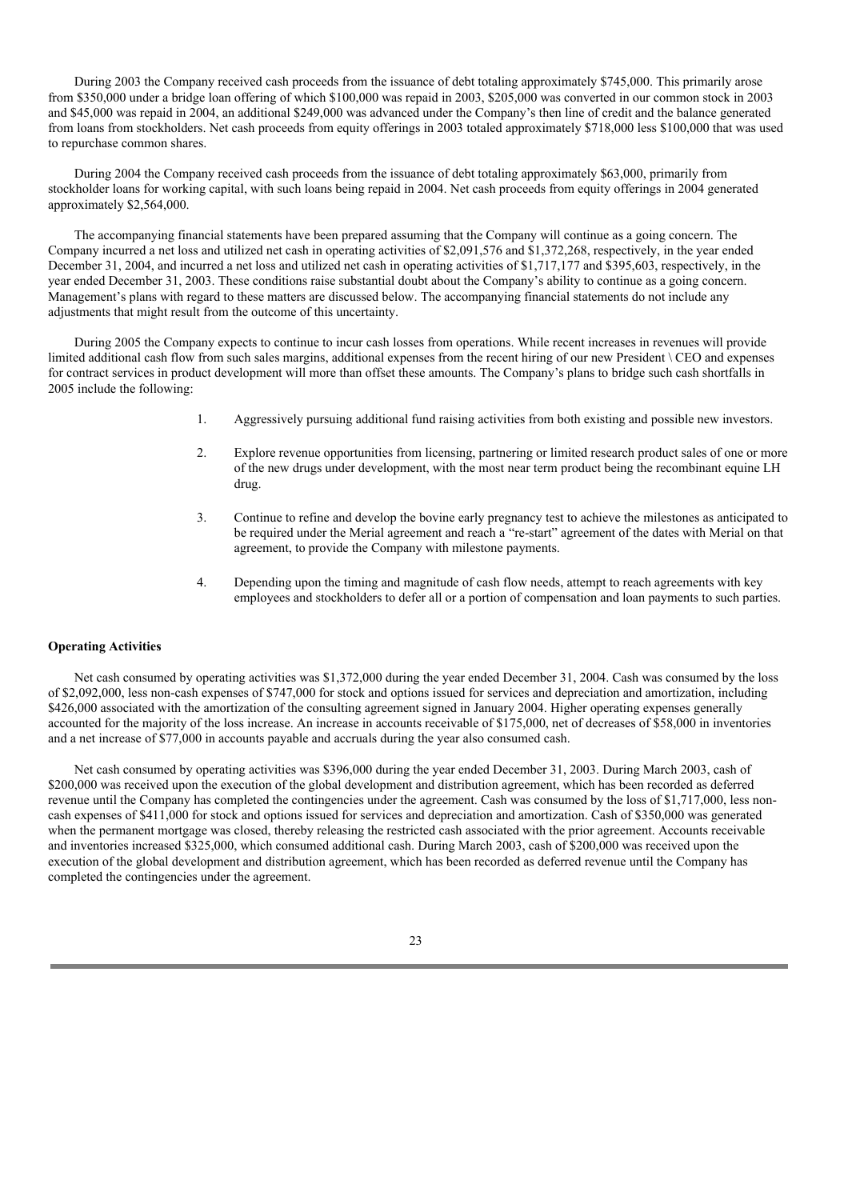During 2003 the Company received cash proceeds from the issuance of debt totaling approximately $745,000. This primarily arose from $350,000 under a bridge loan offering of which $100,000 was repaid in 2003, $205,000 was converted in our common stock in 2003 and $45,000 was repaid in 2004, an additional $249,000 was advanced under the Company's then line of credit and the balance generated from loans from stockholders. Net cash proceeds from equity offerings in 2003 totaled approximately $718,000 less $100,000 that was used to repurchase common shares.

During 2004 the Company received cash proceeds from the issuance of debt totaling approximately $63,000, primarily from stockholder loans for working capital, with such loans being repaid in 2004. Net cash proceeds from equity offerings in 2004 generated approximately $2,564,000.

The accompanying financial statements have been prepared assuming that the Company will continue as a going concern. The Company incurred a net loss and utilized net cash in operating activities of $2,091,576 and $1,372,268, respectively, in the year ended December 31, 2004, and incurred a net loss and utilized net cash in operating activities of $1,717,177 and $395,603, respectively, in the year ended December 31, 2003. These conditions raise substantial doubt about the Company's ability to continue as a going concern. Management's plans with regard to these matters are discussed below. The accompanying financial statements do not include any adjustments that might result from the outcome of this uncertainty.

During 2005 the Company expects to continue to incur cash losses from operations. While recent increases in revenues will provide limited additional cash flow from such sales margins, additional expenses from the recent hiring of our new President \ CEO and expenses for contract services in product development will more than offset these amounts. The Company's plans to bridge such cash shortfalls in 2005 include the following:

1. Aggressively pursuing additional fund raising activities from both existing and possible new investors.

2. Explore revenue opportunities from licensing, partnering or limited research product sales of one or more of the new drugs under development, with the most near term product being the recombinant equine LH drug.

3. Continue to refine and develop the bovine early pregnancy test to achieve the milestones as anticipated to be required under the Merial agreement and reach a "re-start" agreement of the dates with Merial on that agreement, to provide the Company with milestone payments.

4. Depending upon the timing and magnitude of cash flow needs, attempt to reach agreements with key employees and stockholders to defer all or a portion of compensation and loan payments to such parties.

**Operating Activities**

Net cash consumed by operating activities was $1,372,000 during the year ended December 31, 2004. Cash was consumed by the loss of $2,092,000, less non-cash expenses of $747,000 for stock and options issued for services and depreciation and amortization, including $426,000 associated with the amortization of the consulting agreement signed in January 2004. Higher operating expenses generally accounted for the majority of the loss increase. An increase in accounts receivable of $175,000, net of decreases of $58,000 in inventories and a net increase of $77,000 in accounts payable and accruals during the year also consumed cash.

Net cash consumed by operating activities was $396,000 during the year ended December 31, 2003. During March 2003, cash of $200,000 was received upon the execution of the global development and distribution agreement, which has been recorded as deferred revenue until the Company has completed the contingencies under the agreement. Cash was consumed by the loss of $1,717,000, less non-cash expenses of $411,000 for stock and options issued for services and depreciation and amortization. Cash of $350,000 was generated when the permanent mortgage was closed, thereby releasing the restricted cash associated with the prior agreement. Accounts receivable and inventories increased $325,000, which consumed additional cash. During March 2003, cash of $200,000 was received upon the execution of the global development and distribution agreement, which has been recorded as deferred revenue until the Company has completed the contingencies under the agreement.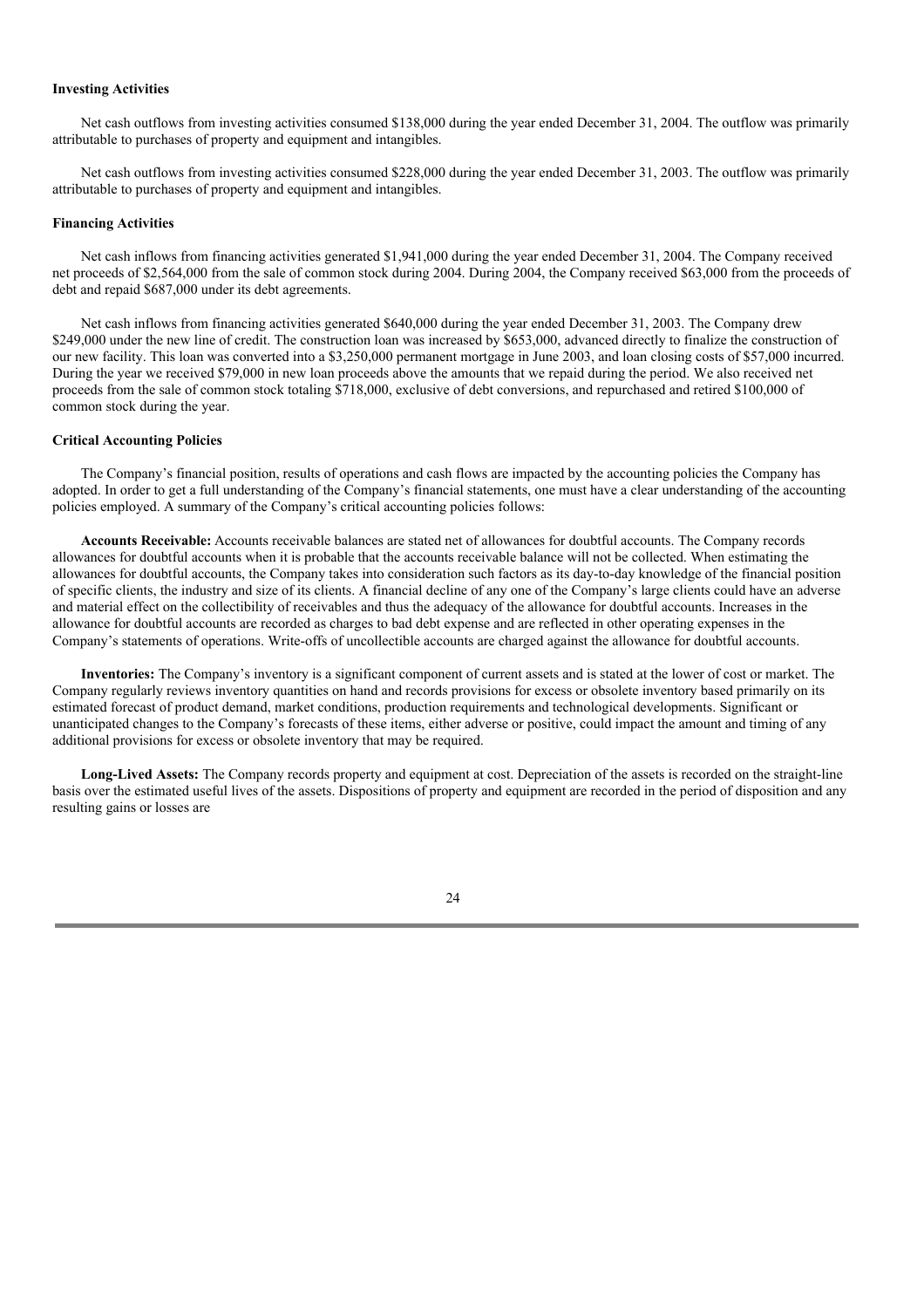**Investing Activities**

Net cash outflows from investing activities consumed $138,000 during the year ended December 31, 2004. The outflow was primarily attributable to purchases of property and equipment and intangibles.

Net cash outflows from investing activities consumed $228,000 during the year ended December 31, 2003. The outflow was primarily attributable to purchases of property and equipment and intangibles.

**Financing Activities**

Net cash inflows from financing activities generated $1,941,000 during the year ended December 31, 2004. The Company received net proceeds of $2,564,000 from the sale of common stock during 2004. During 2004, the Company received $63,000 from the proceeds of debt and repaid $687,000 under its debt agreements.

Net cash inflows from financing activities generated $640,000 during the year ended December 31, 2003. The Company drew $249,000 under the new line of credit. The construction loan was increased by $653,000, advanced directly to finalize the construction of our new facility. This loan was converted into a $3,250,000 permanent mortgage in June 2003, and loan closing costs of $57,000 incurred. During the year we received $79,000 in new loan proceeds above the amounts that we repaid during the period. We also received net proceeds from the sale of common stock totaling $718,000, exclusive of debt conversions, and repurchased and retired $100,000 of common stock during the year.

**Critical Accounting Policies**

The Company's financial position, results of operations and cash flows are impacted by the accounting policies the Company has adopted. In order to get a full understanding of the Company's financial statements, one must have a clear understanding of the accounting policies employed. A summary of the Company's critical accounting policies follows:

**Accounts Receivable:** Accounts receivable balances are stated net of allowances for doubtful accounts. The Company records allowances for doubtful accounts when it is probable that the accounts receivable balance will not be collected. When estimating the allowances for doubtful accounts, the Company takes into consideration such factors as its day-to-day knowledge of the financial position of specific clients, the industry and size of its clients. A financial decline of any one of the Company's large clients could have an adverse and material effect on the collectibility of receivables and thus the adequacy of the allowance for doubtful accounts. Increases in the allowance for doubtful accounts are recorded as charges to bad debt expense and are reflected in other operating expenses in the Company's statements of operations. Write-offs of uncollectible accounts are charged against the allowance for doubtful accounts.

**Inventories:** The Company's inventory is a significant component of current assets and is stated at the lower of cost or market. The Company regularly reviews inventory quantities on hand and records provisions for excess or obsolete inventory based primarily on its estimated forecast of product demand, market conditions, production requirements and technological developments. Significant or unanticipated changes to the Company's forecasts of these items, either adverse or positive, could impact the amount and timing of any additional provisions for excess or obsolete inventory that may be required.

**Long-Lived Assets:** The Company records property and equipment at cost. Depreciation of the assets is recorded on the straight-line basis over the estimated useful lives of the assets. Dispositions of property and equipment are recorded in the period of disposition and any resulting gains or losses are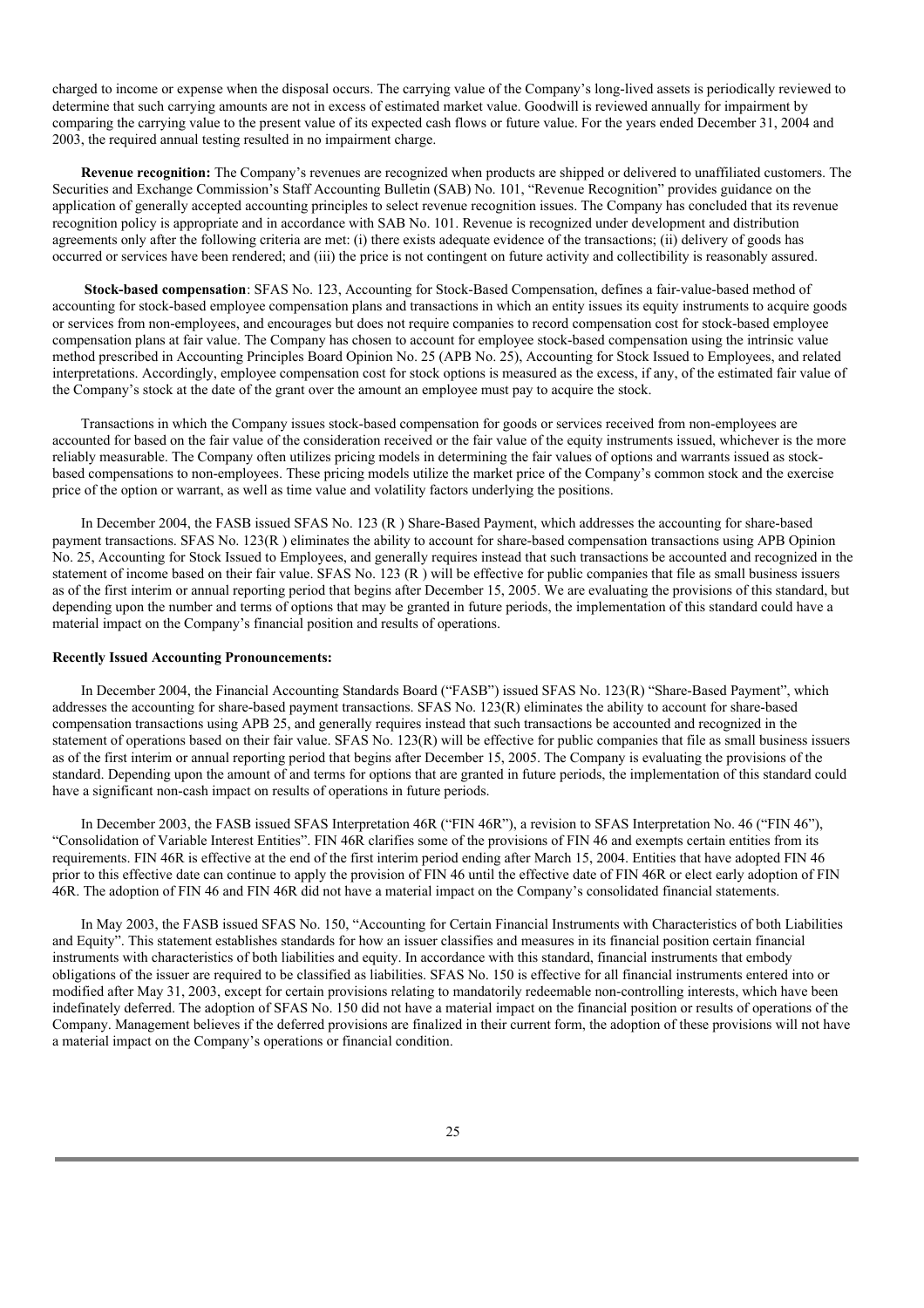charged to income or expense when the disposal occurs. The carrying value of the Company's long-lived assets is periodically reviewed to determine that such carrying amounts are not in excess of estimated market value. Goodwill is reviewed annually for impairment by comparing the carrying value to the present value of its expected cash flows or future value. For the years ended December 31, 2004 and 2003, the required annual testing resulted in no impairment charge.

**Revenue recognition:** The Company's revenues are recognized when products are shipped or delivered to unaffiliated customers. The Securities and Exchange Commission's Staff Accounting Bulletin (SAB) No. 101, "Revenue Recognition" provides guidance on the application of generally accepted accounting principles to select revenue recognition issues. The Company has concluded that its revenue recognition policy is appropriate and in accordance with SAB No. 101. Revenue is recognized under development and distribution agreements only after the following criteria are met: (i) there exists adequate evidence of the transactions; (ii) delivery of goods has occurred or services have been rendered; and (iii) the price is not contingent on future activity and collectibility is reasonably assured.

**Stock-based compensation**: SFAS No. 123, Accounting for Stock-Based Compensation, defines a fair-value-based method of accounting for stock-based employee compensation plans and transactions in which an entity issues its equity instruments to acquire goods or services from non-employees, and encourages but does not require companies to record compensation cost for stock-based employee compensation plans at fair value. The Company has chosen to account for employee stock-based compensation using the intrinsic value method prescribed in Accounting Principles Board Opinion No. 25 (APB No. 25), Accounting for Stock Issued to Employees, and related interpretations. Accordingly, employee compensation cost for stock options is measured as the excess, if any, of the estimated fair value of the Company's stock at the date of the grant over the amount an employee must pay to acquire the stock.

Transactions in which the Company issues stock-based compensation for goods or services received from non-employees are accounted for based on the fair value of the consideration received or the fair value of the equity instruments issued, whichever is the more reliably measurable. The Company often utilizes pricing models in determining the fair values of options and warrants issued as stock-based compensations to non-employees. These pricing models utilize the market price of the Company's common stock and the exercise price of the option or warrant, as well as time value and volatility factors underlying the positions.

In December 2004, the FASB issued SFAS No. 123 (R ) Share-Based Payment, which addresses the accounting for share-based payment transactions. SFAS No. 123(R ) eliminates the ability to account for share-based compensation transactions using APB Opinion No. 25, Accounting for Stock Issued to Employees, and generally requires instead that such transactions be accounted and recognized in the statement of income based on their fair value. SFAS No. 123 (R ) will be effective for public companies that file as small business issuers as of the first interim or annual reporting period that begins after December 15, 2005. We are evaluating the provisions of this standard, but depending upon the number and terms of options that may be granted in future periods, the implementation of this standard could have a material impact on the Company's financial position and results of operations.

**Recently Issued Accounting Pronouncements:**

In December 2004, the Financial Accounting Standards Board ("FASB") issued SFAS No. 123(R) "Share-Based Payment", which addresses the accounting for share-based payment transactions. SFAS No. 123(R) eliminates the ability to account for share-based compensation transactions using APB 25, and generally requires instead that such transactions be accounted and recognized in the statement of operations based on their fair value. SFAS No. 123(R) will be effective for public companies that file as small business issuers as of the first interim or annual reporting period that begins after December 15, 2005. The Company is evaluating the provisions of the standard. Depending upon the amount of and terms for options that are granted in future periods, the implementation of this standard could have a significant non-cash impact on results of operations in future periods.

In December 2003, the FASB issued SFAS Interpretation 46R ("FIN 46R"), a revision to SFAS Interpretation No. 46 ("FIN 46"), "Consolidation of Variable Interest Entities". FIN 46R clarifies some of the provisions of FIN 46 and exempts certain entities from its requirements. FIN 46R is effective at the end of the first interim period ending after March 15, 2004. Entities that have adopted FIN 46 prior to this effective date can continue to apply the provision of FIN 46 until the effective date of FIN 46R or elect early adoption of FIN 46R. The adoption of FIN 46 and FIN 46R did not have a material impact on the Company's consolidated financial statements.

In May 2003, the FASB issued SFAS No. 150, "Accounting for Certain Financial Instruments with Characteristics of both Liabilities and Equity". This statement establishes standards for how an issuer classifies and measures in its financial position certain financial instruments with characteristics of both liabilities and equity. In accordance with this standard, financial instruments that embody obligations of the issuer are required to be classified as liabilities. SFAS No. 150 is effective for all financial instruments entered into or modified after May 31, 2003, except for certain provisions relating to mandatorily redeemable non-controlling interests, which have been indefinitely deferred. The adoption of SFAS No. 150 did not have a material impact on the financial position or results of operations of the Company. Management believes if the deferred provisions are finalized in their current form, the adoption of these provisions will not have a material impact on the Company's operations or financial condition.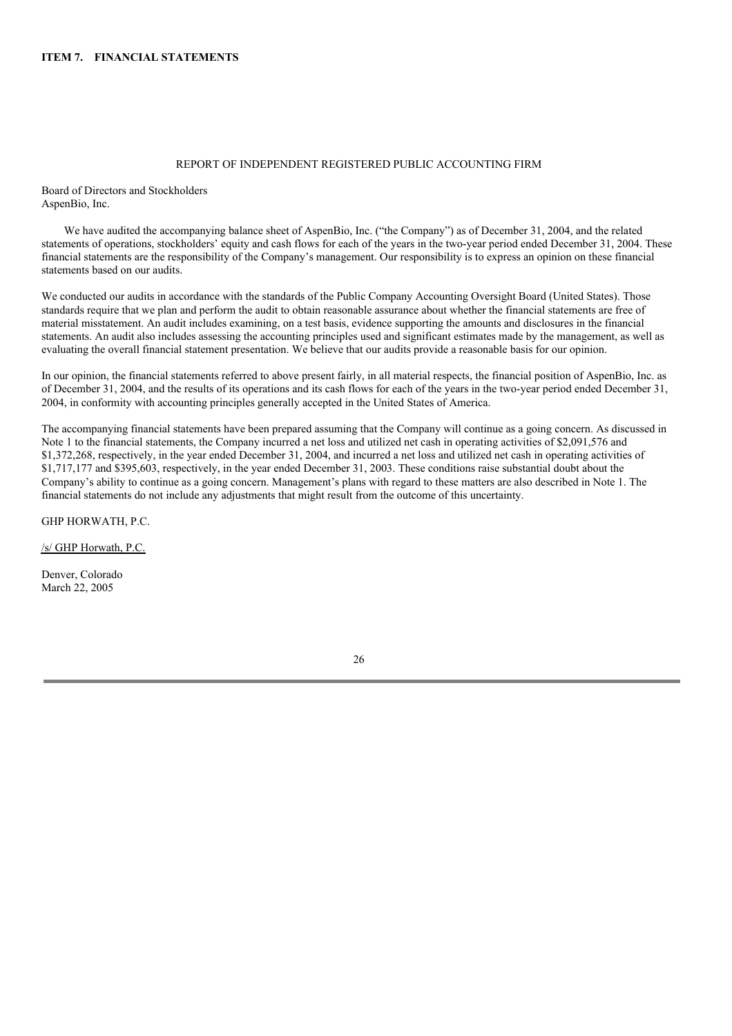## ITEM 7. FINANCIAL STATEMENTS

REPORT OF INDEPENDENT REGISTERED PUBLIC ACCOUNTING FIRM

Board of Directors and Stockholders
AspenBio, Inc.

We have audited the accompanying balance sheet of AspenBio, Inc. ("the Company") as of December 31, 2004, and the related statements of operations, stockholders' equity and cash flows for each of the years in the two-year period ended December 31, 2004. These financial statements are the responsibility of the Company's management. Our responsibility is to express an opinion on these financial statements based on our audits.

We conducted our audits in accordance with the standards of the Public Company Accounting Oversight Board (United States). Those standards require that we plan and perform the audit to obtain reasonable assurance about whether the financial statements are free of material misstatement. An audit includes examining, on a test basis, evidence supporting the amounts and disclosures in the financial statements. An audit also includes assessing the accounting principles used and significant estimates made by the management, as well as evaluating the overall financial statement presentation. We believe that our audits provide a reasonable basis for our opinion.

In our opinion, the financial statements referred to above present fairly, in all material respects, the financial position of AspenBio, Inc. as of December 31, 2004, and the results of its operations and its cash flows for each of the years in the two-year period ended December 31, 2004, in conformity with accounting principles generally accepted in the United States of America.

The accompanying financial statements have been prepared assuming that the Company will continue as a going concern. As discussed in Note 1 to the financial statements, the Company incurred a net loss and utilized net cash in operating activities of $2,091,576 and $1,372,268, respectively, in the year ended December 31, 2004, and incurred a net loss and utilized net cash in operating activities of $1,717,177 and $395,603, respectively, in the year ended December 31, 2003. These conditions raise substantial doubt about the Company's ability to continue as a going concern. Management's plans with regard to these matters are also described in Note 1. The financial statements do not include any adjustments that might result from the outcome of this uncertainty.

GHP HORWATH, P.C.

/s/ GHP Horwath, P.C.

Denver, Colorado
March 22, 2005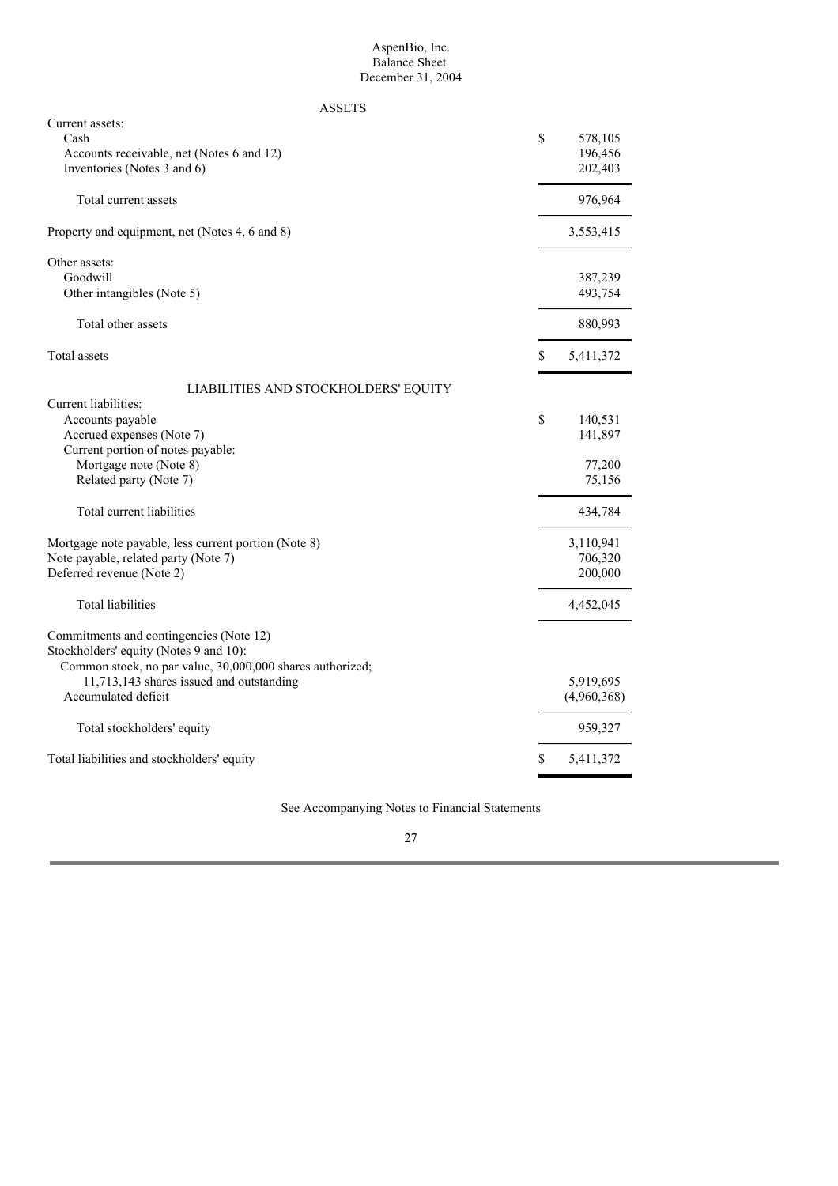AspenBio, Inc.
Balance Sheet
December 31, 2004

| ASSETS | |
|---|---|
| Current assets: | |
| Cash | $ 578,105 |
| Accounts receivable, net (Notes 6 and 12) | 196,456 |
| Inventories (Notes 3 and 6) | 202,403 |
| Total current assets | 976,964 |
| Property and equipment, net (Notes 4, 6 and 8) | 3,553,415 |
| Other assets: | |
| Goodwill | 387,239 |
| Other intangibles (Note 5) | 493,754 |
| Total other assets | 880,993 |
| Total assets | $ 5,411,372 |
| **LIABILITIES AND STOCKHOLDERS' EQUITY** | |
| Current liabilities: | |
| Accounts payable | $ 140,531 |
| Accrued expenses (Note 7) | 141,897 |
| Current portion of notes payable: | |
| Mortgage note (Note 8) | 77,200 |
| Related party (Note 7) | 75,156 |
| Total current liabilities | 434,784 |
| Mortgage note payable, less current portion (Note 8) | 3,110,941 |
| Note payable, related party (Note 7) | 706,320 |
| Deferred revenue (Note 2) | 200,000 |
| Total liabilities | 4,452,045 |
| Commitments and contingencies (Note 12) | |
| Stockholders' equity (Notes 9 and 10): | |
| Common stock, no par value, 30,000,000 shares authorized; 11,713,143 shares issued and outstanding | 5,919,695 |
| Accumulated deficit | (4,960,368) |
| Total stockholders' equity | 959,327 |
| Total liabilities and stockholders' equity | $ 5,411,372 |

See Accompanying Notes to Financial Statements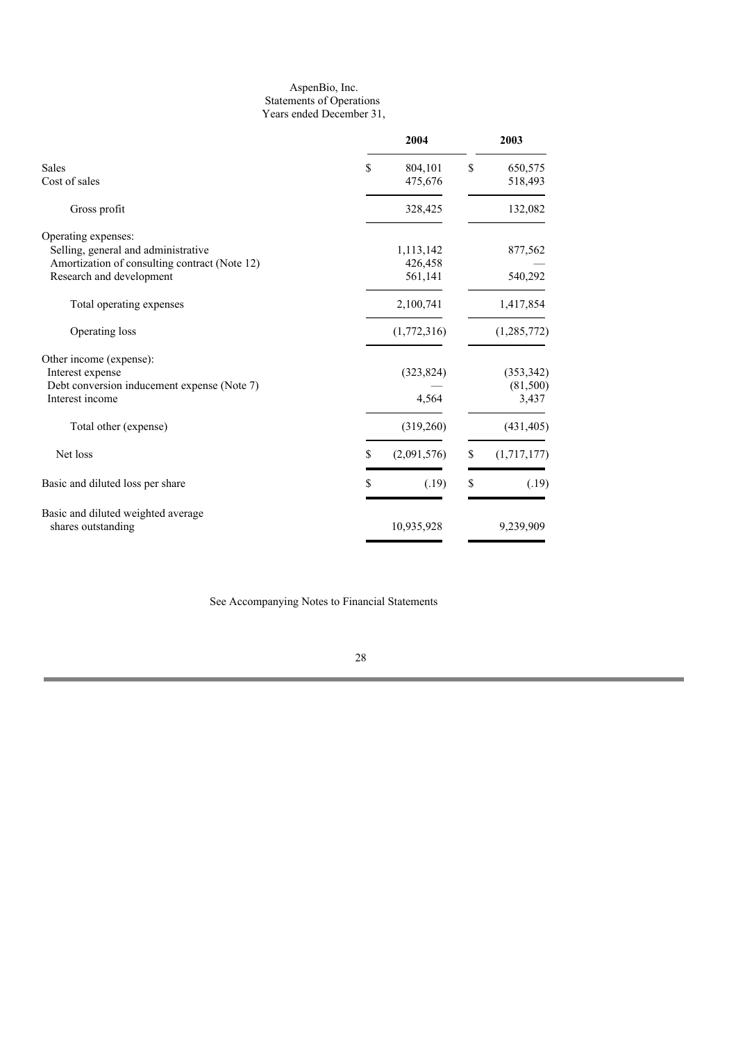AspenBio, Inc.
Statements of Operations
Years ended December 31,

| | 2004 | 2003 |
|---|---|---|
| Sales | $ 804,101 | $ 650,575 |
| Cost of sales | 475,676 | 518,493 |
| Gross profit | 328,425 | 132,082 |
| Operating expenses: | | |
| Selling, general and administrative | 1,113,142 | 877,562 |
| Amortization of consulting contract (Note 12) | 426,458 | — |
| Research and development | 561,141 | 540,292 |
| Total operating expenses | 2,100,741 | 1,417,854 |
| Operating loss | (1,772,316) | (1,285,772) |
| Other income (expense): | | |
| Interest expense | (323,824) | (353,342) |
| Debt conversion inducement expense (Note 7) | — | (81,500) |
| Interest income | 4,564 | 3,437 |
| Total other (expense) | (319,260) | (431,405) |
| Net loss | $ (2,091,576) | $ (1,717,177) |
| Basic and diluted loss per share | $ (.19) | $ (.19) |
| Basic and diluted weighted average shares outstanding | 10,935,928 | 9,239,909 |

See Accompanying Notes to Financial Statements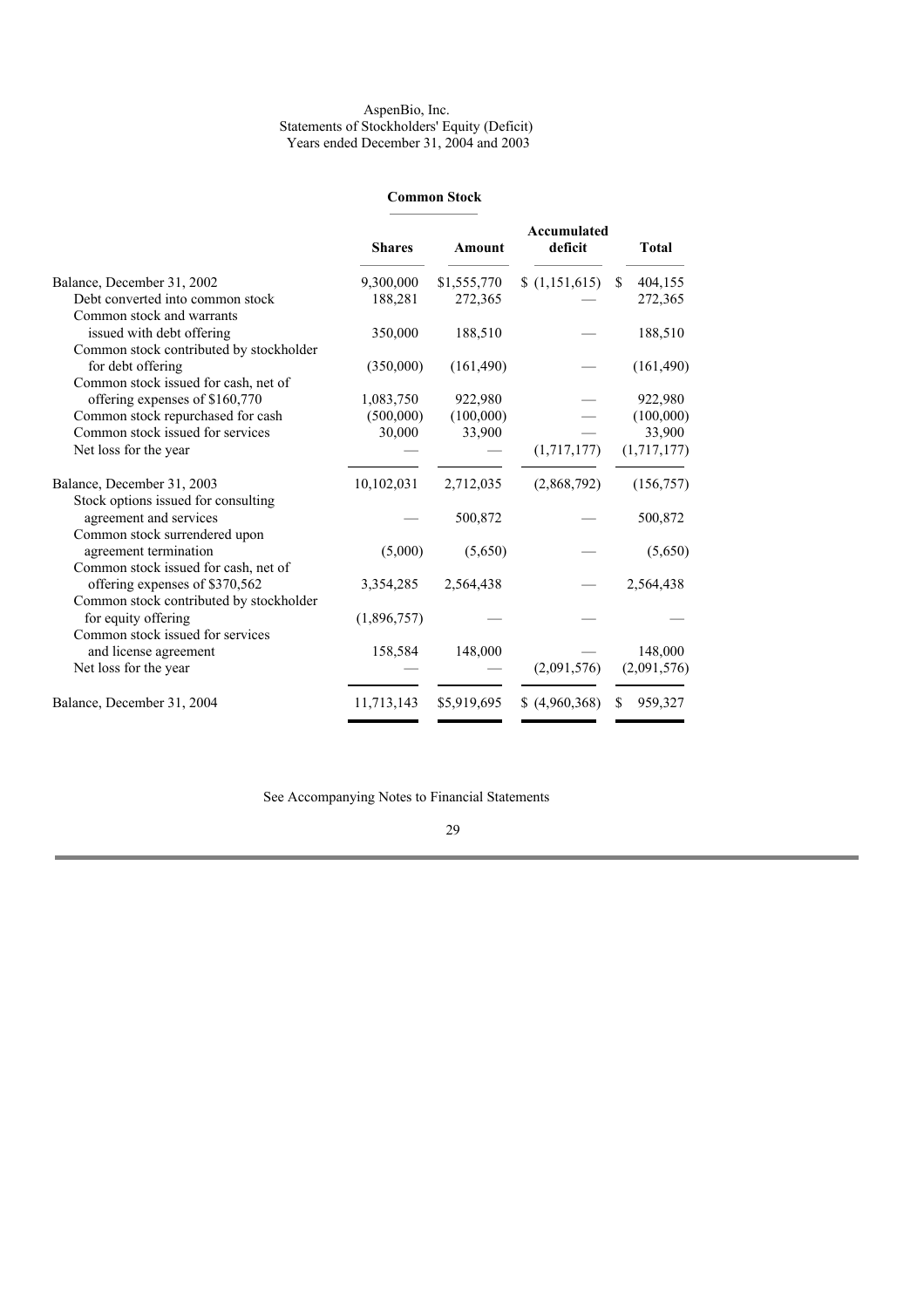AspenBio, Inc.
Statements of Stockholders' Equity (Deficit)
Years ended December 31, 2004 and 2003

| | Common Stock | | Accumulated deficit | Total |
|---|---|---|---|---|
| | Shares | Amount | | |
| Balance, December 31, 2002 | 9,300,000 | $1,555,770 | $ (1,151,615) | $ 404,155 |
| Debt converted into common stock | 188,281 | 272,365 | — | 272,365 |
| Common stock and warrants issued with debt offering | 350,000 | 188,510 | — | 188,510 |
| Common stock contributed by stockholder for debt offering | (350,000) | (161,490) | — | (161,490) |
| Common stock issued for cash, net of offering expenses of $160,770 | 1,083,750 | 922,980 | — | 922,980 |
| Common stock repurchased for cash | (500,000) | (100,000) | — | (100,000) |
| Common stock issued for services | 30,000 | 33,900 | — | 33,900 |
| Net loss for the year | — | — | (1,717,177) | (1,717,177) |
| Balance, December 31, 2003 | 10,102,031 | 2,712,035 | (2,868,792) | (156,757) |
| Stock options issued for consulting agreement and services | — | 500,872 | — | 500,872 |
| Common stock surrendered upon agreement termination | (5,000) | (5,650) | — | (5,650) |
| Common stock issued for cash, net of offering expenses of $370,562 | 3,354,285 | 2,564,438 | — | 2,564,438 |
| Common stock contributed by stockholder for equity offering | (1,896,757) | — | — | — |
| Common stock issued for services and license agreement | 158,584 | 148,000 | — | 148,000 |
| Net loss for the year | — | — | (2,091,576) | (2,091,576) |
| Balance, December 31, 2004 | 11,713,143 | $5,919,695 | $ (4,960,368) | $ 959,327 |

See Accompanying Notes to Financial Statements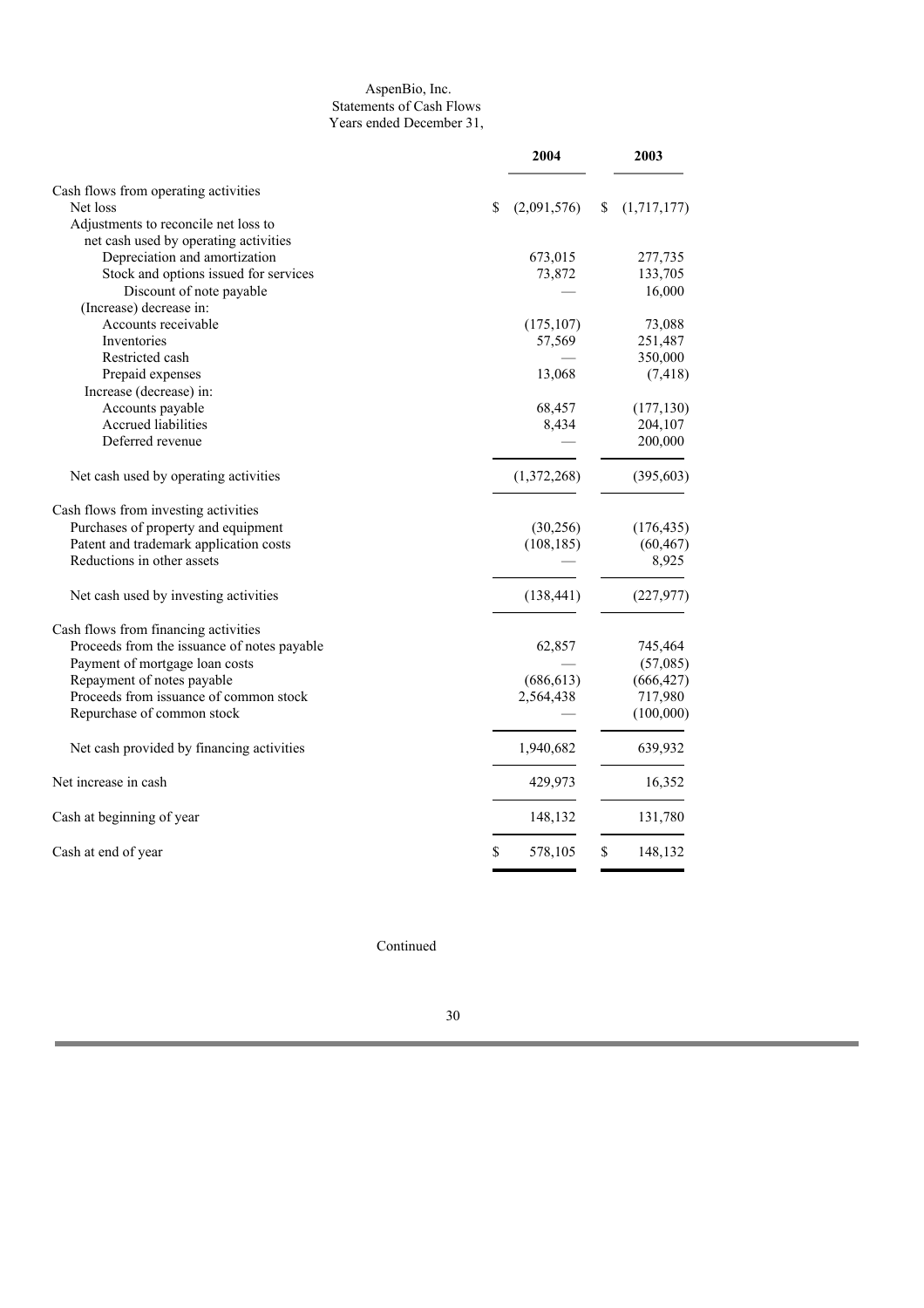AspenBio, Inc.
Statements of Cash Flows
Years ended December 31,

| | 2004 | 2003 |
|---|---|---|
| Cash flows from operating activities | | |
| Net loss | $ (2,091,576) | $ (1,717,177) |
| Adjustments to reconcile net loss to net cash used by operating activities | | |
| Depreciation and amortization | 673,015 | 277,735 |
| Stock and options issued for services | 73,872 | 133,705 |
| Discount of note payable | — | 16,000 |
| (Increase) decrease in: | | |
| Accounts receivable | (175,107) | 73,088 |
| Inventories | 57,569 | 251,487 |
| Restricted cash | — | 350,000 |
| Prepaid expenses | 13,068 | (7,418) |
| Increase (decrease) in: | | |
| Accounts payable | 68,457 | (177,130) |
| Accrued liabilities | 8,434 | 204,107 |
| Deferred revenue | — | 200,000 |
| Net cash used by operating activities | (1,372,268) | (395,603) |
| Cash flows from investing activities | | |
| Purchases of property and equipment | (30,256) | (176,435) |
| Patent and trademark application costs | (108,185) | (60,467) |
| Reductions in other assets | — | 8,925 |
| Net cash used by investing activities | (138,441) | (227,977) |
| Cash flows from financing activities | | |
| Proceeds from the issuance of notes payable | 62,857 | 745,464 |
| Payment of mortgage loan costs | — | (57,085) |
| Repayment of notes payable | (686,613) | (666,427) |
| Proceeds from issuance of common stock | 2,564,438 | 717,980 |
| Repurchase of common stock | — | (100,000) |
| Net cash provided by financing activities | 1,940,682 | 639,932 |
| Net increase in cash | 429,973 | 16,352 |
| Cash at beginning of year | 148,132 | 131,780 |
| Cash at end of year | $ 578,105 | $ 148,132 |

Continued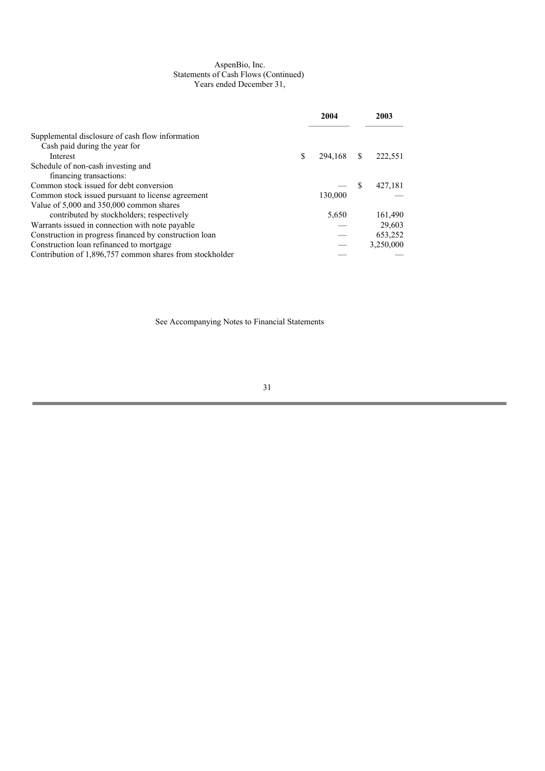AspenBio, Inc.
Statements of Cash Flows (Continued)
Years ended December 31,

| | 2004 | 2003 |
|---|---|---|
| Supplemental disclosure of cash flow information | | |
| Cash paid during the year for | | |
| Interest | $ 294,168 | $ 222,551 |
| Schedule of non-cash investing and financing transactions: | | |
| Common stock issued for debt conversion | — | $ 427,181 |
| Common stock issued pursuant to license agreement | 130,000 | — |
| Value of 5,000 and 350,000 common shares contributed by stockholders; respectively | 5,650 | 161,490 |
| Warrants issued in connection with note payable | — | 29,603 |
| Construction in progress financed by construction loan | — | 653,252 |
| Construction loan refinanced to mortgage | — | 3,250,000 |
| Contribution of 1,896,757 common shares from stockholder | — | — |

See Accompanying Notes to Financial Statements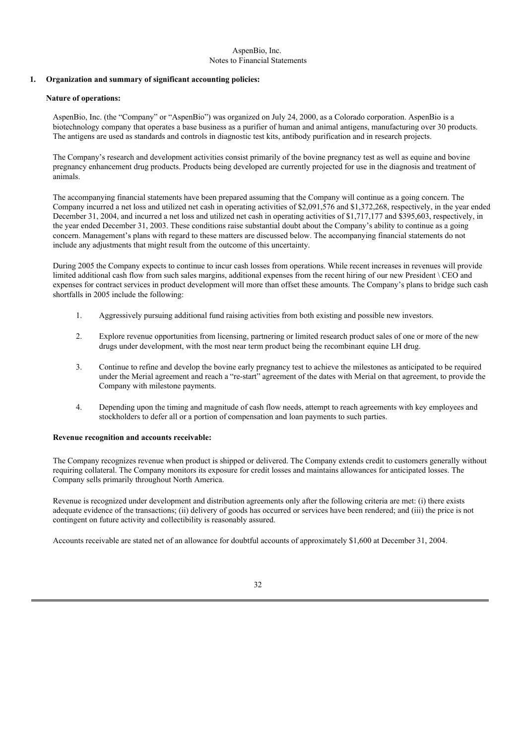AspenBio, Inc.
Notes to Financial Statements

## 1. Organization and summary of significant accounting policies:

### Nature of operations:

AspenBio, Inc. (the "Company" or "AspenBio") was organized on July 24, 2000, as a Colorado corporation. AspenBio is a biotechnology company that operates a base business as a purifier of human and animal antigens, manufacturing over 30 products. The antigens are used as standards and controls in diagnostic test kits, antibody purification and in research projects.

The Company's research and development activities consist primarily of the bovine pregnancy test as well as equine and bovine pregnancy enhancement drug products. Products being developed are currently projected for use in the diagnosis and treatment of animals.

The accompanying financial statements have been prepared assuming that the Company will continue as a going concern. The Company incurred a net loss and utilized net cash in operating activities of $2,091,576 and $1,372,268, respectively, in the year ended December 31, 2004, and incurred a net loss and utilized net cash in operating activities of $1,717,177 and $395,603, respectively, in the year ended December 31, 2003. These conditions raise substantial doubt about the Company's ability to continue as a going concern. Management's plans with regard to these matters are discussed below. The accompanying financial statements do not include any adjustments that might result from the outcome of this uncertainty.

During 2005 the Company expects to continue to incur cash losses from operations. While recent increases in revenues will provide limited additional cash flow from such sales margins, additional expenses from the recent hiring of our new President \ CEO and expenses for contract services in product development will more than offset these amounts. The Company's plans to bridge such cash shortfalls in 2005 include the following:

1. Aggressively pursuing additional fund raising activities from both existing and possible new investors.
2. Explore revenue opportunities from licensing, partnering or limited research product sales of one or more of the new drugs under development, with the most near term product being the recombinant equine LH drug.
3. Continue to refine and develop the bovine early pregnancy test to achieve the milestones as anticipated to be required under the Merial agreement and reach a "re-start" agreement of the dates with Merial on that agreement, to provide the Company with milestone payments.
4. Depending upon the timing and magnitude of cash flow needs, attempt to reach agreements with key employees and stockholders to defer all or a portion of compensation and loan payments to such parties.

### Revenue recognition and accounts receivable:

The Company recognizes revenue when product is shipped or delivered. The Company extends credit to customers generally without requiring collateral. The Company monitors its exposure for credit losses and maintains allowances for anticipated losses. The Company sells primarily throughout North America.

Revenue is recognized under development and distribution agreements only after the following criteria are met: (i) there exists adequate evidence of the transactions; (ii) delivery of goods has occurred or services have been rendered; and (iii) the price is not contingent on future activity and collectibility is reasonably assured.

Accounts receivable are stated net of an allowance for doubtful accounts of approximately $1,600 at December 31, 2004.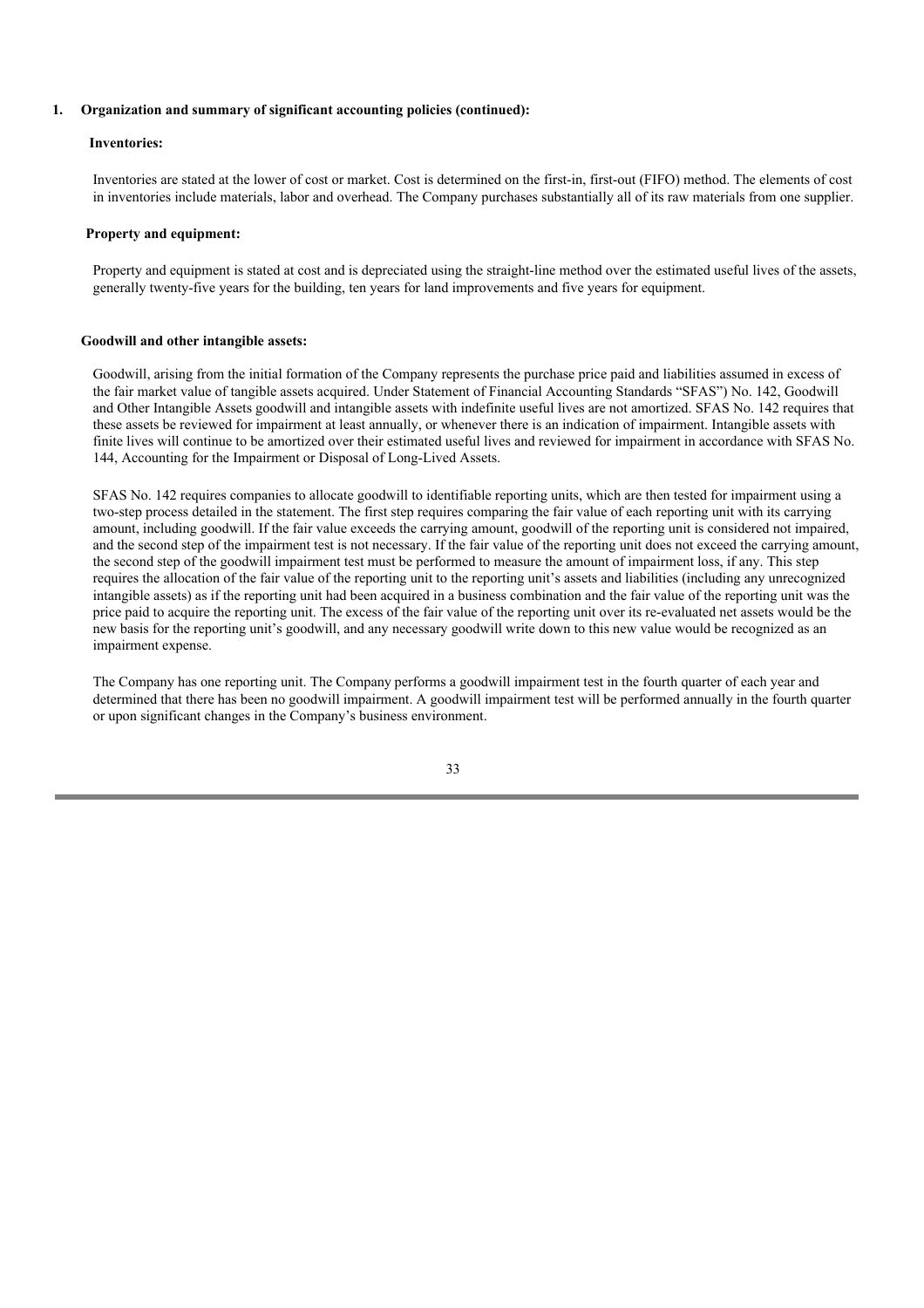## 1. Organization and summary of significant accounting policies (continued):

### Inventories:

Inventories are stated at the lower of cost or market. Cost is determined on the first-in, first-out (FIFO) method. The elements of cost in inventories include materials, labor and overhead. The Company purchases substantially all of its raw materials from one supplier.

### Property and equipment:

Property and equipment is stated at cost and is depreciated using the straight-line method over the estimated useful lives of the assets, generally twenty-five years for the building, ten years for land improvements and five years for equipment.

### Goodwill and other intangible assets:

Goodwill, arising from the initial formation of the Company represents the purchase price paid and liabilities assumed in excess of the fair market value of tangible assets acquired. Under Statement of Financial Accounting Standards "SFAS") No. 142, Goodwill and Other Intangible Assets goodwill and intangible assets with indefinite useful lives are not amortized. SFAS No. 142 requires that these assets be reviewed for impairment at least annually, or whenever there is an indication of impairment. Intangible assets with finite lives will continue to be amortized over their estimated useful lives and reviewed for impairment in accordance with SFAS No. 144, Accounting for the Impairment or Disposal of Long-Lived Assets.

SFAS No. 142 requires companies to allocate goodwill to identifiable reporting units, which are then tested for impairment using a two-step process detailed in the statement. The first step requires comparing the fair value of each reporting unit with its carrying amount, including goodwill. If the fair value exceeds the carrying amount, goodwill of the reporting unit is considered not impaired, and the second step of the impairment test is not necessary. If the fair value of the reporting unit does not exceed the carrying amount, the second step of the goodwill impairment test must be performed to measure the amount of impairment loss, if any. This step requires the allocation of the fair value of the reporting unit to the reporting unit's assets and liabilities (including any unrecognized intangible assets) as if the reporting unit had been acquired in a business combination and the fair value of the reporting unit was the price paid to acquire the reporting unit. The excess of the fair value of the reporting unit over its re-evaluated net assets would be the new basis for the reporting unit's goodwill, and any necessary goodwill write down to this new value would be recognized as an impairment expense.

The Company has one reporting unit. The Company performs a goodwill impairment test in the fourth quarter of each year and determined that there has been no goodwill impairment. A goodwill impairment test will be performed annually in the fourth quarter or upon significant changes in the Company's business environment.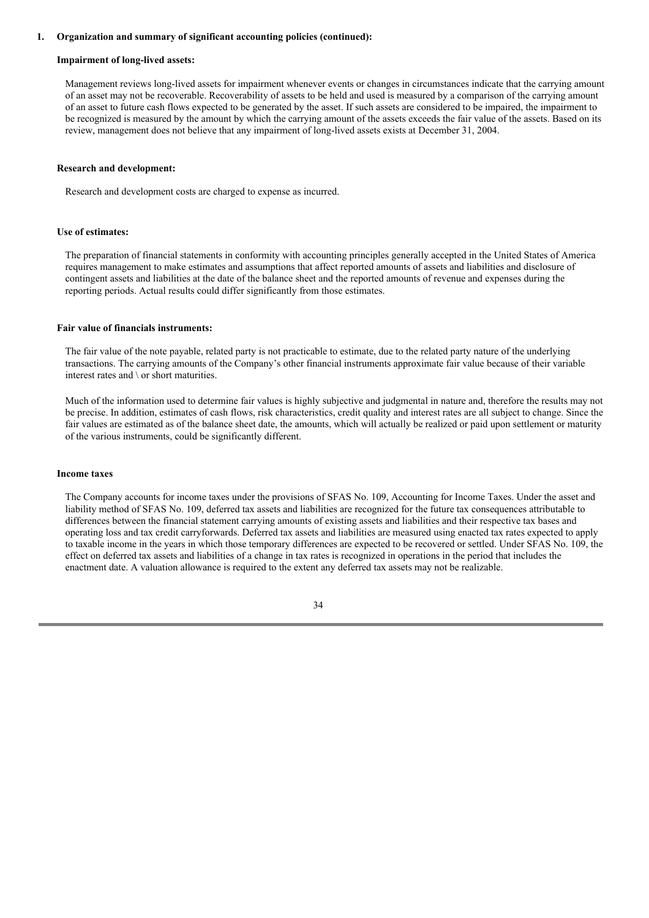**1. Organization and summary of significant accounting policies (continued):**

**Impairment of long-lived assets:**

Management reviews long-lived assets for impairment whenever events or changes in circumstances indicate that the carrying amount of an asset may not be recoverable. Recoverability of assets to be held and used is measured by a comparison of the carrying amount of an asset to future cash flows expected to be generated by the asset. If such assets are considered to be impaired, the impairment to be recognized is measured by the amount by which the carrying amount of the assets exceeds the fair value of the assets. Based on its review, management does not believe that any impairment of long-lived assets exists at December 31, 2004.

**Research and development:**

Research and development costs are charged to expense as incurred.

**Use of estimates:**

The preparation of financial statements in conformity with accounting principles generally accepted in the United States of America requires management to make estimates and assumptions that affect reported amounts of assets and liabilities and disclosure of contingent assets and liabilities at the date of the balance sheet and the reported amounts of revenue and expenses during the reporting periods. Actual results could differ significantly from those estimates.

**Fair value of financials instruments:**

The fair value of the note payable, related party is not practicable to estimate, due to the related party nature of the underlying transactions. The carrying amounts of the Company's other financial instruments approximate fair value because of their variable interest rates and \ or short maturities.

Much of the information used to determine fair values is highly subjective and judgmental in nature and, therefore the results may not be precise. In addition, estimates of cash flows, risk characteristics, credit quality and interest rates are all subject to change. Since the fair values are estimated as of the balance sheet date, the amounts, which will actually be realized or paid upon settlement or maturity of the various instruments, could be significantly different.

**Income taxes**

The Company accounts for income taxes under the provisions of SFAS No. 109, Accounting for Income Taxes. Under the asset and liability method of SFAS No. 109, deferred tax assets and liabilities are recognized for the future tax consequences attributable to differences between the financial statement carrying amounts of existing assets and liabilities and their respective tax bases and operating loss and tax credit carryforwards. Deferred tax assets and liabilities are measured using enacted tax rates expected to apply to taxable income in the years in which those temporary differences are expected to be recovered or settled. Under SFAS No. 109, the effect on deferred tax assets and liabilities of a change in tax rates is recognized in operations in the period that includes the enactment date. A valuation allowance is required to the extent any deferred tax assets may not be realizable.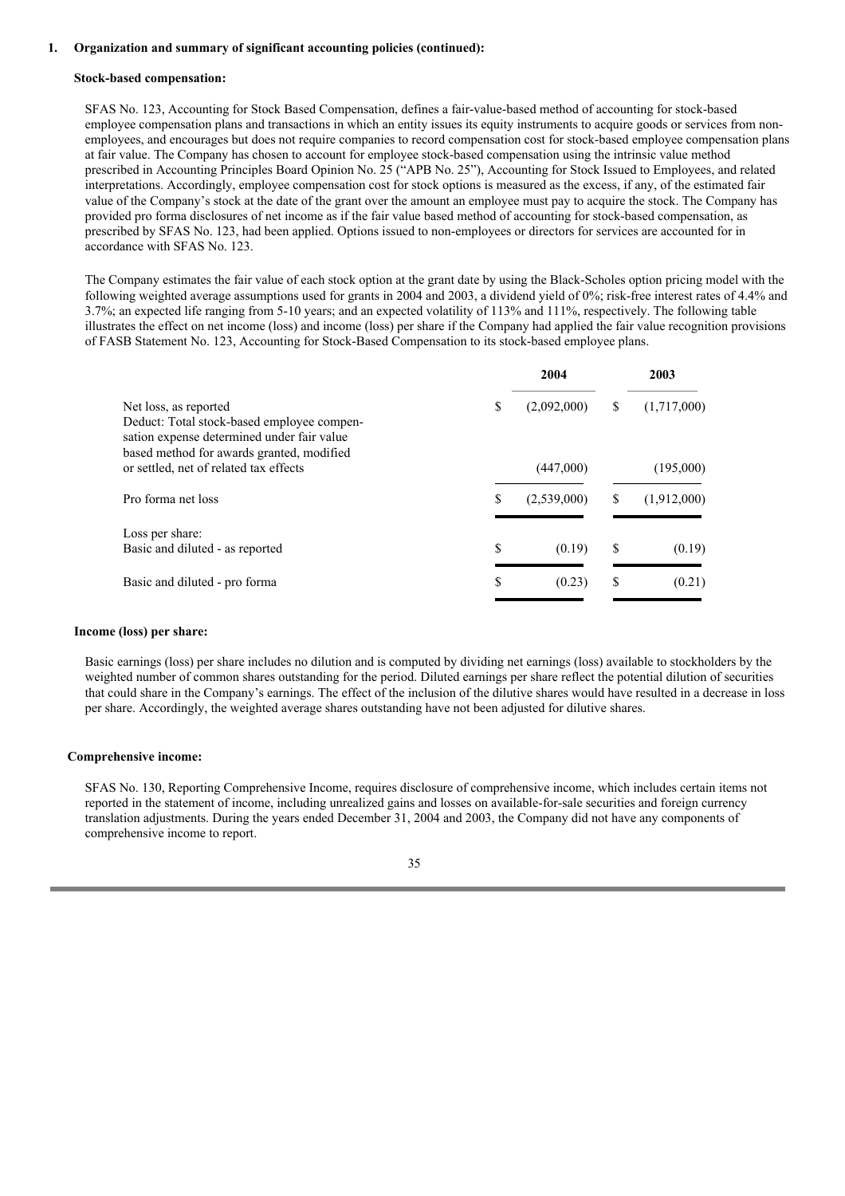**1. Organization and summary of significant accounting policies (continued):**

**Stock-based compensation:**

SFAS No. 123, Accounting for Stock Based Compensation, defines a fair-value-based method of accounting for stock-based employee compensation plans and transactions in which an entity issues its equity instruments to acquire goods or services from non-employees, and encourages but does not require companies to record compensation cost for stock-based employee compensation plans at fair value. The Company has chosen to account for employee stock-based compensation using the intrinsic value method prescribed in Accounting Principles Board Opinion No. 25 ("APB No. 25"), Accounting for Stock Issued to Employees, and related interpretations. Accordingly, employee compensation cost for stock options is measured as the excess, if any, of the estimated fair value of the Company's stock at the date of the grant over the amount an employee must pay to acquire the stock. The Company has provided pro forma disclosures of net income as if the fair value based method of accounting for stock-based compensation, as prescribed by SFAS No. 123, had been applied. Options issued to non-employees or directors for services are accounted for in accordance with SFAS No. 123.

The Company estimates the fair value of each stock option at the grant date by using the Black-Scholes option pricing model with the following weighted average assumptions used for grants in 2004 and 2003, a dividend yield of 0%; risk-free interest rates of 4.4% and 3.7%; an expected life ranging from 5-10 years; and an expected volatility of 113% and 111%, respectively. The following table illustrates the effect on net income (loss) and income (loss) per share if the Company had applied the fair value recognition provisions of FASB Statement No. 123, Accounting for Stock-Based Compensation to its stock-based employee plans.

| | 2004 | 2003 |
|---|---|---|
| Net loss, as reported | $ (2,092,000) | $ (1,717,000) |
| Deduct: Total stock-based employee compensation expense determined under fair value based method for awards granted, modified or settled, net of related tax effects | (447,000) | (195,000) |
| Pro forma net loss | $ (2,539,000) | $ (1,912,000) |
| Loss per share: | | |
| Basic and diluted - as reported | $ (0.19) | $ (0.19) |
| Basic and diluted - pro forma | $ (0.23) | $ (0.21) |

**Income (loss) per share:**

Basic earnings (loss) per share includes no dilution and is computed by dividing net earnings (loss) available to stockholders by the weighted number of common shares outstanding for the period. Diluted earnings per share reflect the potential dilution of securities that could share in the Company's earnings. The effect of the inclusion of the dilutive shares would have resulted in a decrease in loss per share. Accordingly, the weighted average shares outstanding have not been adjusted for dilutive shares.

**Comprehensive income:**

SFAS No. 130, Reporting Comprehensive Income, requires disclosure of comprehensive income, which includes certain items not reported in the statement of income, including unrealized gains and losses on available-for-sale securities and foreign currency translation adjustments. During the years ended December 31, 2004 and 2003, the Company did not have any components of comprehensive income to report.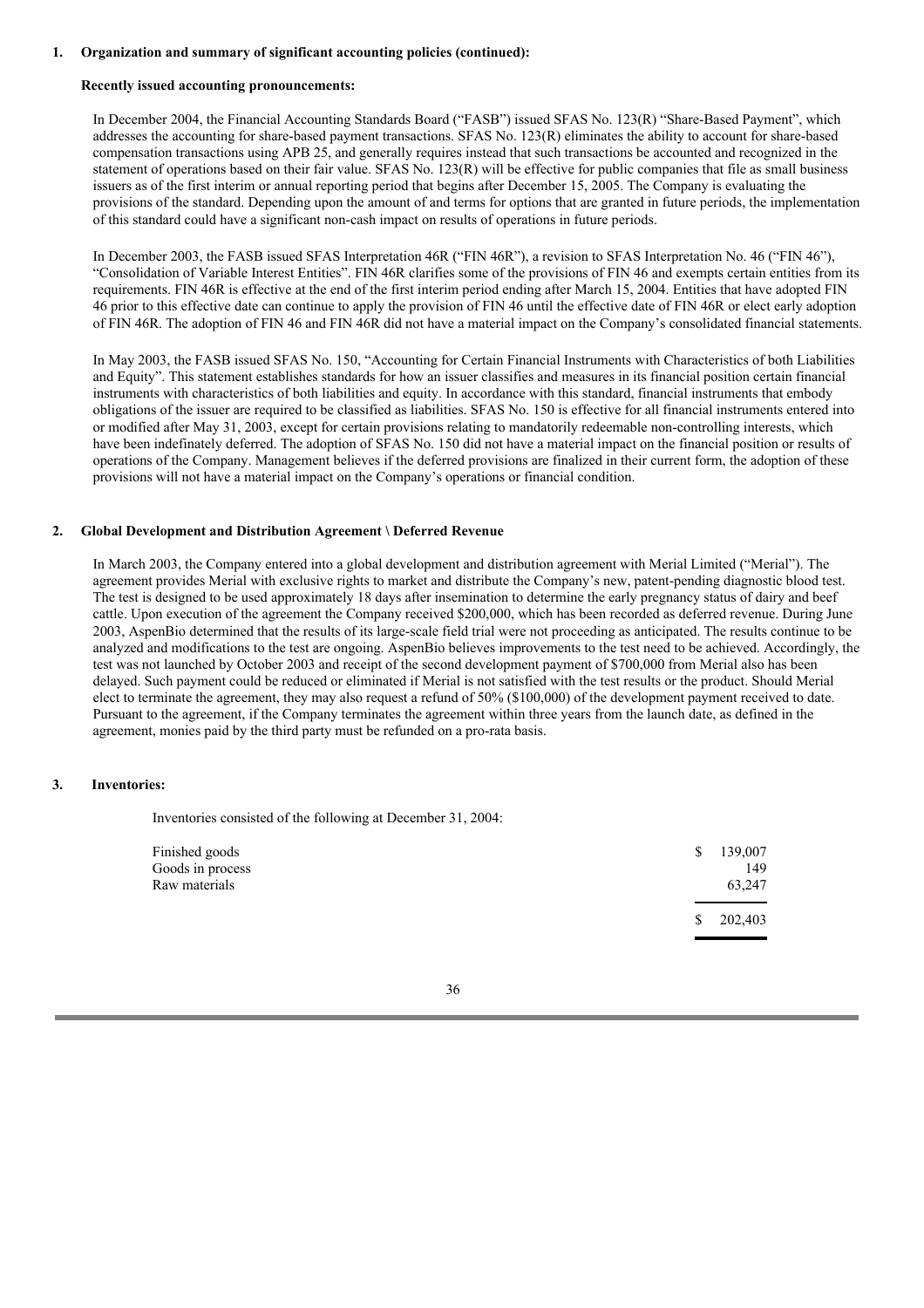**1. Organization and summary of significant accounting policies (continued):**

**Recently issued accounting pronouncements:**

In December 2004, the Financial Accounting Standards Board ("FASB") issued SFAS No. 123(R) "Share-Based Payment", which addresses the accounting for share-based payment transactions. SFAS No. 123(R) eliminates the ability to account for share-based compensation transactions using APB 25, and generally requires instead that such transactions be accounted and recognized in the statement of operations based on their fair value. SFAS No. 123(R) will be effective for public companies that file as small business issuers as of the first interim or annual reporting period that begins after December 15, 2005. The Company is evaluating the provisions of the standard. Depending upon the amount of and terms for options that are granted in future periods, the implementation of this standard could have a significant non-cash impact on results of operations in future periods.

In December 2003, the FASB issued SFAS Interpretation 46R ("FIN 46R"), a revision to SFAS Interpretation No. 46 ("FIN 46"), "Consolidation of Variable Interest Entities". FIN 46R clarifies some of the provisions of FIN 46 and exempts certain entities from its requirements. FIN 46R is effective at the end of the first interim period ending after March 15, 2004. Entities that have adopted FIN 46 prior to this effective date can continue to apply the provision of FIN 46 until the effective date of FIN 46R or elect early adoption of FIN 46R. The adoption of FIN 46 and FIN 46R did not have a material impact on the Company's consolidated financial statements.

In May 2003, the FASB issued SFAS No. 150, "Accounting for Certain Financial Instruments with Characteristics of both Liabilities and Equity". This statement establishes standards for how an issuer classifies and measures in its financial position certain financial instruments with characteristics of both liabilities and equity. In accordance with this standard, financial instruments that embody obligations of the issuer are required to be classified as liabilities. SFAS No. 150 is effective for all financial instruments entered into or modified after May 31, 2003, except for certain provisions relating to mandatorily redeemable non-controlling interests, which have been indefinately deferred. The adoption of SFAS No. 150 did not have a material impact on the financial position or results of operations of the Company. Management believes if the deferred provisions are finalized in their current form, the adoption of these provisions will not have a material impact on the Company's operations or financial condition.

**2. Global Development and Distribution Agreement \ Deferred Revenue**

In March 2003, the Company entered into a global development and distribution agreement with Merial Limited ("Merial"). The agreement provides Merial with exclusive rights to market and distribute the Company's new, patent-pending diagnostic blood test. The test is designed to be used approximately 18 days after insemination to determine the early pregnancy status of dairy and beef cattle. Upon execution of the agreement the Company received $200,000, which has been recorded as deferred revenue. During June 2003, AspenBio determined that the results of its large-scale field trial were not proceeding as anticipated. The results continue to be analyzed and modifications to the test are ongoing. AspenBio believes improvements to the test need to be achieved. Accordingly, the test was not launched by October 2003 and receipt of the second development payment of $700,000 from Merial also has been delayed. Such payment could be reduced or eliminated if Merial is not satisfied with the test results or the product. Should Merial elect to terminate the agreement, they may also request a refund of 50% ($100,000) of the development payment received to date. Pursuant to the agreement, if the Company terminates the agreement within three years from the launch date, as defined in the agreement, monies paid by the third party must be refunded on a pro-rata basis.

**3. Inventories:**

Inventories consisted of the following at December 31, 2004:

| | |
|---|---|
| Finished goods | $ 139,007 |
| Goods in process | 149 |
| Raw materials | 63,247 |
| | $ 202,403 |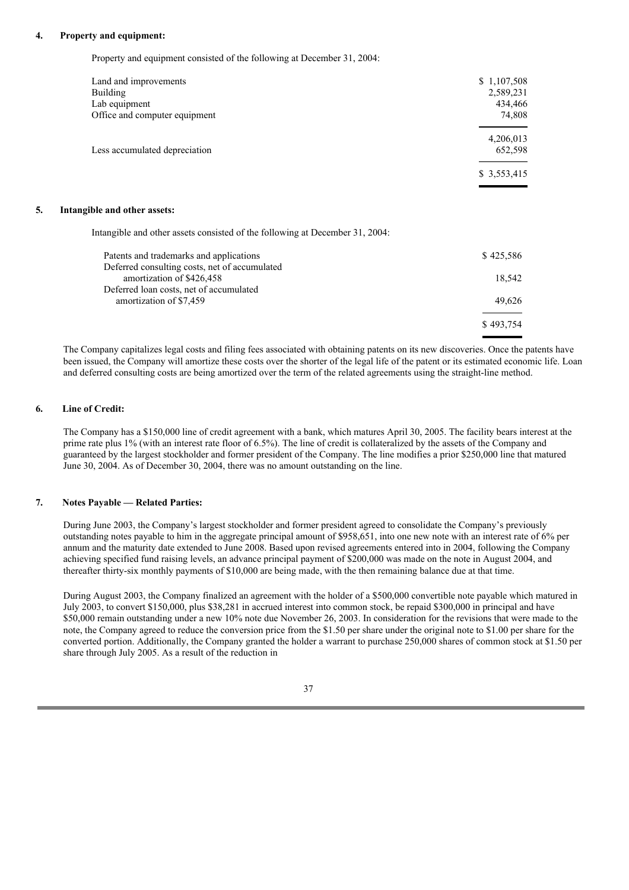**4. Property and equipment:**

Property and equipment consisted of the following at December 31, 2004:

| | |
|---|---|
| Land and improvements | $ 1,107,508 |
| Building | 2,589,231 |
| Lab equipment | 434,466 |
| Office and computer equipment | 74,808 |
| | 4,206,013 |
| Less accumulated depreciation | 652,598 |
| | $ 3,553,415 |

**5. Intangible and other assets:**

Intangible and other assets consisted of the following at December 31, 2004:

| | |
|---|---|
| Patents and trademarks and applications | $ 425,586 |
| Deferred consulting costs, net of accumulated amortization of $426,458 | 18,542 |
| Deferred loan costs, net of accumulated amortization of $7,459 | 49,626 |
| | $ 493,754 |

The Company capitalizes legal costs and filing fees associated with obtaining patents on its new discoveries. Once the patents have been issued, the Company will amortize these costs over the shorter of the legal life of the patent or its estimated economic life. Loan and deferred consulting costs are being amortized over the term of the related agreements using the straight-line method.

**6. Line of Credit:**

The Company has a $150,000 line of credit agreement with a bank, which matures April 30, 2005. The facility bears interest at the prime rate plus 1% (with an interest rate floor of 6.5%). The line of credit is collateralized by the assets of the Company and guaranteed by the largest stockholder and former president of the Company. The line modifies a prior $250,000 line that matured June 30, 2004. As of December 30, 2004, there was no amount outstanding on the line.

**7. Notes Payable — Related Parties:**

During June 2003, the Company's largest stockholder and former president agreed to consolidate the Company's previously outstanding notes payable to him in the aggregate principal amount of $958,651, into one new note with an interest rate of 6% per annum and the maturity date extended to June 2008. Based upon revised agreements entered into in 2004, following the Company achieving specified fund raising levels, an advance principal payment of $200,000 was made on the note in August 2004, and thereafter thirty-six monthly payments of $10,000 are being made, with the then remaining balance due at that time.

During August 2003, the Company finalized an agreement with the holder of a $500,000 convertible note payable which matured in July 2003, to convert $150,000, plus $38,281 in accrued interest into common stock, be repaid $300,000 in principal and have $50,000 remain outstanding under a new 10% note due November 26, 2003. In consideration for the revisions that were made to the note, the Company agreed to reduce the conversion price from the $1.50 per share under the original note to $1.00 per share for the converted portion. Additionally, the Company granted the holder a warrant to purchase 250,000 shares of common stock at $1.50 per share through July 2005. As a result of the reduction in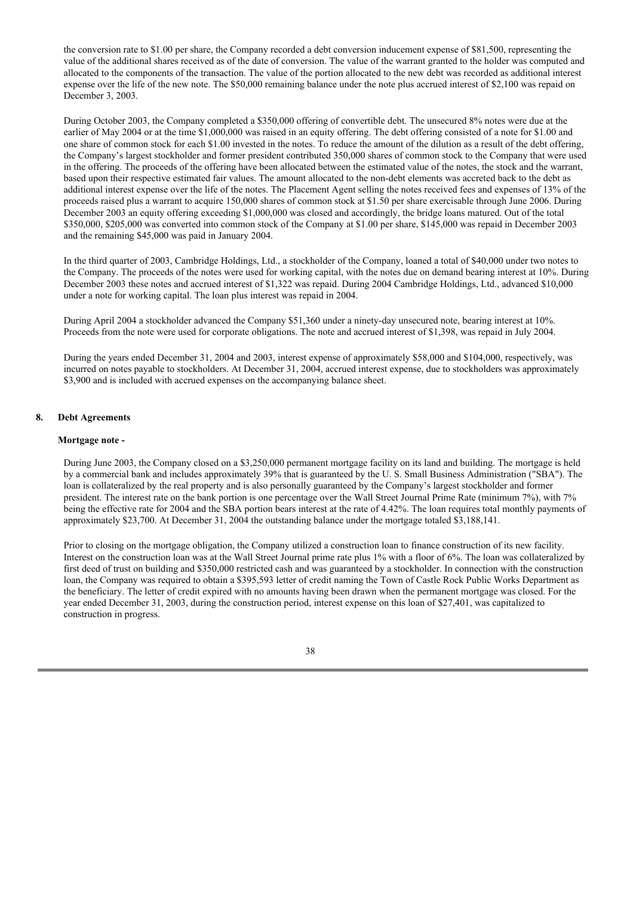the conversion rate to $1.00 per share, the Company recorded a debt conversion inducement expense of $81,500, representing the value of the additional shares received as of the date of conversion. The value of the warrant granted to the holder was computed and allocated to the components of the transaction. The value of the portion allocated to the new debt was recorded as additional interest expense over the life of the new note. The $50,000 remaining balance under the note plus accrued interest of $2,100 was repaid on December 3, 2003.

During October 2003, the Company completed a $350,000 offering of convertible debt. The unsecured 8% notes were due at the earlier of May 2004 or at the time $1,000,000 was raised in an equity offering. The debt offering consisted of a note for $1.00 and one share of common stock for each $1.00 invested in the notes. To reduce the amount of the dilution as a result of the debt offering, the Company's largest stockholder and former president contributed 350,000 shares of common stock to the Company that were used in the offering. The proceeds of the offering have been allocated between the estimated value of the notes, the stock and the warrant, based upon their respective estimated fair values. The amount allocated to the non-debt elements was accreted back to the debt as additional interest expense over the life of the notes. The Placement Agent selling the notes received fees and expenses of 13% of the proceeds raised plus a warrant to acquire 150,000 shares of common stock at $1.50 per share exercisable through June 2006. During December 2003 an equity offering exceeding $1,000,000 was closed and accordingly, the bridge loans matured. Out of the total $350,000, $205,000 was converted into common stock of the Company at $1.00 per share, $145,000 was repaid in December 2003 and the remaining $45,000 was paid in January 2004.

In the third quarter of 2003, Cambridge Holdings, Ltd., a stockholder of the Company, loaned a total of $40,000 under two notes to the Company. The proceeds of the notes were used for working capital, with the notes due on demand bearing interest at 10%. During December 2003 these notes and accrued interest of $1,322 was repaid. During 2004 Cambridge Holdings, Ltd., advanced $10,000 under a note for working capital. The loan plus interest was repaid in 2004.

During April 2004 a stockholder advanced the Company $51,360 under a ninety-day unsecured note, bearing interest at 10%. Proceeds from the note were used for corporate obligations. The note and accrued interest of $1,398, was repaid in July 2004.

During the years ended December 31, 2004 and 2003, interest expense of approximately $58,000 and $104,000, respectively, was incurred on notes payable to stockholders. At December 31, 2004, accrued interest expense, due to stockholders was approximately $3,900 and is included with accrued expenses on the accompanying balance sheet.

## 8. Debt Agreements

**Mortgage note -**

During June 2003, the Company closed on a $3,250,000 permanent mortgage facility on its land and building. The mortgage is held by a commercial bank and includes approximately 39% that is guaranteed by the U. S. Small Business Administration ("SBA"). The loan is collateralized by the real property and is also personally guaranteed by the Company's largest stockholder and former president. The interest rate on the bank portion is one percentage over the Wall Street Journal Prime Rate (minimum 7%), with 7% being the effective rate for 2004 and the SBA portion bears interest at the rate of 4.42%. The loan requires total monthly payments of approximately $23,700. At December 31, 2004 the outstanding balance under the mortgage totaled $3,188,141.

Prior to closing on the mortgage obligation, the Company utilized a construction loan to finance construction of its new facility. Interest on the construction loan was at the Wall Street Journal prime rate plus 1% with a floor of 6%. The loan was collateralized by first deed of trust on building and $350,000 restricted cash and was guaranteed by a stockholder. In connection with the construction loan, the Company was required to obtain a $395,593 letter of credit naming the Town of Castle Rock Public Works Department as the beneficiary. The letter of credit expired with no amounts having been drawn when the permanent mortgage was closed. For the year ended December 31, 2003, during the construction period, interest expense on this loan of $27,401, was capitalized to construction in progress.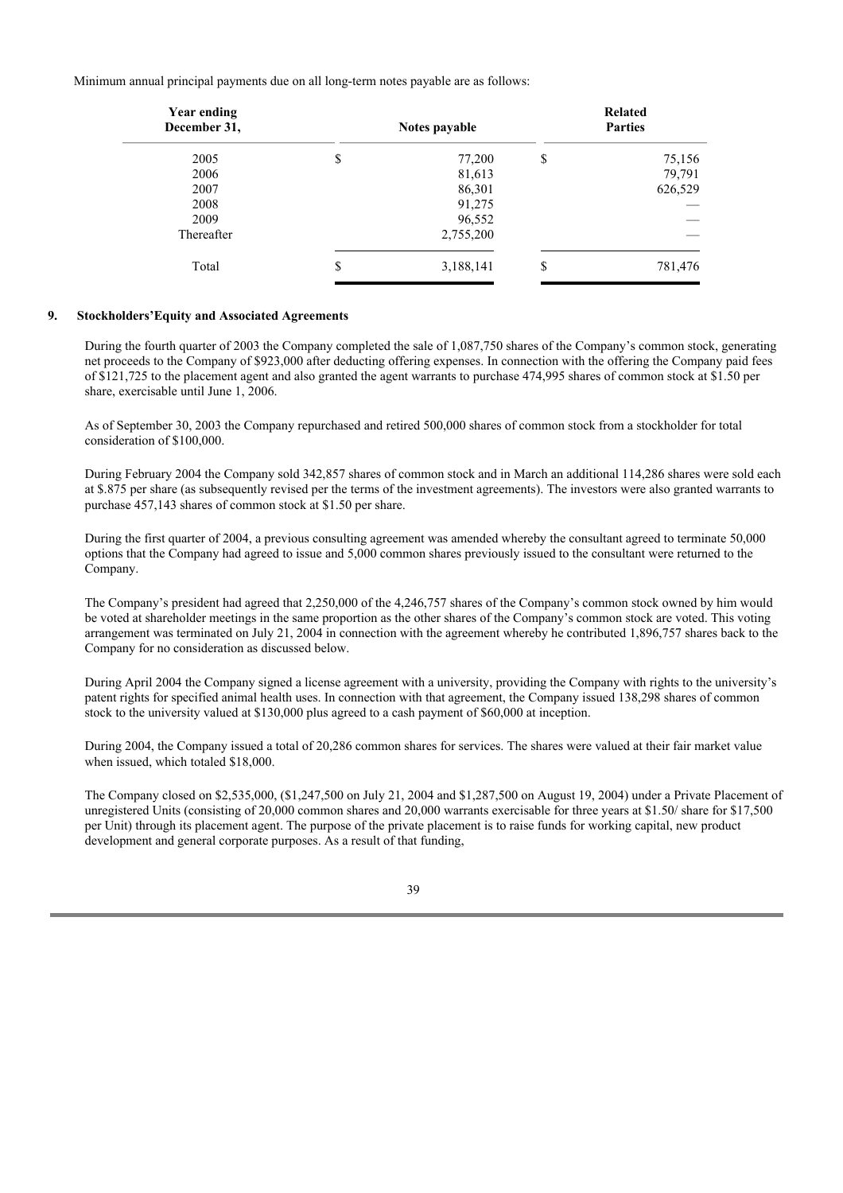Minimum annual principal payments due on all long-term notes payable are as follows:

| Year ending December 31, | Notes payable | Related Parties |
|---|---|---|
| 2005 | $ 77,200 | $ 75,156 |
| 2006 | 81,613 | 79,791 |
| 2007 | 86,301 | 626,529 |
| 2008 | 91,275 | — |
| 2009 | 96,552 | — |
| Thereafter | 2,755,200 | — |
| Total | $ 3,188,141 | $ 781,476 |

## 9. Stockholders' Equity and Associated Agreements

During the fourth quarter of 2003 the Company completed the sale of 1,087,750 shares of the Company's common stock, generating net proceeds to the Company of $923,000 after deducting offering expenses. In connection with the offering the Company paid fees of $121,725 to the placement agent and also granted the agent warrants to purchase 474,995 shares of common stock at $1.50 per share, exercisable until June 1, 2006.

As of September 30, 2003 the Company repurchased and retired 500,000 shares of common stock from a stockholder for total consideration of $100,000.

During February 2004 the Company sold 342,857 shares of common stock and in March an additional 114,286 shares were sold each at $.875 per share (as subsequently revised per the terms of the investment agreements). The investors were also granted warrants to purchase 457,143 shares of common stock at $1.50 per share.

During the first quarter of 2004, a previous consulting agreement was amended whereby the consultant agreed to terminate 50,000 options that the Company had agreed to issue and 5,000 common shares previously issued to the consultant were returned to the Company.

The Company's president had agreed that 2,250,000 of the 4,246,757 shares of the Company's common stock owned by him would be voted at shareholder meetings in the same proportion as the other shares of the Company's common stock are voted. This voting arrangement was terminated on July 21, 2004 in connection with the agreement whereby he contributed 1,896,757 shares back to the Company for no consideration as discussed below.

During April 2004 the Company signed a license agreement with a university, providing the Company with rights to the university's patent rights for specified animal health uses. In connection with that agreement, the Company issued 138,298 shares of common stock to the university valued at $130,000 plus agreed to a cash payment of $60,000 at inception.

During 2004, the Company issued a total of 20,286 common shares for services. The shares were valued at their fair market value when issued, which totaled $18,000.

The Company closed on $2,535,000, ($1,247,500 on July 21, 2004 and $1,287,500 on August 19, 2004) under a Private Placement of unregistered Units (consisting of 20,000 common shares and 20,000 warrants exercisable for three years at $1.50/ share for $17,500 per Unit) through its placement agent. The purpose of the private placement is to raise funds for working capital, new product development and general corporate purposes. As a result of that funding,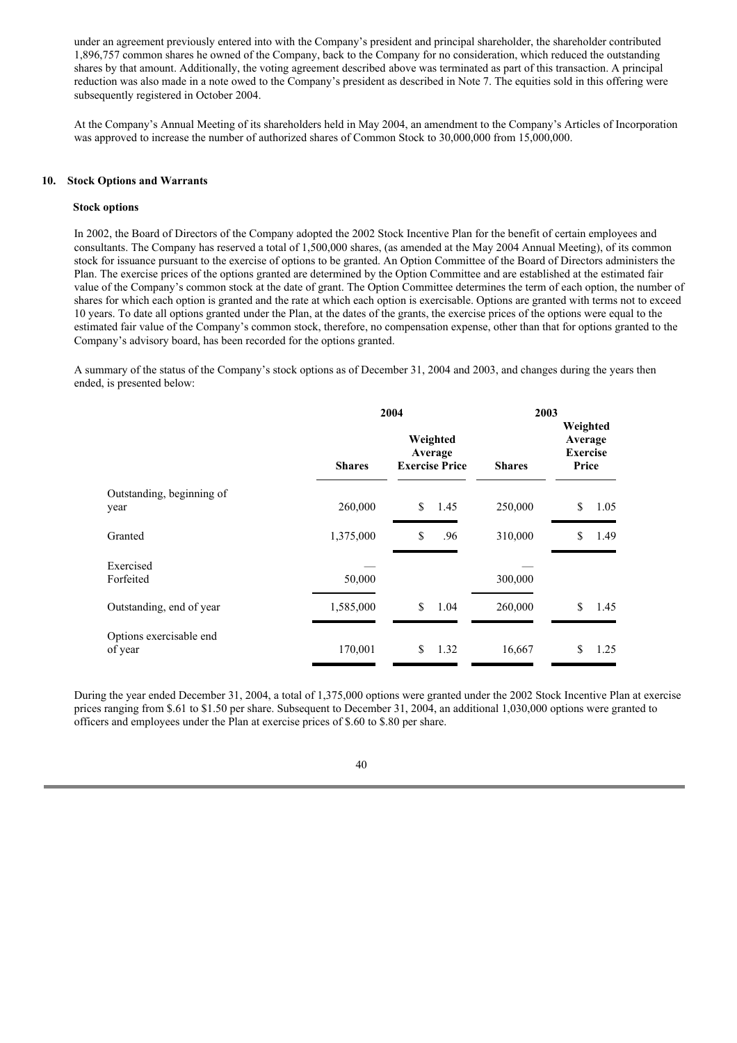under an agreement previously entered into with the Company's president and principal shareholder, the shareholder contributed 1,896,757 common shares he owned of the Company, back to the Company for no consideration, which reduced the outstanding shares by that amount. Additionally, the voting agreement described above was terminated as part of this transaction. A principal reduction was also made in a note owed to the Company's president as described in Note 7. The equities sold in this offering were subsequently registered in October 2004.

At the Company's Annual Meeting of its shareholders held in May 2004, an amendment to the Company's Articles of Incorporation was approved to increase the number of authorized shares of Common Stock to 30,000,000 from 15,000,000.

## 10. Stock Options and Warrants

### Stock options

In 2002, the Board of Directors of the Company adopted the 2002 Stock Incentive Plan for the benefit of certain employees and consultants. The Company has reserved a total of 1,500,000 shares, (as amended at the May 2004 Annual Meeting), of its common stock for issuance pursuant to the exercise of options to be granted. An Option Committee of the Board of Directors administers the Plan. The exercise prices of the options granted are determined by the Option Committee and are established at the estimated fair value of the Company's common stock at the date of grant. The Option Committee determines the term of each option, the number of shares for which each option is granted and the rate at which each option is exercisable. Options are granted with terms not to exceed 10 years. To date all options granted under the Plan, at the dates of the grants, the exercise prices of the options were equal to the estimated fair value of the Company's common stock, therefore, no compensation expense, other than that for options granted to the Company's advisory board, has been recorded for the options granted.

A summary of the status of the Company's stock options as of December 31, 2004 and 2003, and changes during the years then ended, is presented below:

| | 2004 | | 2003 | |
|---|---|---|---|---|
| | Shares | Weighted Average Exercise Price | Shares | Weighted Average Exercise Price |
| Outstanding, beginning of year | 260,000 | $ 1.45 | 250,000 | $ 1.05 |
| Granted | 1,375,000 | $ .96 | 310,000 | $ 1.49 |
| Exercised | — | | — | |
| Forfeited | 50,000 | | 300,000 | |
| Outstanding, end of year | 1,585,000 | $ 1.04 | 260,000 | $ 1.45 |
| Options exercisable end of year | 170,001 | $ 1.32 | 16,667 | $ 1.25 |

During the year ended December 31, 2004, a total of 1,375,000 options were granted under the 2002 Stock Incentive Plan at exercise prices ranging from $.61 to $1.50 per share. Subsequent to December 31, 2004, an additional 1,030,000 options were granted to officers and employees under the Plan at exercise prices of $.60 to $.80 per share.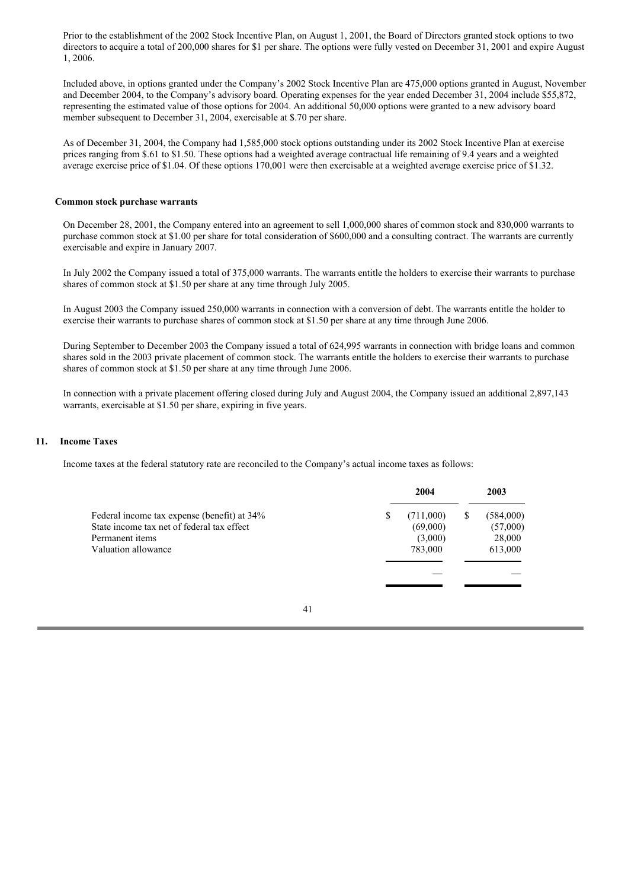Prior to the establishment of the 2002 Stock Incentive Plan, on August 1, 2001, the Board of Directors granted stock options to two directors to acquire a total of 200,000 shares for $1 per share. The options were fully vested on December 31, 2001 and expire August 1, 2006.

Included above, in options granted under the Company's 2002 Stock Incentive Plan are 475,000 options granted in August, November and December 2004, to the Company's advisory board. Operating expenses for the year ended December 31, 2004 include $55,872, representing the estimated value of those options for 2004. An additional 50,000 options were granted to a new advisory board member subsequent to December 31, 2004, exercisable at $.70 per share.

As of December 31, 2004, the Company had 1,585,000 stock options outstanding under its 2002 Stock Incentive Plan at exercise prices ranging from $.61 to $1.50. These options had a weighted average contractual life remaining of 9.4 years and a weighted average exercise price of $1.04. Of these options 170,001 were then exercisable at a weighted average exercise price of $1.32.

**Common stock purchase warrants**

On December 28, 2001, the Company entered into an agreement to sell 1,000,000 shares of common stock and 830,000 warrants to purchase common stock at $1.00 per share for total consideration of $600,000 and a consulting contract. The warrants are currently exercisable and expire in January 2007.

In July 2002 the Company issued a total of 375,000 warrants. The warrants entitle the holders to exercise their warrants to purchase shares of common stock at $1.50 per share at any time through July 2005.

In August 2003 the Company issued 250,000 warrants in connection with a conversion of debt. The warrants entitle the holder to exercise their warrants to purchase shares of common stock at $1.50 per share at any time through June 2006.

During September to December 2003 the Company issued a total of 624,995 warrants in connection with bridge loans and common shares sold in the 2003 private placement of common stock. The warrants entitle the holders to exercise their warrants to purchase shares of common stock at $1.50 per share at any time through June 2006.

In connection with a private placement offering closed during July and August 2004, the Company issued an additional 2,897,143 warrants, exercisable at $1.50 per share, expiring in five years.

## 11. Income Taxes

Income taxes at the federal statutory rate are reconciled to the Company's actual income taxes as follows:

| | 2004 | 2003 |
|---|---|---|
| Federal income tax expense (benefit) at 34% | $ (711,000) | $ (584,000) |
| State income tax net of federal tax effect | (69,000) | (57,000) |
| Permanent items | (3,000) | 28,000 |
| Valuation allowance | 783,000 | 613,000 |
| | — | — |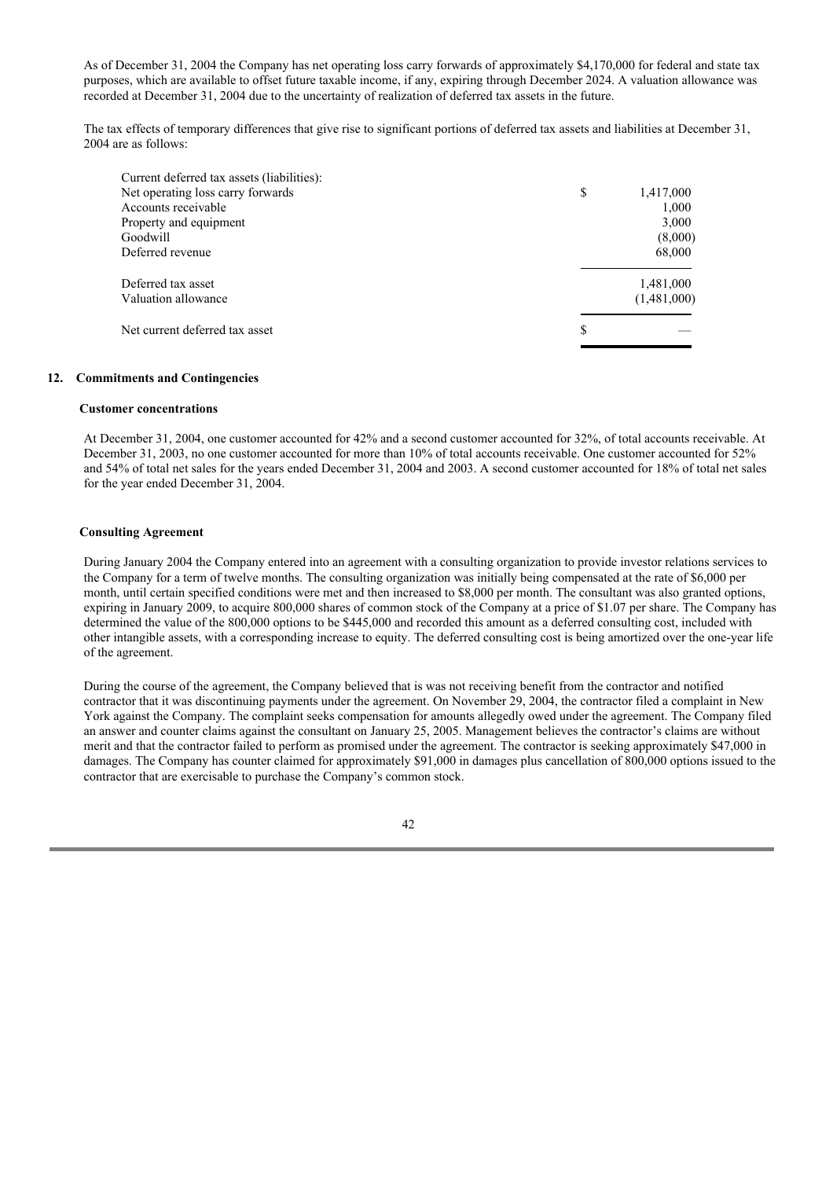As of December 31, 2004 the Company has net operating loss carry forwards of approximately $4,170,000 for federal and state tax purposes, which are available to offset future taxable income, if any, expiring through December 2024. A valuation allowance was recorded at December 31, 2004 due to the uncertainty of realization of deferred tax assets in the future.

The tax effects of temporary differences that give rise to significant portions of deferred tax assets and liabilities at December 31, 2004 are as follows:

| | |
|---|---|
| Current deferred tax assets (liabilities): | |
| Net operating loss carry forwards | $ 1,417,000 |
| Accounts receivable | 1,000 |
| Property and equipment | 3,000 |
| Goodwill | (8,000) |
| Deferred revenue | 68,000 |
| Deferred tax asset | 1,481,000 |
| Valuation allowance | (1,481,000) |
| Net current deferred tax asset | $ — |

## 12. Commitments and Contingencies

### Customer concentrations

At December 31, 2004, one customer accounted for 42% and a second customer accounted for 32%, of total accounts receivable. At December 31, 2003, no one customer accounted for more than 10% of total accounts receivable. One customer accounted for 52% and 54% of total net sales for the years ended December 31, 2004 and 2003. A second customer accounted for 18% of total net sales for the year ended December 31, 2004.

### Consulting Agreement

During January 2004 the Company entered into an agreement with a consulting organization to provide investor relations services to the Company for a term of twelve months. The consulting organization was initially being compensated at the rate of $6,000 per month, until certain specified conditions were met and then increased to $8,000 per month. The consultant was also granted options, expiring in January 2009, to acquire 800,000 shares of common stock of the Company at a price of $1.07 per share. The Company has determined the value of the 800,000 options to be $445,000 and recorded this amount as a deferred consulting cost, included with other intangible assets, with a corresponding increase to equity. The deferred consulting cost is being amortized over the one-year life of the agreement.

During the course of the agreement, the Company believed that is was not receiving benefit from the contractor and notified contractor that it was discontinuing payments under the agreement. On November 29, 2004, the contractor filed a complaint in New York against the Company. The complaint seeks compensation for amounts allegedly owed under the agreement. The Company filed an answer and counter claims against the consultant on January 25, 2005. Management believes the contractor's claims are without merit and that the contractor failed to perform as promised under the agreement. The contractor is seeking approximately $47,000 in damages. The Company has counter claimed for approximately $91,000 in damages plus cancellation of 800,000 options issued to the contractor that are exercisable to purchase the Company's common stock.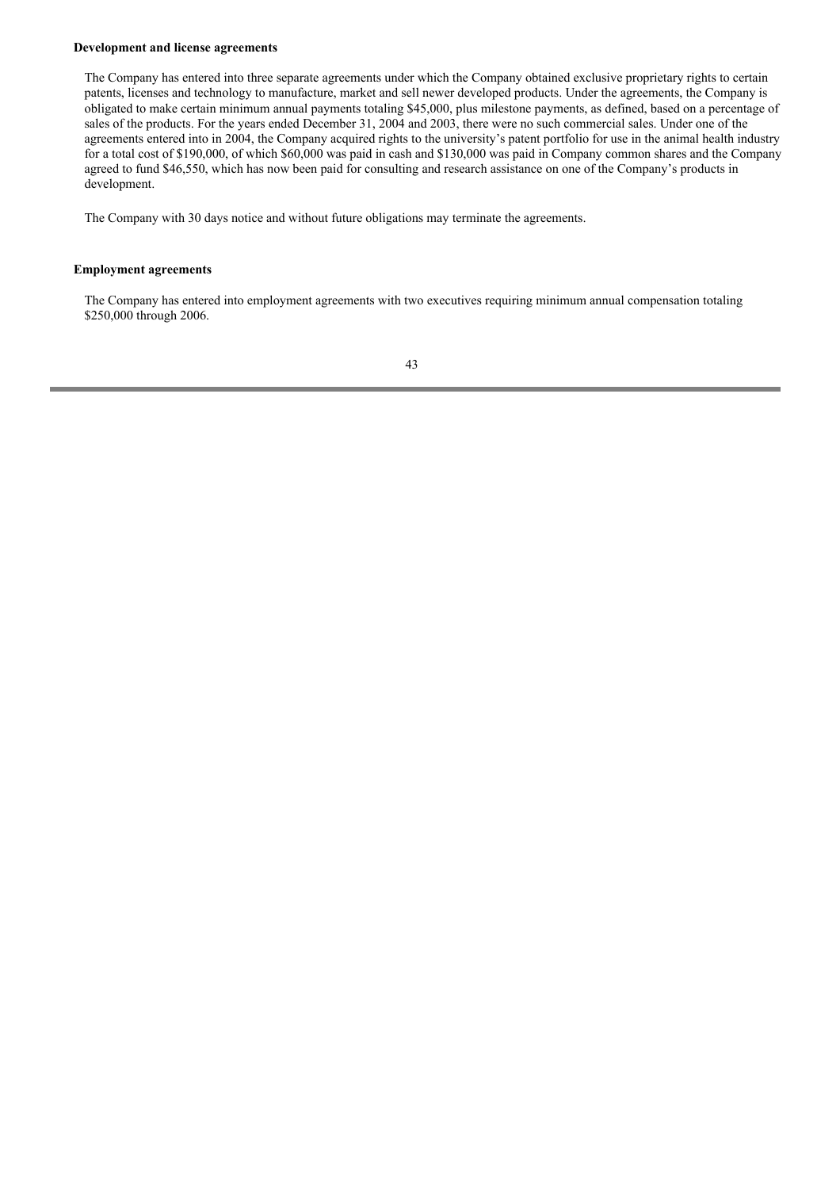**Development and license agreements**

The Company has entered into three separate agreements under which the Company obtained exclusive proprietary rights to certain patents, licenses and technology to manufacture, market and sell newer developed products. Under the agreements, the Company is obligated to make certain minimum annual payments totaling \$45,000, plus milestone payments, as defined, based on a percentage of sales of the products. For the years ended December 31, 2004 and 2003, there were no such commercial sales. Under one of the agreements entered into in 2004, the Company acquired rights to the university's patent portfolio for use in the animal health industry for a total cost of \$190,000, of which \$60,000 was paid in cash and \$130,000 was paid in Company common shares and the Company agreed to fund \$46,550, which has now been paid for consulting and research assistance on one of the Company's products in development.

The Company with 30 days notice and without future obligations may terminate the agreements.

**Employment agreements**

The Company has entered into employment agreements with two executives requiring minimum annual compensation totaling \$250,000 through 2006.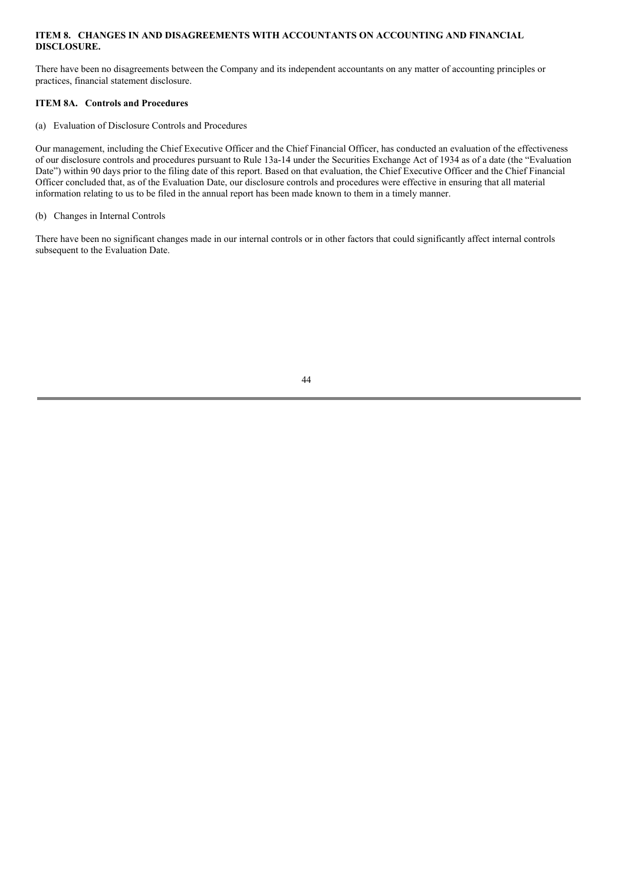### ITEM 8. CHANGES IN AND DISAGREEMENTS WITH ACCOUNTANTS ON ACCOUNTING AND FINANCIAL DISCLOSURE.

There have been no disagreements between the Company and its independent accountants on any matter of accounting principles or practices, financial statement disclosure.

### ITEM 8A. Controls and Procedures

(a) Evaluation of Disclosure Controls and Procedures

Our management, including the Chief Executive Officer and the Chief Financial Officer, has conducted an evaluation of the effectiveness of our disclosure controls and procedures pursuant to Rule 13a-14 under the Securities Exchange Act of 1934 as of a date (the "Evaluation Date") within 90 days prior to the filing date of this report. Based on that evaluation, the Chief Executive Officer and the Chief Financial Officer concluded that, as of the Evaluation Date, our disclosure controls and procedures were effective in ensuring that all material information relating to us to be filed in the annual report has been made known to them in a timely manner.

(b) Changes in Internal Controls

There have been no significant changes made in our internal controls or in other factors that could significantly affect internal controls subsequent to the Evaluation Date.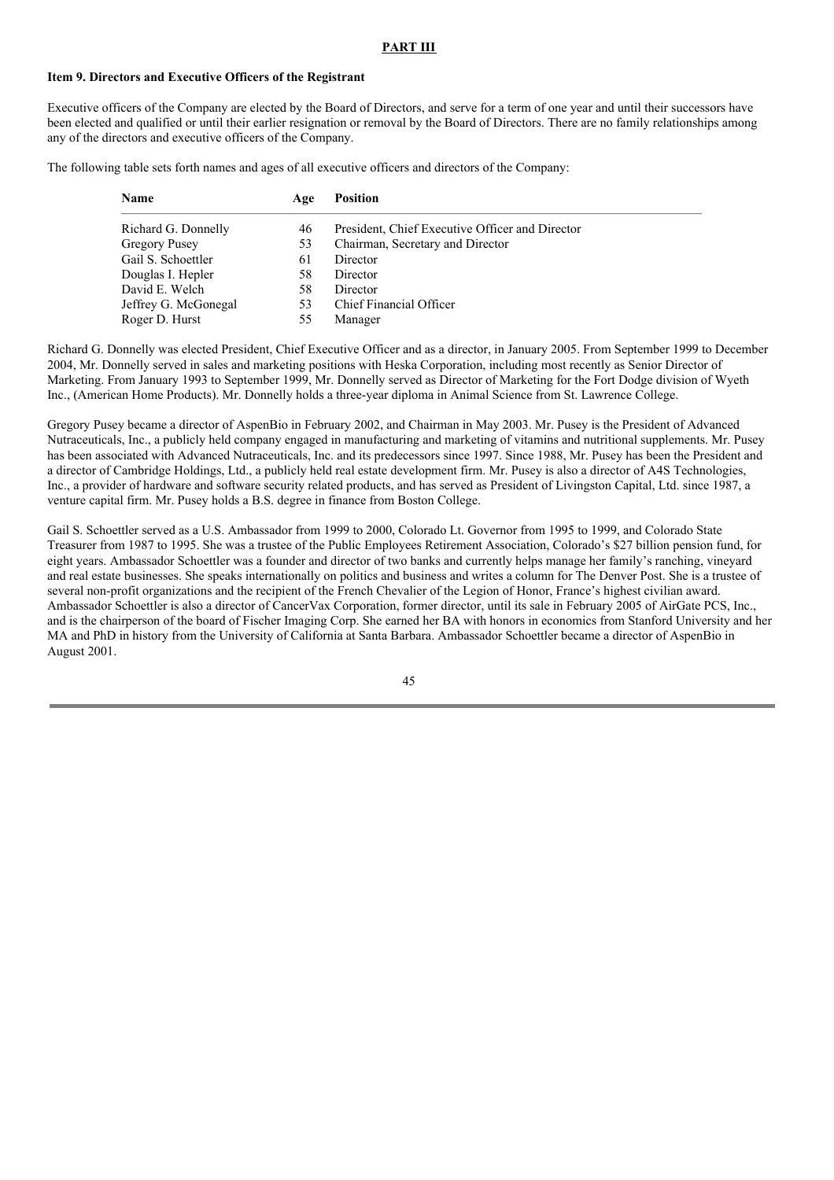**PART III**

**Item 9. Directors and Executive Officers of the Registrant**

Executive officers of the Company are elected by the Board of Directors, and serve for a term of one year and until their successors have been elected and qualified or until their earlier resignation or removal by the Board of Directors. There are no family relationships among any of the directors and executive officers of the Company.

The following table sets forth names and ages of all executive officers and directors of the Company:

| Name | Age | Position |
|---|---|---|
| Richard G. Donnelly | 46 | President, Chief Executive Officer and Director |
| Gregory Pusey | 53 | Chairman, Secretary and Director |
| Gail S. Schoettler | 61 | Director |
| Douglas I. Hepler | 58 | Director |
| David E. Welch | 58 | Director |
| Jeffrey G. McGonegal | 53 | Chief Financial Officer |
| Roger D. Hurst | 55 | Manager |

Richard G. Donnelly was elected President, Chief Executive Officer and as a director, in January 2005. From September 1999 to December 2004, Mr. Donnelly served in sales and marketing positions with Heska Corporation, including most recently as Senior Director of Marketing. From January 1993 to September 1999, Mr. Donnelly served as Director of Marketing for the Fort Dodge division of Wyeth Inc., (American Home Products). Mr. Donnelly holds a three-year diploma in Animal Science from St. Lawrence College.

Gregory Pusey became a director of AspenBio in February 2002, and Chairman in May 2003. Mr. Pusey is the President of Advanced Nutraceuticals, Inc., a publicly held company engaged in manufacturing and marketing of vitamins and nutritional supplements. Mr. Pusey has been associated with Advanced Nutraceuticals, Inc. and its predecessors since 1997. Since 1988, Mr. Pusey has been the President and a director of Cambridge Holdings, Ltd., a publicly held real estate development firm. Mr. Pusey is also a director of A4S Technologies, Inc., a provider of hardware and software security related products, and has served as President of Livingston Capital, Ltd. since 1987, a venture capital firm. Mr. Pusey holds a B.S. degree in finance from Boston College.

Gail S. Schoettler served as a U.S. Ambassador from 1999 to 2000, Colorado Lt. Governor from 1995 to 1999, and Colorado State Treasurer from 1987 to 1995. She was a trustee of the Public Employees Retirement Association, Colorado's $27 billion pension fund, for eight years. Ambassador Schoettler was a founder and director of two banks and currently helps manage her family's ranching, vineyard and real estate businesses. She speaks internationally on politics and business and writes a column for The Denver Post. She is a trustee of several non-profit organizations and the recipient of the French Chevalier of the Legion of Honor, France's highest civilian award. Ambassador Schoettler is also a director of CancerVax Corporation, former director, until its sale in February 2005 of AirGate PCS, Inc., and is the chairperson of the board of Fischer Imaging Corp. She earned her BA with honors in economics from Stanford University and her MA and PhD in history from the University of California at Santa Barbara. Ambassador Schoettler became a director of AspenBio in August 2001.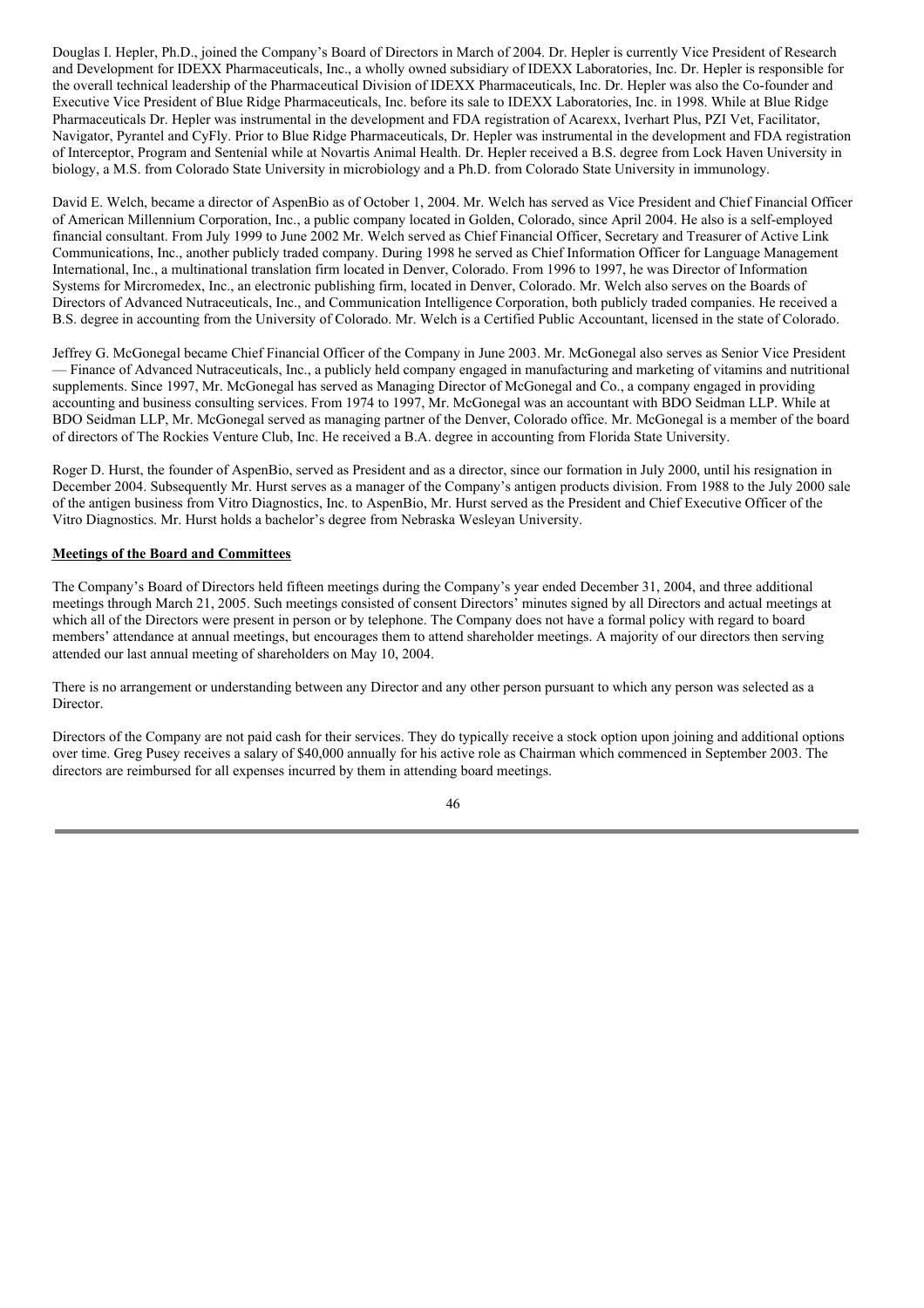Douglas I. Hepler, Ph.D., joined the Company's Board of Directors in March of 2004. Dr. Hepler is currently Vice President of Research and Development for IDEXX Pharmaceuticals, Inc., a wholly owned subsidiary of IDEXX Laboratories, Inc. Dr. Hepler is responsible for the overall technical leadership of the Pharmaceutical Division of IDEXX Pharmaceuticals, Inc. Dr. Hepler was also the Co-founder and Executive Vice President of Blue Ridge Pharmaceuticals, Inc. before its sale to IDEXX Laboratories, Inc. in 1998. While at Blue Ridge Pharmaceuticals Dr. Hepler was instrumental in the development and FDA registration of Acarexx, Iverhart Plus, PZI Vet, Facilitator, Navigator, Pyrantel and CyFly. Prior to Blue Ridge Pharmaceuticals, Dr. Hepler was instrumental in the development and FDA registration of Interceptor, Program and Sentenial while at Novartis Animal Health. Dr. Hepler received a B.S. degree from Lock Haven University in biology, a M.S. from Colorado State University in microbiology and a Ph.D. from Colorado State University in immunology.

David E. Welch, became a director of AspenBio as of October 1, 2004. Mr. Welch has served as Vice President and Chief Financial Officer of American Millennium Corporation, Inc., a public company located in Golden, Colorado, since April 2004. He also is a self-employed financial consultant. From July 1999 to June 2002 Mr. Welch served as Chief Financial Officer, Secretary and Treasurer of Active Link Communications, Inc., another publicly traded company. During 1998 he served as Chief Information Officer for Language Management International, Inc., a multinational translation firm located in Denver, Colorado. From 1996 to 1997, he was Director of Information Systems for Mircromedex, Inc., an electronic publishing firm, located in Denver, Colorado. Mr. Welch also serves on the Boards of Directors of Advanced Nutraceuticals, Inc., and Communication Intelligence Corporation, both publicly traded companies. He received a B.S. degree in accounting from the University of Colorado. Mr. Welch is a Certified Public Accountant, licensed in the state of Colorado.

Jeffrey G. McGonegal became Chief Financial Officer of the Company in June 2003. Mr. McGonegal also serves as Senior Vice President — Finance of Advanced Nutraceuticals, Inc., a publicly held company engaged in manufacturing and marketing of vitamins and nutritional supplements. Since 1997, Mr. McGonegal has served as Managing Director of McGonegal and Co., a company engaged in providing accounting and business consulting services. From 1974 to 1997, Mr. McGonegal was an accountant with BDO Seidman LLP. While at BDO Seidman LLP, Mr. McGonegal served as managing partner of the Denver, Colorado office. Mr. McGonegal is a member of the board of directors of The Rockies Venture Club, Inc. He received a B.A. degree in accounting from Florida State University.

Roger D. Hurst, the founder of AspenBio, served as President and as a director, since our formation in July 2000, until his resignation in December 2004. Subsequently Mr. Hurst serves as a manager of the Company's antigen products division. From 1988 to the July 2000 sale of the antigen business from Vitro Diagnostics, Inc. to AspenBio, Mr. Hurst served as the President and Chief Executive Officer of the Vitro Diagnostics. Mr. Hurst holds a bachelor's degree from Nebraska Wesleyan University.

**Meetings of the Board and Committees**

The Company's Board of Directors held fifteen meetings during the Company's year ended December 31, 2004, and three additional meetings through March 21, 2005. Such meetings consisted of consent Directors' minutes signed by all Directors and actual meetings at which all of the Directors were present in person or by telephone. The Company does not have a formal policy with regard to board members' attendance at annual meetings, but encourages them to attend shareholder meetings. A majority of our directors then serving attended our last annual meeting of shareholders on May 10, 2004.

There is no arrangement or understanding between any Director and any other person pursuant to which any person was selected as a Director.

Directors of the Company are not paid cash for their services. They do typically receive a stock option upon joining and additional options over time. Greg Pusey receives a salary of $40,000 annually for his active role as Chairman which commenced in September 2003. The directors are reimbursed for all expenses incurred by them in attending board meetings.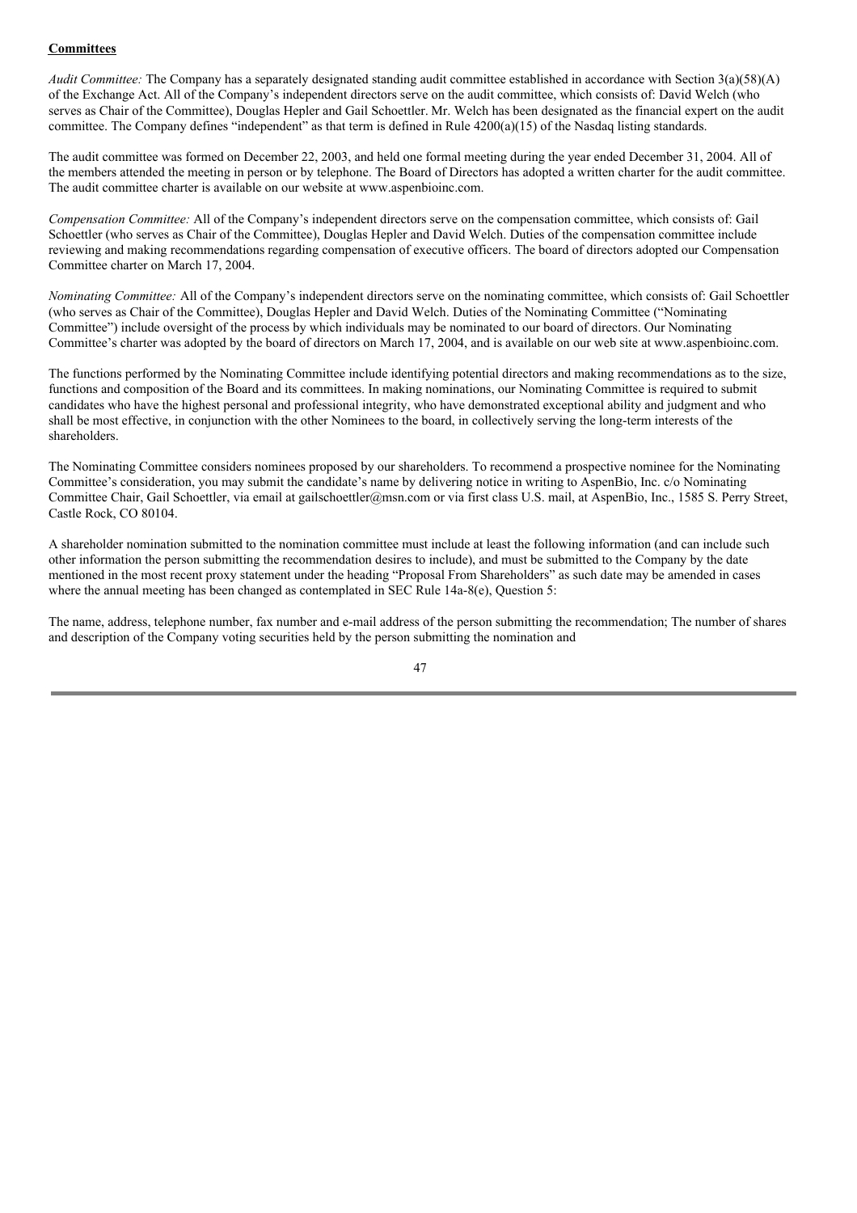**Committees**

*Audit Committee:* The Company has a separately designated standing audit committee established in accordance with Section 3(a)(58)(A) of the Exchange Act. All of the Company's independent directors serve on the audit committee, which consists of: David Welch (who serves as Chair of the Committee), Douglas Hepler and Gail Schoettler. Mr. Welch has been designated as the financial expert on the audit committee. The Company defines "independent" as that term is defined in Rule 4200(a)(15) of the Nasdaq listing standards.

The audit committee was formed on December 22, 2003, and held one formal meeting during the year ended December 31, 2004. All of the members attended the meeting in person or by telephone. The Board of Directors has adopted a written charter for the audit committee. The audit committee charter is available on our website at www.aspenbioinc.com.

*Compensation Committee:* All of the Company's independent directors serve on the compensation committee, which consists of: Gail Schoettler (who serves as Chair of the Committee), Douglas Hepler and David Welch. Duties of the compensation committee include reviewing and making recommendations regarding compensation of executive officers. The board of directors adopted our Compensation Committee charter on March 17, 2004.

*Nominating Committee:* All of the Company's independent directors serve on the nominating committee, which consists of: Gail Schoettler (who serves as Chair of the Committee), Douglas Hepler and David Welch. Duties of the Nominating Committee ("Nominating Committee") include oversight of the process by which individuals may be nominated to our board of directors. Our Nominating Committee's charter was adopted by the board of directors on March 17, 2004, and is available on our web site at www.aspenbioinc.com.

The functions performed by the Nominating Committee include identifying potential directors and making recommendations as to the size, functions and composition of the Board and its committees. In making nominations, our Nominating Committee is required to submit candidates who have the highest personal and professional integrity, who have demonstrated exceptional ability and judgment and who shall be most effective, in conjunction with the other Nominees to the board, in collectively serving the long-term interests of the shareholders.

The Nominating Committee considers nominees proposed by our shareholders. To recommend a prospective nominee for the Nominating Committee's consideration, you may submit the candidate's name by delivering notice in writing to AspenBio, Inc. c/o Nominating Committee Chair, Gail Schoettler, via email at gailschoettler@msn.com or via first class U.S. mail, at AspenBio, Inc., 1585 S. Perry Street, Castle Rock, CO 80104.

A shareholder nomination submitted to the nomination committee must include at least the following information (and can include such other information the person submitting the recommendation desires to include), and must be submitted to the Company by the date mentioned in the most recent proxy statement under the heading "Proposal From Shareholders" as such date may be amended in cases where the annual meeting has been changed as contemplated in SEC Rule 14a-8(e), Question 5:

The name, address, telephone number, fax number and e-mail address of the person submitting the recommendation; The number of shares and description of the Company voting securities held by the person submitting the nomination and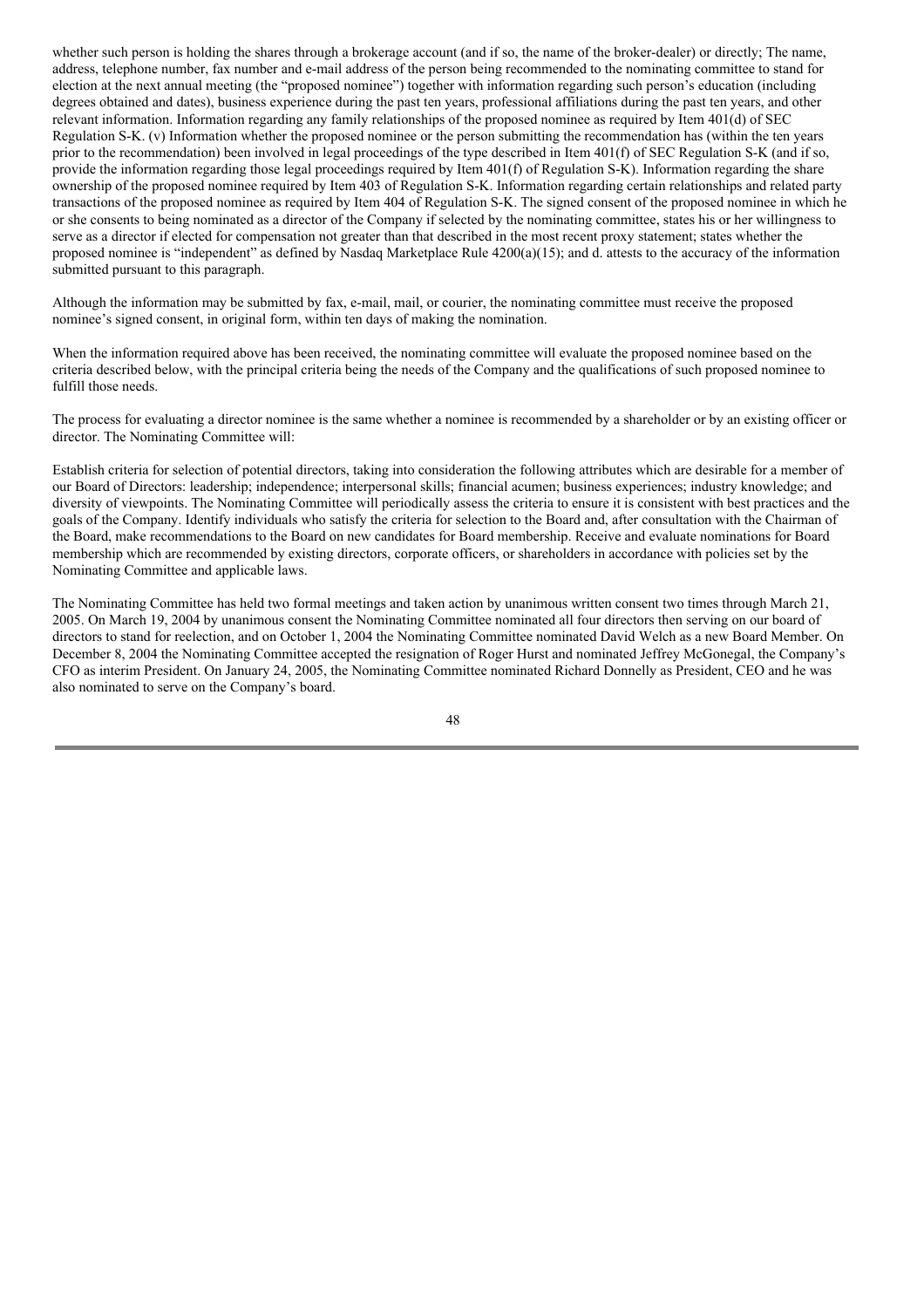whether such person is holding the shares through a brokerage account (and if so, the name of the broker-dealer) or directly; The name, address, telephone number, fax number and e-mail address of the person being recommended to the nominating committee to stand for election at the next annual meeting (the "proposed nominee") together with information regarding such person's education (including degrees obtained and dates), business experience during the past ten years, professional affiliations during the past ten years, and other relevant information. Information regarding any family relationships of the proposed nominee as required by Item 401(d) of SEC Regulation S-K. (v) Information whether the proposed nominee or the person submitting the recommendation has (within the ten years prior to the recommendation) been involved in legal proceedings of the type described in Item 401(f) of SEC Regulation S-K (and if so, provide the information regarding those legal proceedings required by Item 401(f) of Regulation S-K). Information regarding the share ownership of the proposed nominee required by Item 403 of Regulation S-K. Information regarding certain relationships and related party transactions of the proposed nominee as required by Item 404 of Regulation S-K. The signed consent of the proposed nominee in which he or she consents to being nominated as a director of the Company if selected by the nominating committee, states his or her willingness to serve as a director if elected for compensation not greater than that described in the most recent proxy statement; states whether the proposed nominee is "independent" as defined by Nasdaq Marketplace Rule 4200(a)(15); and d. attests to the accuracy of the information submitted pursuant to this paragraph.

Although the information may be submitted by fax, e-mail, mail, or courier, the nominating committee must receive the proposed nominee's signed consent, in original form, within ten days of making the nomination.

When the information required above has been received, the nominating committee will evaluate the proposed nominee based on the criteria described below, with the principal criteria being the needs of the Company and the qualifications of such proposed nominee to fulfill those needs.

The process for evaluating a director nominee is the same whether a nominee is recommended by a shareholder or by an existing officer or director. The Nominating Committee will:

Establish criteria for selection of potential directors, taking into consideration the following attributes which are desirable for a member of our Board of Directors: leadership; independence; interpersonal skills; financial acumen; business experiences; industry knowledge; and diversity of viewpoints. The Nominating Committee will periodically assess the criteria to ensure it is consistent with best practices and the goals of the Company. Identify individuals who satisfy the criteria for selection to the Board and, after consultation with the Chairman of the Board, make recommendations to the Board on new candidates for Board membership. Receive and evaluate nominations for Board membership which are recommended by existing directors, corporate officers, or shareholders in accordance with policies set by the Nominating Committee and applicable laws.

The Nominating Committee has held two formal meetings and taken action by unanimous written consent two times through March 21, 2005. On March 19, 2004 by unanimous consent the Nominating Committee nominated all four directors then serving on our board of directors to stand for reelection, and on October 1, 2004 the Nominating Committee nominated David Welch as a new Board Member. On December 8, 2004 the Nominating Committee accepted the resignation of Roger Hurst and nominated Jeffrey McGonegal, the Company's CFO as interim President. On January 24, 2005, the Nominating Committee nominated Richard Donnelly as President, CEO and he was also nominated to serve on the Company's board.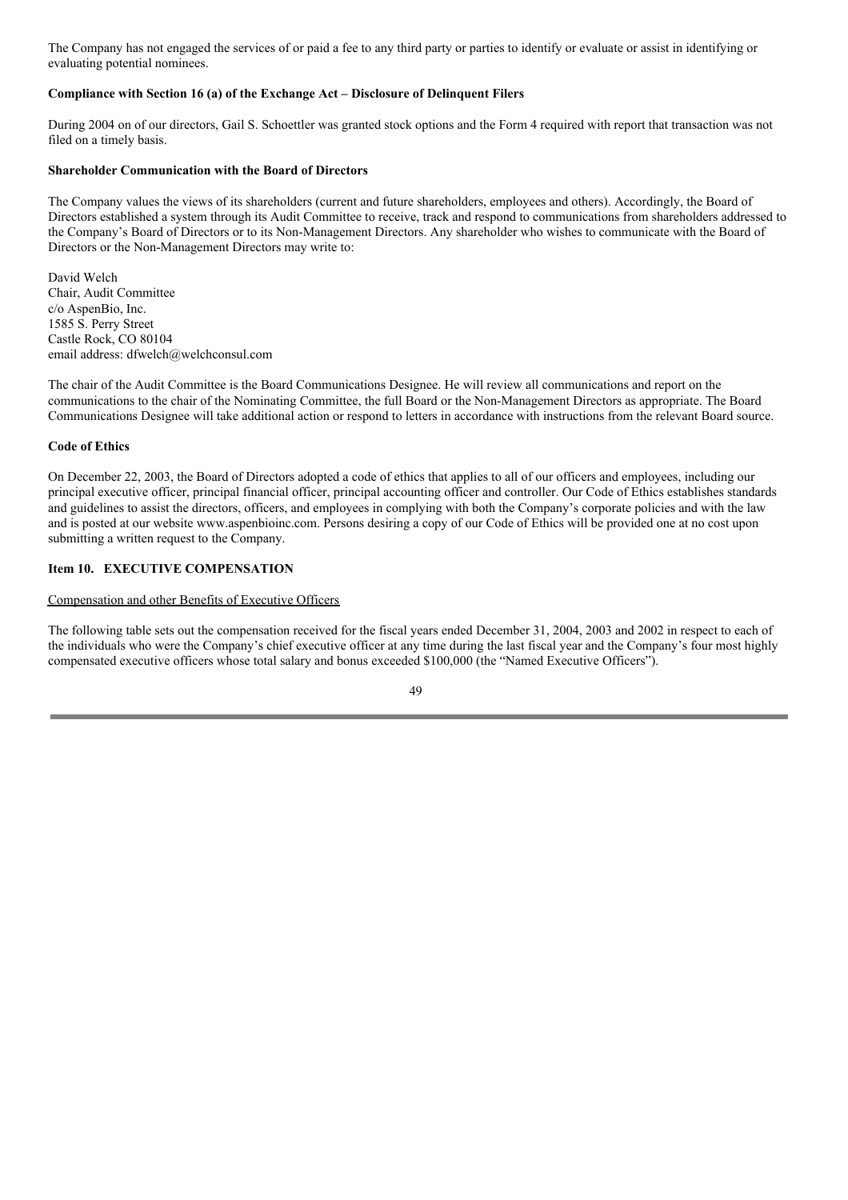The Company has not engaged the services of or paid a fee to any third party or parties to identify or evaluate or assist in identifying or evaluating potential nominees.

**Compliance with Section 16 (a) of the Exchange Act – Disclosure of Delinquent Filers**

During 2004 on of our directors, Gail S. Schoettler was granted stock options and the Form 4 required with report that transaction was not filed on a timely basis.

**Shareholder Communication with the Board of Directors**

The Company values the views of its shareholders (current and future shareholders, employees and others). Accordingly, the Board of Directors established a system through its Audit Committee to receive, track and respond to communications from shareholders addressed to the Company's Board of Directors or to its Non-Management Directors. Any shareholder who wishes to communicate with the Board of Directors or the Non-Management Directors may write to:

David Welch
Chair, Audit Committee
c/o AspenBio, Inc.
1585 S. Perry Street
Castle Rock, CO 80104
email address: dfwelch@welchconsul.com

The chair of the Audit Committee is the Board Communications Designee. He will review all communications and report on the communications to the chair of the Nominating Committee, the full Board or the Non-Management Directors as appropriate. The Board Communications Designee will take additional action or respond to letters in accordance with instructions from the relevant Board source.

**Code of Ethics**

On December 22, 2003, the Board of Directors adopted a code of ethics that applies to all of our officers and employees, including our principal executive officer, principal financial officer, principal accounting officer and controller. Our Code of Ethics establishes standards and guidelines to assist the directors, officers, and employees in complying with both the Company's corporate policies and with the law and is posted at our website www.aspenbioinc.com. Persons desiring a copy of our Code of Ethics will be provided one at no cost upon submitting a written request to the Company.

## Item 10. EXECUTIVE COMPENSATION

Compensation and other Benefits of Executive Officers

The following table sets out the compensation received for the fiscal years ended December 31, 2004, 2003 and 2002 in respect to each of the individuals who were the Company's chief executive officer at any time during the last fiscal year and the Company's four most highly compensated executive officers whose total salary and bonus exceeded $100,000 (the "Named Executive Officers").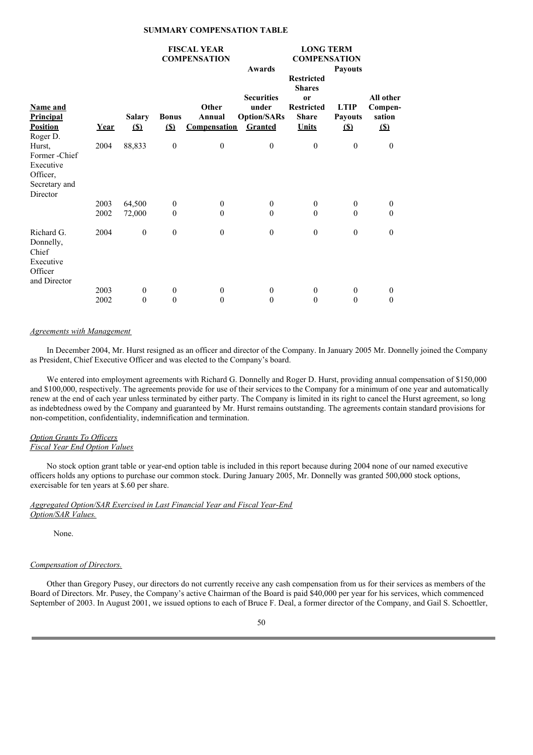**SUMMARY COMPENSATION TABLE**

| | | FISCAL YEAR COMPENSATION | | | LONG TERM COMPENSATION | | | |
|---|---|---|---|---|---|---|---|---|
| | | | | | Awards | | Payouts | |
| **Name and Principal Position** | **Year** | **Salary ($)** | **Bonus ($)** | **Other Annual Compensation** | **Securities under Option/SARs Granted** | **Restricted Shares or Restricted Share Units** | **LTIP Payouts ($)** | **All other Compen-sation ($)** |
| Roger D. Hurst, Former -Chief Executive Officer, Secretary and Director | 2004 | 88,833 | 0 | 0 | 0 | 0 | 0 | 0 |
| | 2003 | 64,500 | 0 | 0 | 0 | 0 | 0 | 0 |
| | 2002 | 72,000 | 0 | 0 | 0 | 0 | 0 | 0 |
| Richard G. Donnelly, Chief Executive Officer and Director | 2004 | 0 | 0 | 0 | 0 | 0 | 0 | 0 |
| | 2003 | 0 | 0 | 0 | 0 | 0 | 0 | 0 |
| | 2002 | 0 | 0 | 0 | 0 | 0 | 0 | 0 |

*Agreements with Management*

In December 2004, Mr. Hurst resigned as an officer and director of the Company. In January 2005 Mr. Donnelly joined the Company as President, Chief Executive Officer and was elected to the Company's board.

We entered into employment agreements with Richard G. Donnelly and Roger D. Hurst, providing annual compensation of $150,000 and $100,000, respectively. The agreements provide for use of their services to the Company for a minimum of one year and automatically renew at the end of each year unless terminated by either party. The Company is limited in its right to cancel the Hurst agreement, so long as indebtedness owed by the Company and guaranteed by Mr. Hurst remains outstanding. The agreements contain standard provisions for non-competition, confidentiality, indemnification and termination.

*Option Grants To Officers*
*Fiscal Year End Option Values*

No stock option grant table or year-end option table is included in this report because during 2004 none of our named executive officers holds any options to purchase our common stock. During January 2005, Mr. Donnelly was granted 500,000 stock options, exercisable for ten years at $.60 per share.

*Aggregated Option/SAR Exercised in Last Financial Year and Fiscal Year-End Option/SAR Values.*

None.

*Compensation of Directors.*

Other than Gregory Pusey, our directors do not currently receive any cash compensation from us for their services as members of the Board of Directors. Mr. Pusey, the Company's active Chairman of the Board is paid $40,000 per year for his services, which commenced September of 2003. In August 2001, we issued options to each of Bruce F. Deal, a former director of the Company, and Gail S. Schoettler,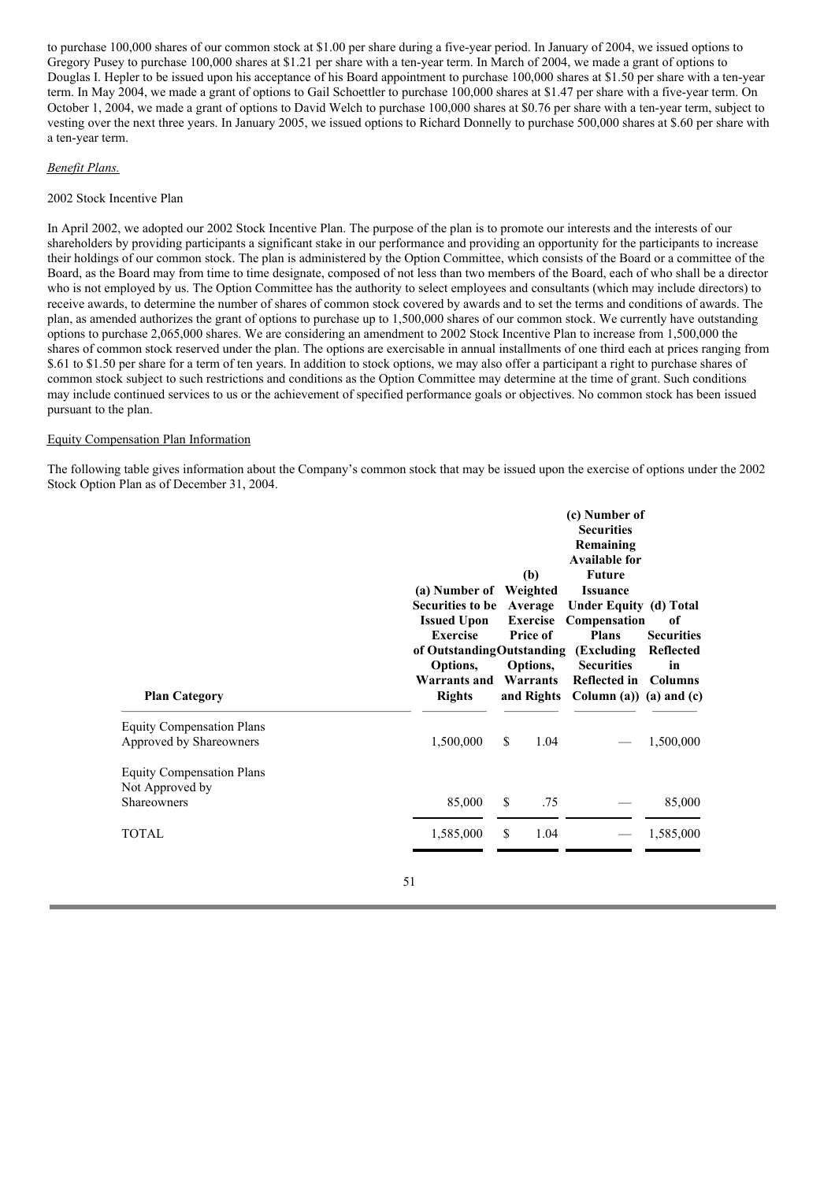to purchase 100,000 shares of our common stock at $1.00 per share during a five-year period. In January of 2004, we issued options to Gregory Pusey to purchase 100,000 shares at $1.21 per share with a ten-year term. In March of 2004, we made a grant of options to Douglas I. Hepler to be issued upon his acceptance of his Board appointment to purchase 100,000 shares at $1.50 per share with a ten-year term. In May 2004, we made a grant of options to Gail Schoettler to purchase 100,000 shares at $1.47 per share with a five-year term. On October 1, 2004, we made a grant of options to David Welch to purchase 100,000 shares at $0.76 per share with a ten-year term, subject to vesting over the next three years. In January 2005, we issued options to Richard Donnelly to purchase 500,000 shares at $.60 per share with a ten-year term.

*Benefit Plans.*

2002 Stock Incentive Plan

In April 2002, we adopted our 2002 Stock Incentive Plan. The purpose of the plan is to promote our interests and the interests of our shareholders by providing participants a significant stake in our performance and providing an opportunity for the participants to increase their holdings of our common stock. The plan is administered by the Option Committee, which consists of the Board or a committee of the Board, as the Board may from time to time designate, composed of not less than two members of the Board, each of who shall be a director who is not employed by us. The Option Committee has the authority to select employees and consultants (which may include directors) to receive awards, to determine the number of shares of common stock covered by awards and to set the terms and conditions of awards. The plan, as amended authorizes the grant of options to purchase up to 1,500,000 shares of our common stock. We currently have outstanding options to purchase 2,065,000 shares. We are considering an amendment to 2002 Stock Incentive Plan to increase from 1,500,000 the shares of common stock reserved under the plan. The options are exercisable in annual installments of one third each at prices ranging from $.61 to $1.50 per share for a term of ten years. In addition to stock options, we may also offer a participant a right to purchase shares of common stock subject to such restrictions and conditions as the Option Committee may determine at the time of grant. Such conditions may include continued services to us or the achievement of specified performance goals or objectives. No common stock has been issued pursuant to the plan.

Equity Compensation Plan Information

The following table gives information about the Company's common stock that may be issued upon the exercise of options under the 2002 Stock Option Plan as of December 31, 2004.

| Plan Category | (a) Number of Securities to be Issued Upon Exercise of Outstanding Options, Warrants and Rights | (b) Weighted Average Exercise Price of Outstanding Options, Warrants and Rights | (c) Number of Securities Remaining Available for Future Issuance Under Equity Compensation Plans (Excluding Securities Reflected in Column (a)) | (d) Total of Securities Reflected in Columns (a) and (c) |
|---|---|---|---|---|
| Equity Compensation Plans Approved by Shareowners | 1,500,000 | $ 1.04 | — | 1,500,000 |
| Equity Compensation Plans Not Approved by Shareowners | 85,000 | $ .75 | — | 85,000 |
| TOTAL | 1,585,000 | $ 1.04 | — | 1,585,000 |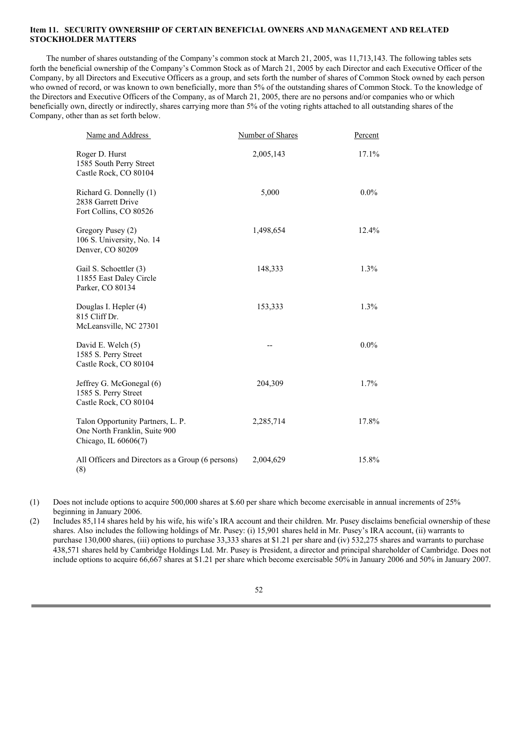**Item 11. SECURITY OWNERSHIP OF CERTAIN BENEFICIAL OWNERS AND MANAGEMENT AND RELATED STOCKHOLDER MATTERS**

The number of shares outstanding of the Company's common stock at March 21, 2005, was 11,713,143. The following tables sets forth the beneficial ownership of the Company's Common Stock as of March 21, 2005 by each Director and each Executive Officer of the Company, by all Directors and Executive Officers as a group, and sets forth the number of shares of Common Stock owned by each person who owned of record, or was known to own beneficially, more than 5% of the outstanding shares of Common Stock. To the knowledge of the Directors and Executive Officers of the Company, as of March 21, 2005, there are no persons and/or companies who or which beneficially own, directly or indirectly, shares carrying more than 5% of the voting rights attached to all outstanding shares of the Company, other than as set forth below.

| Name and Address | Number of Shares | Percent |
|---|---|---|
| Roger D. Hurst<br>1585 South Perry Street<br>Castle Rock, CO 80104 | 2,005,143 | 17.1% |
| Richard G. Donnelly (1)<br>2838 Garrett Drive<br>Fort Collins, CO 80526 | 5,000 | 0.0% |
| Gregory Pusey (2)<br>106 S. University, No. 14<br>Denver, CO 80209 | 1,498,654 | 12.4% |
| Gail S. Schoettler (3)<br>11855 East Daley Circle<br>Parker, CO 80134 | 148,333 | 1.3% |
| Douglas I. Hepler (4)<br>815 Cliff Dr.<br>McLeansville, NC 27301 | 153,333 | 1.3% |
| David E. Welch (5)<br>1585 S. Perry Street<br>Castle Rock, CO 80104 | -- | 0.0% |
| Jeffrey G. McGonegal (6)<br>1585 S. Perry Street<br>Castle Rock, CO 80104 | 204,309 | 1.7% |
| Talon Opportunity Partners, L. P.<br>One North Franklin, Suite 900<br>Chicago, IL 60606(7) | 2,285,714 | 17.8% |
| All Officers and Directors as a Group (6 persons) (8) | 2,004,629 | 15.8% |

(1) Does not include options to acquire 500,000 shares at $.60 per share which become exercisable in annual increments of 25% beginning in January 2006.

(2) Includes 85,114 shares held by his wife, his wife's IRA account and their children. Mr. Pusey disclaims beneficial ownership of these shares. Also includes the following holdings of Mr. Pusey: (i) 15,901 shares held in Mr. Pusey's IRA account, (ii) warrants to purchase 130,000 shares, (iii) options to purchase 33,333 shares at $1.21 per share and (iv) 532,275 shares and warrants to purchase 438,571 shares held by Cambridge Holdings Ltd. Mr. Pusey is President, a director and principal shareholder of Cambridge. Does not include options to acquire 66,667 shares at $1.21 per share which become exercisable 50% in January 2006 and 50% in January 2007.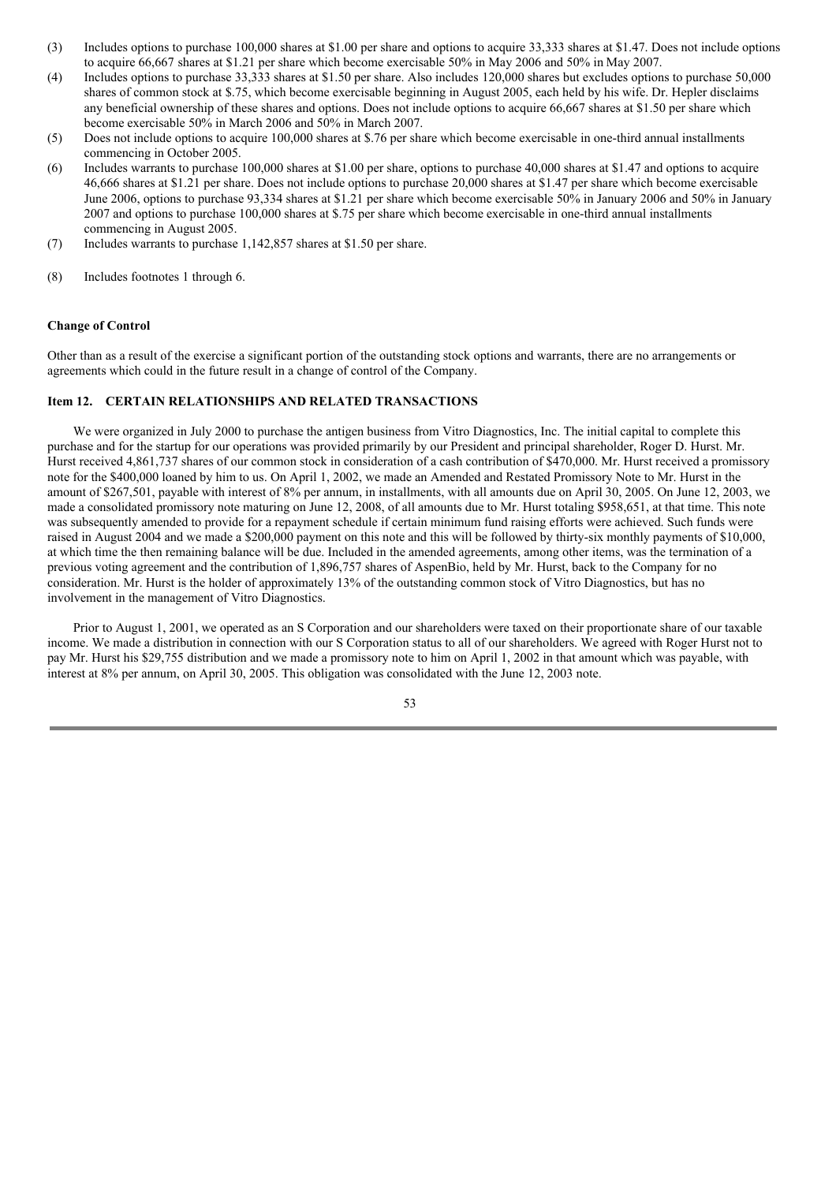(3) Includes options to purchase 100,000 shares at $1.00 per share and options to acquire 33,333 shares at $1.47. Does not include options to acquire 66,667 shares at $1.21 per share which become exercisable 50% in May 2006 and 50% in May 2007.

(4) Includes options to purchase 33,333 shares at $1.50 per share. Also includes 120,000 shares but excludes options to purchase 50,000 shares of common stock at $.75, which become exercisable beginning in August 2005, each held by his wife. Dr. Hepler disclaims any beneficial ownership of these shares and options. Does not include options to acquire 66,667 shares at $1.50 per share which become exercisable 50% in March 2006 and 50% in March 2007.

(5) Does not include options to acquire 100,000 shares at $.76 per share which become exercisable in one-third annual installments commencing in October 2005.

(6) Includes warrants to purchase 100,000 shares at $1.00 per share, options to purchase 40,000 shares at $1.47 and options to acquire 46,666 shares at $1.21 per share. Does not include options to purchase 20,000 shares at $1.47 per share which become exercisable June 2006, options to purchase 93,334 shares at $1.21 per share which become exercisable 50% in January 2006 and 50% in January 2007 and options to purchase 100,000 shares at $.75 per share which become exercisable in one-third annual installments commencing in August 2005.

(7) Includes warrants to purchase 1,142,857 shares at $1.50 per share.

(8) Includes footnotes 1 through 6.

**Change of Control**

Other than as a result of the exercise a significant portion of the outstanding stock options and warrants, there are no arrangements or agreements which could in the future result in a change of control of the Company.

## Item 12. CERTAIN RELATIONSHIPS AND RELATED TRANSACTIONS

We were organized in July 2000 to purchase the antigen business from Vitro Diagnostics, Inc. The initial capital to complete this purchase and for the startup for our operations was provided primarily by our President and principal shareholder, Roger D. Hurst. Mr. Hurst received 4,861,737 shares of our common stock in consideration of a cash contribution of $470,000. Mr. Hurst received a promissory note for the $400,000 loaned by him to us. On April 1, 2002, we made an Amended and Restated Promissory Note to Mr. Hurst in the amount of $267,501, payable with interest of 8% per annum, in installments, with all amounts due on April 30, 2005. On June 12, 2003, we made a consolidated promissory note maturing on June 12, 2008, of all amounts due to Mr. Hurst totaling $958,651, at that time. This note was subsequently amended to provide for a repayment schedule if certain minimum fund raising efforts were achieved. Such funds were raised in August 2004 and we made a $200,000 payment on this note and this will be followed by thirty-six monthly payments of $10,000, at which time the then remaining balance will be due. Included in the amended agreements, among other items, was the termination of a previous voting agreement and the contribution of 1,896,757 shares of AspenBio, held by Mr. Hurst, back to the Company for no consideration. Mr. Hurst is the holder of approximately 13% of the outstanding common stock of Vitro Diagnostics, but has no involvement in the management of Vitro Diagnostics.

Prior to August 1, 2001, we operated as an S Corporation and our shareholders were taxed on their proportionate share of our taxable income. We made a distribution in connection with our S Corporation status to all of our shareholders. We agreed with Roger Hurst not to pay Mr. Hurst his $29,755 distribution and we made a promissory note to him on April 1, 2002 in that amount which was payable, with interest at 8% per annum, on April 30, 2005. This obligation was consolidated with the June 12, 2003 note.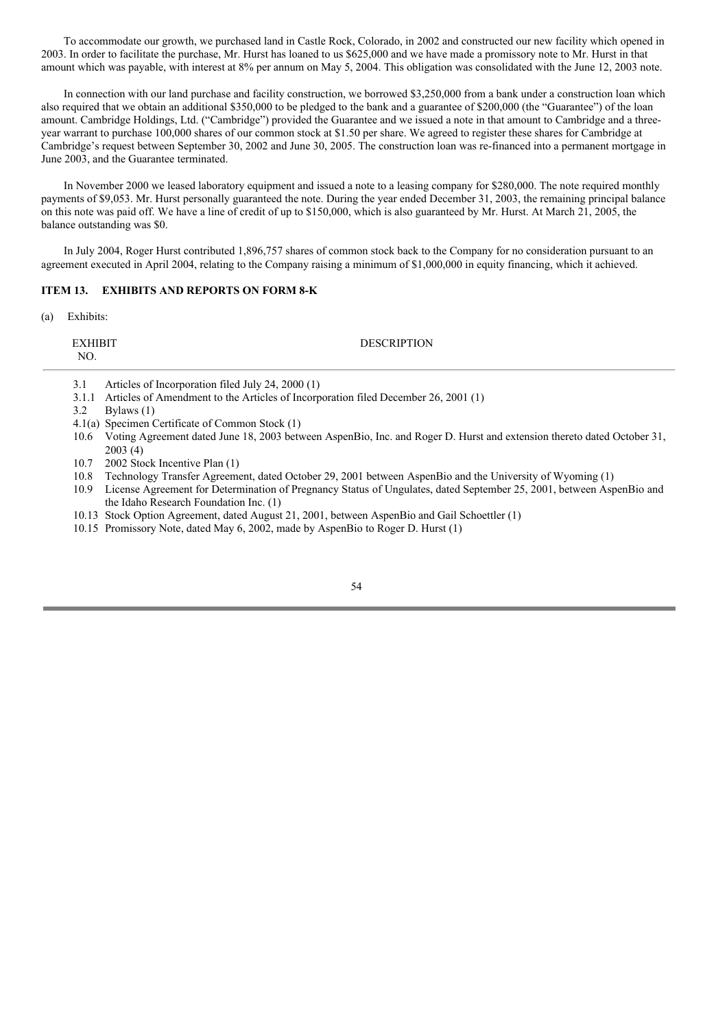To accommodate our growth, we purchased land in Castle Rock, Colorado, in 2002 and constructed our new facility which opened in 2003. In order to facilitate the purchase, Mr. Hurst has loaned to us $625,000 and we have made a promissory note to Mr. Hurst in that amount which was payable, with interest at 8% per annum on May 5, 2004. This obligation was consolidated with the June 12, 2003 note.

In connection with our land purchase and facility construction, we borrowed $3,250,000 from a bank under a construction loan which also required that we obtain an additional $350,000 to be pledged to the bank and a guarantee of $200,000 (the "Guarantee") of the loan amount. Cambridge Holdings, Ltd. ("Cambridge") provided the Guarantee and we issued a note in that amount to Cambridge and a three-year warrant to purchase 100,000 shares of our common stock at $1.50 per share. We agreed to register these shares for Cambridge at Cambridge's request between September 30, 2002 and June 30, 2005. The construction loan was re-financed into a permanent mortgage in June 2003, and the Guarantee terminated.

In November 2000 we leased laboratory equipment and issued a note to a leasing company for $280,000. The note required monthly payments of $9,053. Mr. Hurst personally guaranteed the note. During the year ended December 31, 2003, the remaining principal balance on this note was paid off. We have a line of credit of up to $150,000, which is also guaranteed by Mr. Hurst. At March 21, 2005, the balance outstanding was $0.

In July 2004, Roger Hurst contributed 1,896,757 shares of common stock back to the Company for no consideration pursuant to an agreement executed in April 2004, relating to the Company raising a minimum of $1,000,000 in equity financing, which it achieved.

## ITEM 13. EXHIBITS AND REPORTS ON FORM 8-K

(a) Exhibits:

| EXHIBIT NO. | DESCRIPTION |
|---|---|
| 3.1 | Articles of Incorporation filed July 24, 2000 (1) |
| 3.1.1 | Articles of Amendment to the Articles of Incorporation filed December 26, 2001 (1) |
| 3.2 | Bylaws (1) |
| 4.1(a) | Specimen Certificate of Common Stock (1) |
| 10.6 | Voting Agreement dated June 18, 2003 between AspenBio, Inc. and Roger D. Hurst and extension thereto dated October 31, 2003 (4) |
| 10.7 | 2002 Stock Incentive Plan (1) |
| 10.8 | Technology Transfer Agreement, dated October 29, 2001 between AspenBio and the University of Wyoming (1) |
| 10.9 | License Agreement for Determination of Pregnancy Status of Ungulates, dated September 25, 2001, between AspenBio and the Idaho Research Foundation Inc. (1) |
| 10.13 | Stock Option Agreement, dated August 21, 2001, between AspenBio and Gail Schoettler (1) |
| 10.15 | Promissory Note, dated May 6, 2002, made by AspenBio to Roger D. Hurst (1) |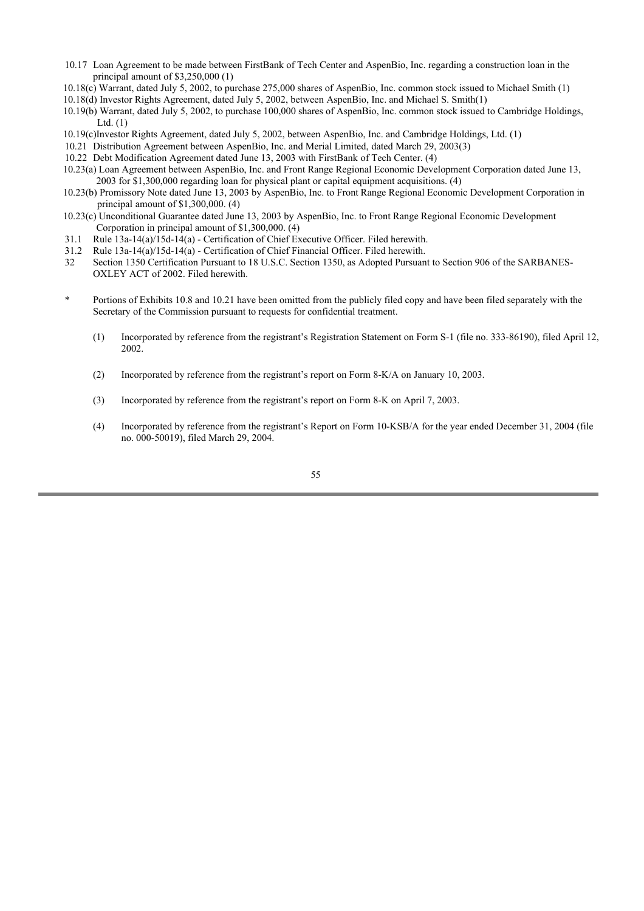10.17 Loan Agreement to be made between FirstBank of Tech Center and AspenBio, Inc. regarding a construction loan in the principal amount of $3,250,000 (1)

10.18(c) Warrant, dated July 5, 2002, to purchase 275,000 shares of AspenBio, Inc. common stock issued to Michael Smith (1)

10.18(d) Investor Rights Agreement, dated July 5, 2002, between AspenBio, Inc. and Michael S. Smith(1)

10.19(b) Warrant, dated July 5, 2002, to purchase 100,000 shares of AspenBio, Inc. common stock issued to Cambridge Holdings, Ltd. (1)

10.19(c)Investor Rights Agreement, dated July 5, 2002, between AspenBio, Inc. and Cambridge Holdings, Ltd. (1)

10.21 Distribution Agreement between AspenBio, Inc. and Merial Limited, dated March 29, 2003(3)

10.22 Debt Modification Agreement dated June 13, 2003 with FirstBank of Tech Center. (4)

10.23(a) Loan Agreement between AspenBio, Inc. and Front Range Regional Economic Development Corporation dated June 13, 2003 for $1,300,000 regarding loan for physical plant or capital equipment acquisitions. (4)

10.23(b) Promissory Note dated June 13, 2003 by AspenBio, Inc. to Front Range Regional Economic Development Corporation in principal amount of $1,300,000. (4)

10.23(c) Unconditional Guarantee dated June 13, 2003 by AspenBio, Inc. to Front Range Regional Economic Development Corporation in principal amount of $1,300,000. (4)

31.1 Rule 13a-14(a)/15d-14(a) - Certification of Chief Executive Officer. Filed herewith.

31.2 Rule 13a-14(a)/15d-14(a) - Certification of Chief Financial Officer. Filed herewith.

32 Section 1350 Certification Pursuant to 18 U.S.C. Section 1350, as Adopted Pursuant to Section 906 of the SARBANES-OXLEY ACT of 2002. Filed herewith.

\* Portions of Exhibits 10.8 and 10.21 have been omitted from the publicly filed copy and have been filed separately with the Secretary of the Commission pursuant to requests for confidential treatment.

(1) Incorporated by reference from the registrant's Registration Statement on Form S-1 (file no. 333-86190), filed April 12, 2002.

(2) Incorporated by reference from the registrant's report on Form 8-K/A on January 10, 2003.

(3) Incorporated by reference from the registrant's report on Form 8-K on April 7, 2003.

(4) Incorporated by reference from the registrant's Report on Form 10-KSB/A for the year ended December 31, 2004 (file no. 000-50019), filed March 29, 2004.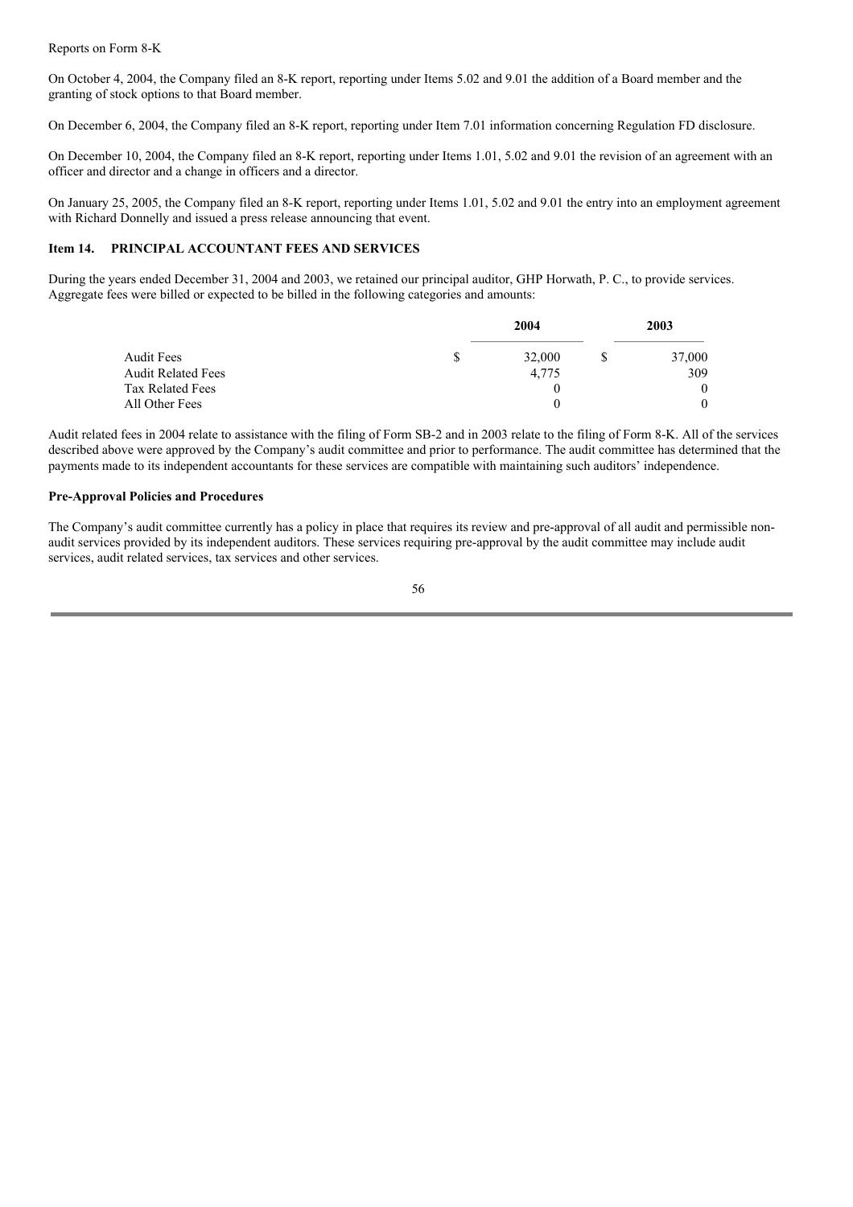Reports on Form 8-K

On October 4, 2004, the Company filed an 8-K report, reporting under Items 5.02 and 9.01 the addition of a Board member and the granting of stock options to that Board member.

On December 6, 2004, the Company filed an 8-K report, reporting under Item 7.01 information concerning Regulation FD disclosure.

On December 10, 2004, the Company filed an 8-K report, reporting under Items 1.01, 5.02 and 9.01 the revision of an agreement with an officer and director and a change in officers and a director.

On January 25, 2005, the Company filed an 8-K report, reporting under Items 1.01, 5.02 and 9.01 the entry into an employment agreement with Richard Donnelly and issued a press release announcing that event.

### Item 14. PRINCIPAL ACCOUNTANT FEES AND SERVICES

During the years ended December 31, 2004 and 2003, we retained our principal auditor, GHP Horwath, P. C., to provide services. Aggregate fees were billed or expected to be billed in the following categories and amounts:

| | 2004 | 2003 |
|---|---|---|
| Audit Fees | $ 32,000 | $ 37,000 |
| Audit Related Fees | 4,775 | 309 |
| Tax Related Fees | 0 | 0 |
| All Other Fees | 0 | 0 |

Audit related fees in 2004 relate to assistance with the filing of Form SB-2 and in 2003 relate to the filing of Form 8-K. All of the services described above were approved by the Company's audit committee and prior to performance. The audit committee has determined that the payments made to its independent accountants for these services are compatible with maintaining such auditors' independence.

**Pre-Approval Policies and Procedures**

The Company's audit committee currently has a policy in place that requires its review and pre-approval of all audit and permissible non-audit services provided by its independent auditors. These services requiring pre-approval by the audit committee may include audit services, audit related services, tax services and other services.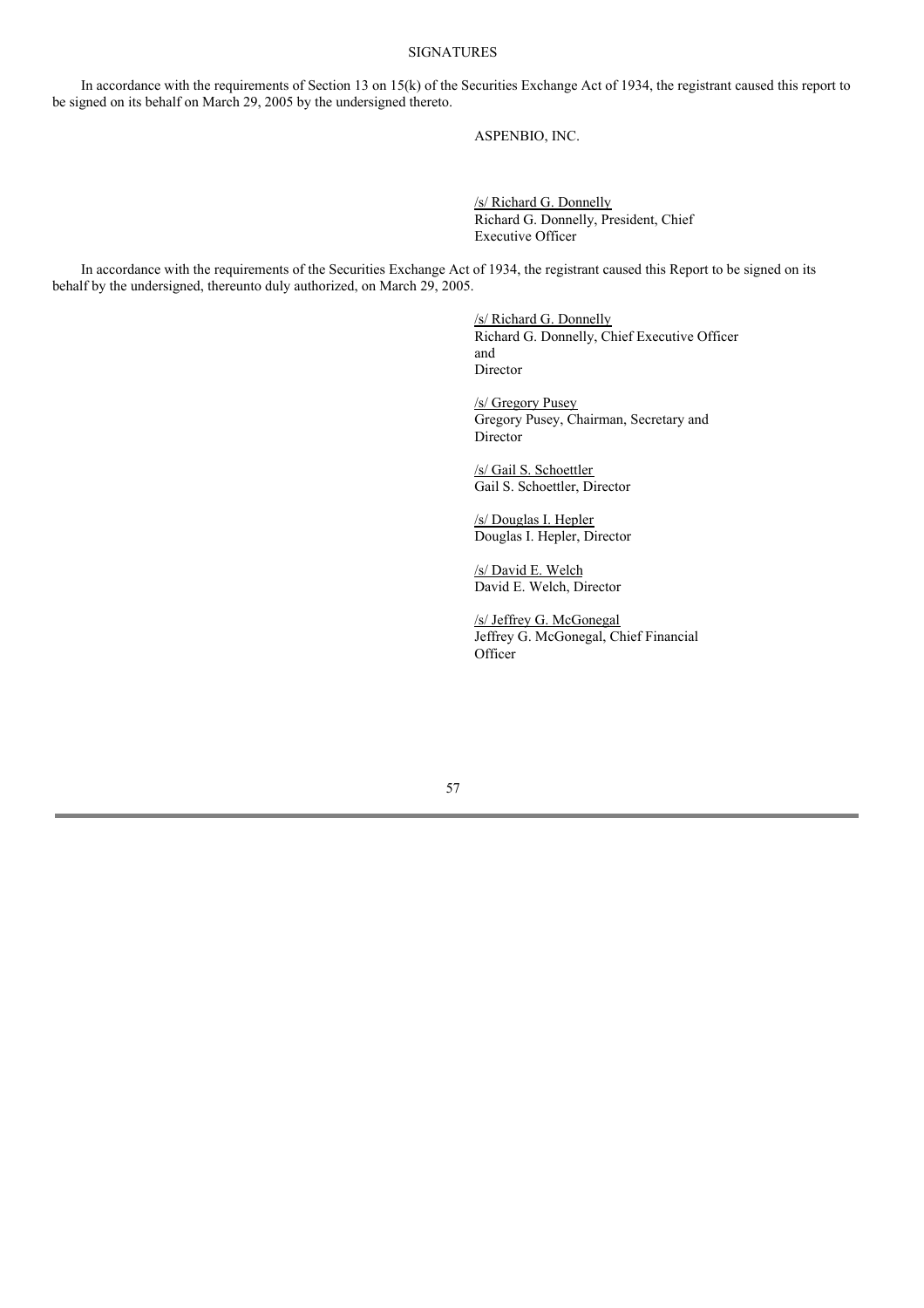SIGNATURES

In accordance with the requirements of Section 13 on 15(k) of the Securities Exchange Act of 1934, the registrant caused this report to be signed on its behalf on March 29, 2005 by the undersigned thereto.

ASPENBIO, INC.

/s/ Richard G. Donnelly
Richard G. Donnelly, President, Chief Executive Officer

In accordance with the requirements of the Securities Exchange Act of 1934, the registrant caused this Report to be signed on its behalf by the undersigned, thereunto duly authorized, on March 29, 2005.

/s/ Richard G. Donnelly
Richard G. Donnelly, Chief Executive Officer and Director

/s/ Gregory Pusey
Gregory Pusey, Chairman, Secretary and Director

/s/ Gail S. Schoettler
Gail S. Schoettler, Director

/s/ Douglas I. Hepler
Douglas I. Hepler, Director

/s/ David E. Welch
David E. Welch, Director

/s/ Jeffrey G. McGonegal
Jeffrey G. McGonegal, Chief Financial Officer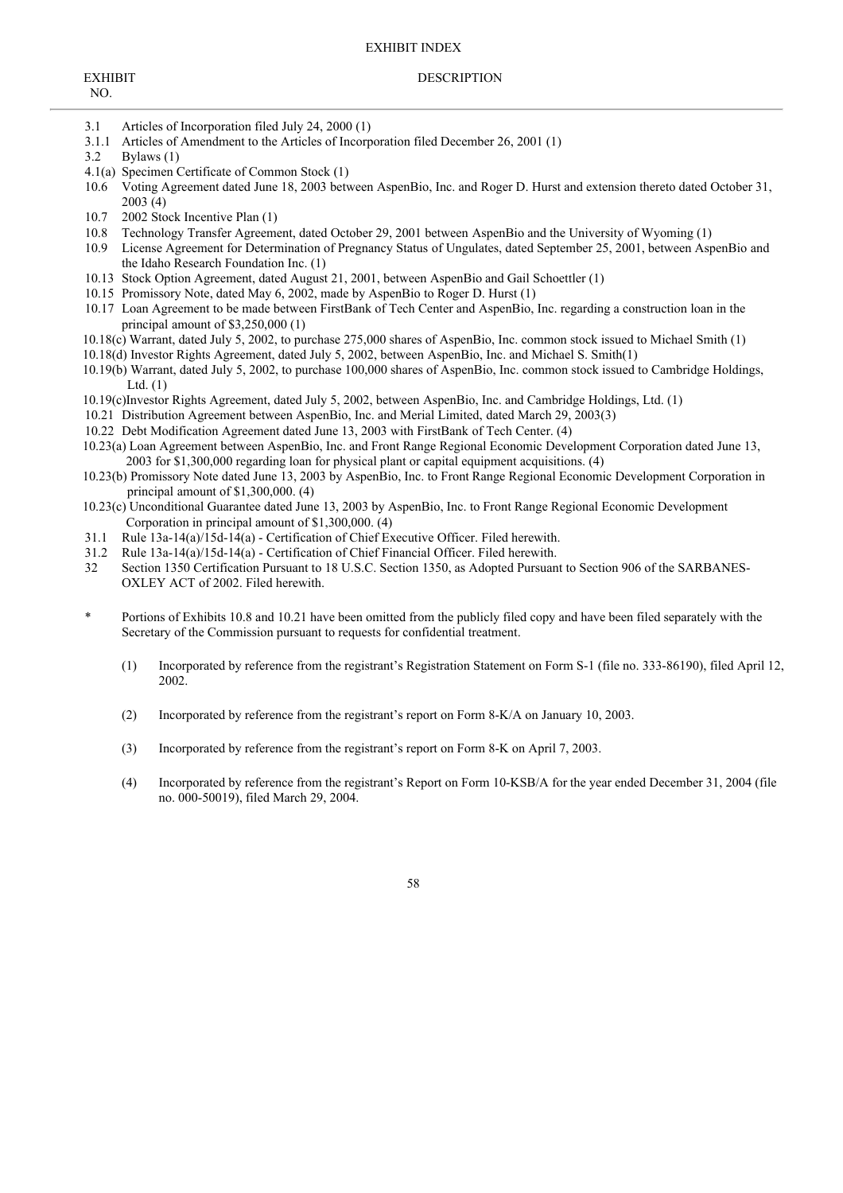# EXHIBIT INDEX

| EXHIBIT NO. | DESCRIPTION |
|---|---|
| 3.1 | Articles of Incorporation filed July 24, 2000 (1) |
| 3.1.1 | Articles of Amendment to the Articles of Incorporation filed December 26, 2001 (1) |
| 3.2 | Bylaws (1) |
| 4.1(a) | Specimen Certificate of Common Stock (1) |
| 10.6 | Voting Agreement dated June 18, 2003 between AspenBio, Inc. and Roger D. Hurst and extension thereto dated October 31, 2003 (4) |
| 10.7 | 2002 Stock Incentive Plan (1) |
| 10.8 | Technology Transfer Agreement, dated October 29, 2001 between AspenBio and the University of Wyoming (1) |
| 10.9 | License Agreement for Determination of Pregnancy Status of Ungulates, dated September 25, 2001, between AspenBio and the Idaho Research Foundation Inc. (1) |
| 10.13 | Stock Option Agreement, dated August 21, 2001, between AspenBio and Gail Schoettler (1) |
| 10.15 | Promissory Note, dated May 6, 2002, made by AspenBio to Roger D. Hurst (1) |
| 10.17 | Loan Agreement to be made between FirstBank of Tech Center and AspenBio, Inc. regarding a construction loan in the principal amount of $3,250,000 (1) |
| 10.18(c) | Warrant, dated July 5, 2002, to purchase 275,000 shares of AspenBio, Inc. common stock issued to Michael Smith (1) |
| 10.18(d) | Investor Rights Agreement, dated July 5, 2002, between AspenBio, Inc. and Michael S. Smith(1) |
| 10.19(b) | Warrant, dated July 5, 2002, to purchase 100,000 shares of AspenBio, Inc. common stock issued to Cambridge Holdings, Ltd. (1) |
| 10.19(c) | Investor Rights Agreement, dated July 5, 2002, between AspenBio, Inc. and Cambridge Holdings, Ltd. (1) |
| 10.21 | Distribution Agreement between AspenBio, Inc. and Merial Limited, dated March 29, 2003(3) |
| 10.22 | Debt Modification Agreement dated June 13, 2003 with FirstBank of Tech Center. (4) |
| 10.23(a) | Loan Agreement between AspenBio, Inc. and Front Range Regional Economic Development Corporation dated June 13, 2003 for $1,300,000 regarding loan for physical plant or capital equipment acquisitions. (4) |
| 10.23(b) | Promissory Note dated June 13, 2003 by AspenBio, Inc. to Front Range Regional Economic Development Corporation in principal amount of $1,300,000. (4) |
| 10.23(c) | Unconditional Guarantee dated June 13, 2003 by AspenBio, Inc. to Front Range Regional Economic Development Corporation in principal amount of $1,300,000. (4) |
| 31.1 | Rule 13a-14(a)/15d-14(a) - Certification of Chief Executive Officer. Filed herewith. |
| 31.2 | Rule 13a-14(a)/15d-14(a) - Certification of Chief Financial Officer. Filed herewith. |
| 32 | Section 1350 Certification Pursuant to 18 U.S.C. Section 1350, as Adopted Pursuant to Section 906 of the SARBANES-OXLEY ACT of 2002. Filed herewith. |

\* Portions of Exhibits 10.8 and 10.21 have been omitted from the publicly filed copy and have been filed separately with the Secretary of the Commission pursuant to requests for confidential treatment.

(1) Incorporated by reference from the registrant's Registration Statement on Form S-1 (file no. 333-86190), filed April 12, 2002.

(2) Incorporated by reference from the registrant's report on Form 8-K/A on January 10, 2003.

(3) Incorporated by reference from the registrant's report on Form 8-K on April 7, 2003.

(4) Incorporated by reference from the registrant's Report on Form 10-KSB/A for the year ended December 31, 2004 (file no. 000-50019), filed March 29, 2004.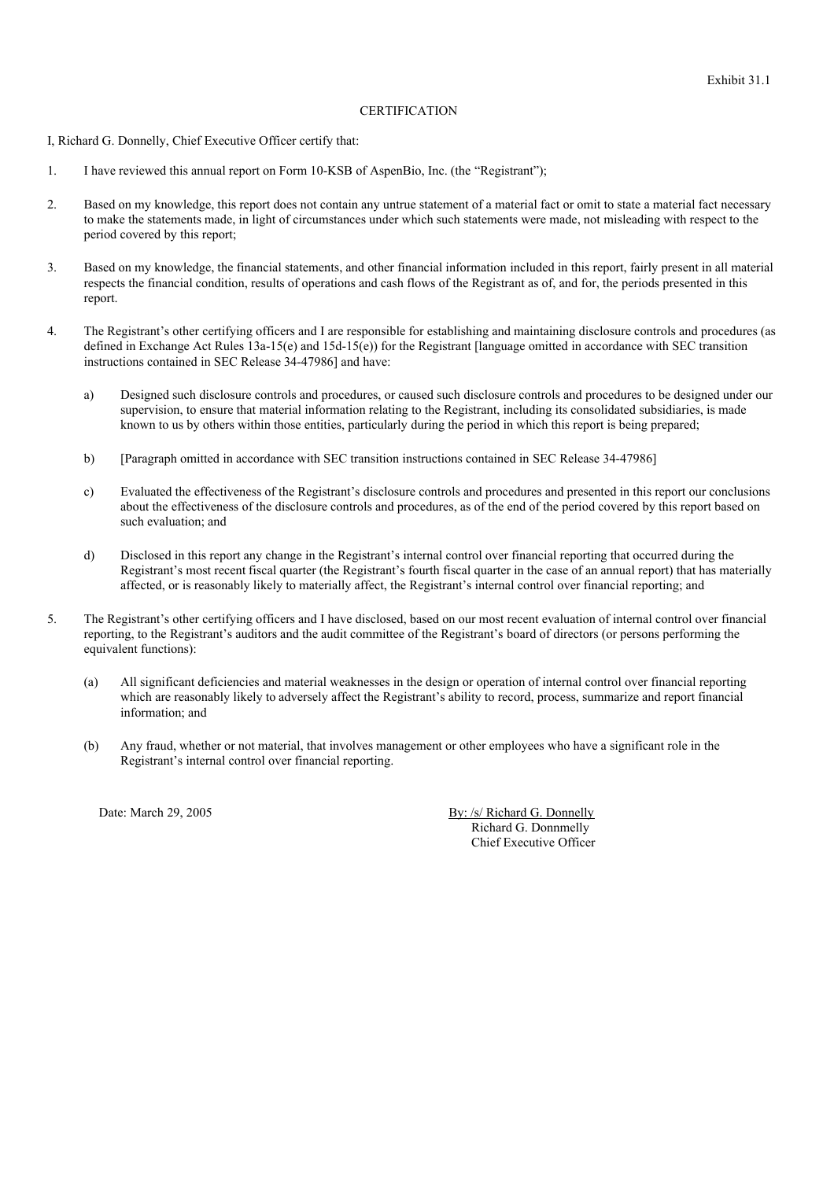Exhibit 31.1

CERTIFICATION

I, Richard G. Donnelly, Chief Executive Officer certify that:

1. I have reviewed this annual report on Form 10-KSB of AspenBio, Inc. (the "Registrant");

2. Based on my knowledge, this report does not contain any untrue statement of a material fact or omit to state a material fact necessary to make the statements made, in light of circumstances under which such statements were made, not misleading with respect to the period covered by this report;

3. Based on my knowledge, the financial statements, and other financial information included in this report, fairly present in all material respects the financial condition, results of operations and cash flows of the Registrant as of, and for, the periods presented in this report.

4. The Registrant's other certifying officers and I are responsible for establishing and maintaining disclosure controls and procedures (as defined in Exchange Act Rules 13a-15(e) and 15d-15(e)) for the Registrant [language omitted in accordance with SEC transition instructions contained in SEC Release 34-47986] and have:

   a) Designed such disclosure controls and procedures, or caused such disclosure controls and procedures to be designed under our supervision, to ensure that material information relating to the Registrant, including its consolidated subsidiaries, is made known to us by others within those entities, particularly during the period in which this report is being prepared;

   b) [Paragraph omitted in accordance with SEC transition instructions contained in SEC Release 34-47986]

   c) Evaluated the effectiveness of the Registrant's disclosure controls and procedures and presented in this report our conclusions about the effectiveness of the disclosure controls and procedures, as of the end of the period covered by this report based on such evaluation; and

   d) Disclosed in this report any change in the Registrant's internal control over financial reporting that occurred during the Registrant's most recent fiscal quarter (the Registrant's fourth fiscal quarter in the case of an annual report) that has materially affected, or is reasonably likely to materially affect, the Registrant's internal control over financial reporting; and

5. The Registrant's other certifying officers and I have disclosed, based on our most recent evaluation of internal control over financial reporting, to the Registrant's auditors and the audit committee of the Registrant's board of directors (or persons performing the equivalent functions):

   (a) All significant deficiencies and material weaknesses in the design or operation of internal control over financial reporting which are reasonably likely to adversely affect the Registrant's ability to record, process, summarize and report financial information; and

   (b) Any fraud, whether or not material, that involves management or other employees who have a significant role in the Registrant's internal control over financial reporting.

Date: March 29, 2005

By: /s/ Richard G. Donnelly
Richard G. Donnmelly
Chief Executive Officer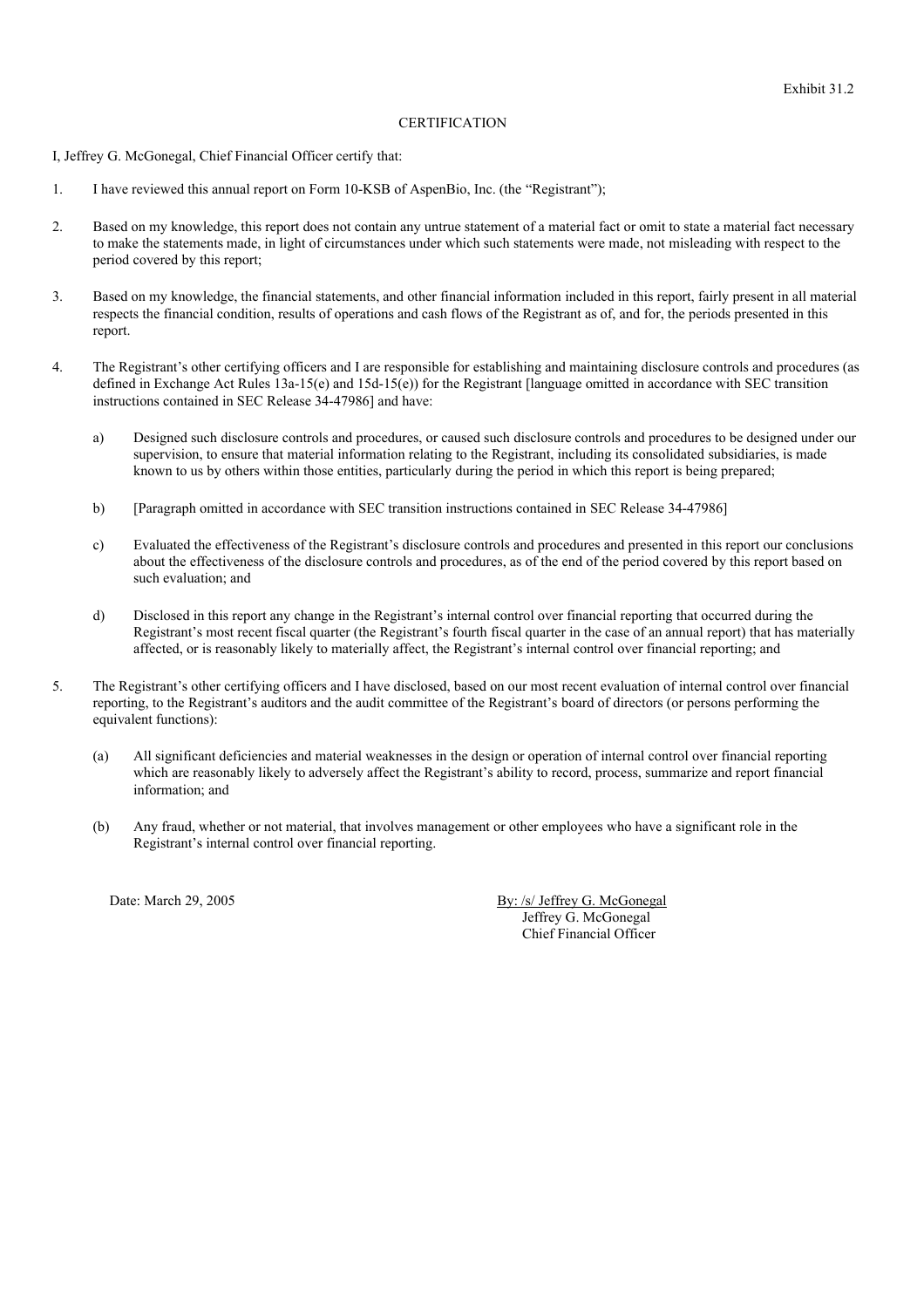Exhibit 31.2

# CERTIFICATION

I, Jeffrey G. McGonegal, Chief Financial Officer certify that:

1. I have reviewed this annual report on Form 10-KSB of AspenBio, Inc. (the "Registrant");

2. Based on my knowledge, this report does not contain any untrue statement of a material fact or omit to state a material fact necessary to make the statements made, in light of circumstances under which such statements were made, not misleading with respect to the period covered by this report;

3. Based on my knowledge, the financial statements, and other financial information included in this report, fairly present in all material respects the financial condition, results of operations and cash flows of the Registrant as of, and for, the periods presented in this report.

4. The Registrant's other certifying officers and I are responsible for establishing and maintaining disclosure controls and procedures (as defined in Exchange Act Rules 13a-15(e) and 15d-15(e)) for the Registrant [language omitted in accordance with SEC transition instructions contained in SEC Release 34-47986] and have:

   a) Designed such disclosure controls and procedures, or caused such disclosure controls and procedures to be designed under our supervision, to ensure that material information relating to the Registrant, including its consolidated subsidiaries, is made known to us by others within those entities, particularly during the period in which this report is being prepared;

   b) [Paragraph omitted in accordance with SEC transition instructions contained in SEC Release 34-47986]

   c) Evaluated the effectiveness of the Registrant's disclosure controls and procedures and presented in this report our conclusions about the effectiveness of the disclosure controls and procedures, as of the end of the period covered by this report based on such evaluation; and

   d) Disclosed in this report any change in the Registrant's internal control over financial reporting that occurred during the Registrant's most recent fiscal quarter (the Registrant's fourth fiscal quarter in the case of an annual report) that has materially affected, or is reasonably likely to materially affect, the Registrant's internal control over financial reporting; and

5. The Registrant's other certifying officers and I have disclosed, based on our most recent evaluation of internal control over financial reporting, to the Registrant's auditors and the audit committee of the Registrant's board of directors (or persons performing the equivalent functions):

   (a) All significant deficiencies and material weaknesses in the design or operation of internal control over financial reporting which are reasonably likely to adversely affect the Registrant's ability to record, process, summarize and report financial information; and

   (b) Any fraud, whether or not material, that involves management or other employees who have a significant role in the Registrant's internal control over financial reporting.

Date: March 29, 2005

By: /s/ Jeffrey G. McGonegal
Jeffrey G. McGonegal
Chief Financial Officer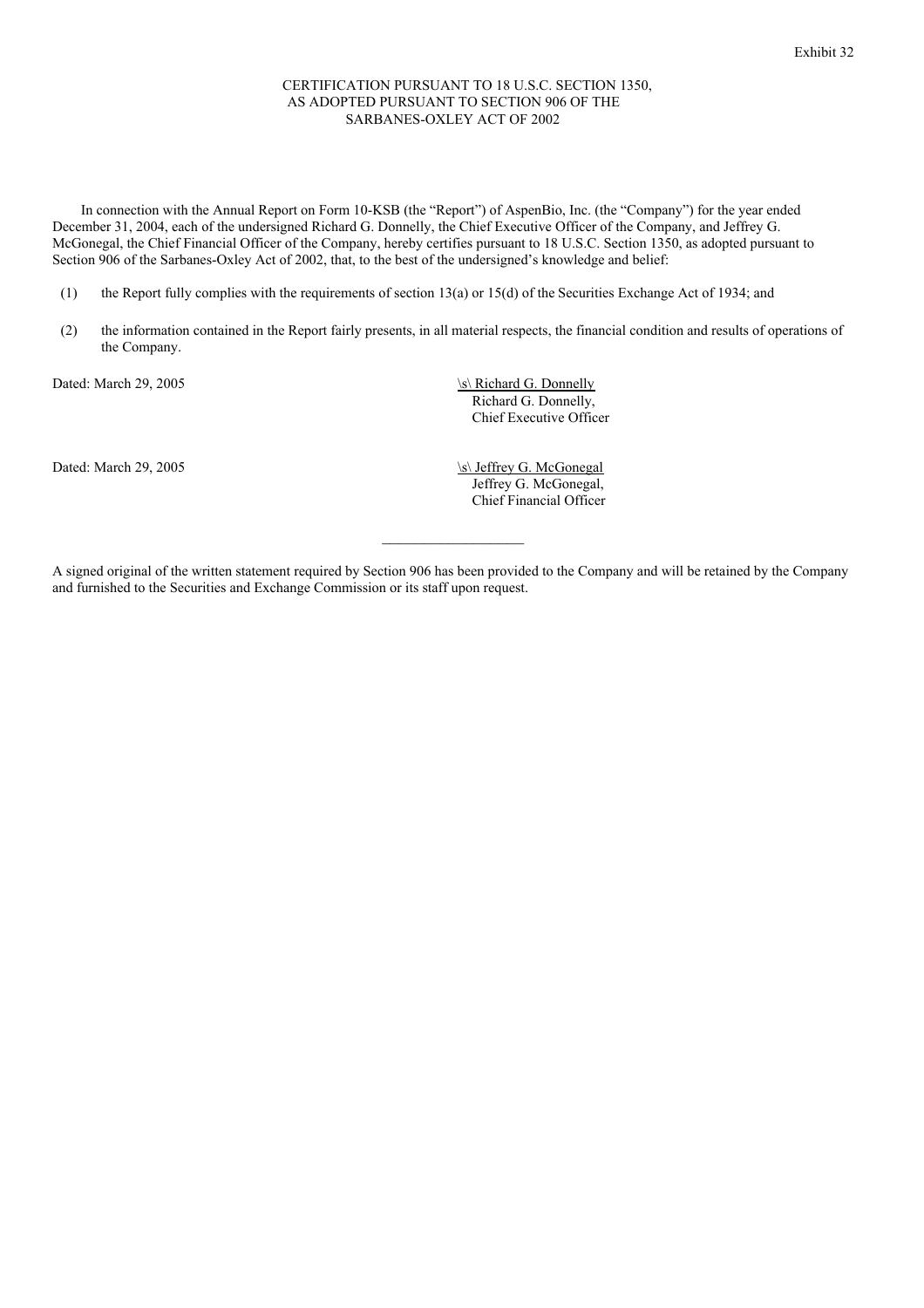Exhibit 32

# CERTIFICATION PURSUANT TO 18 U.S.C. SECTION 1350, AS ADOPTED PURSUANT TO SECTION 906 OF THE SARBANES-OXLEY ACT OF 2002

In connection with the Annual Report on Form 10-KSB (the "Report") of AspenBio, Inc. (the "Company") for the year ended December 31, 2004, each of the undersigned Richard G. Donnelly, the Chief Executive Officer of the Company, and Jeffrey G. McGonegal, the Chief Financial Officer of the Company, hereby certifies pursuant to 18 U.S.C. Section 1350, as adopted pursuant to Section 906 of the Sarbanes-Oxley Act of 2002, that, to the best of the undersigned's knowledge and belief:

(1) the Report fully complies with the requirements of section 13(a) or 15(d) of the Securities Exchange Act of 1934; and

(2) the information contained in the Report fairly presents, in all material respects, the financial condition and results of operations of the Company.

Dated: March 29, 2005

\s\ Richard G. Donnelly
Richard G. Donnelly,
Chief Executive Officer

Dated: March 29, 2005

\s\ Jeffrey G. McGonegal
Jeffrey G. McGonegal,
Chief Financial Officer

---

A signed original of the written statement required by Section 906 has been provided to the Company and will be retained by the Company and furnished to the Securities and Exchange Commission or its staff upon request.